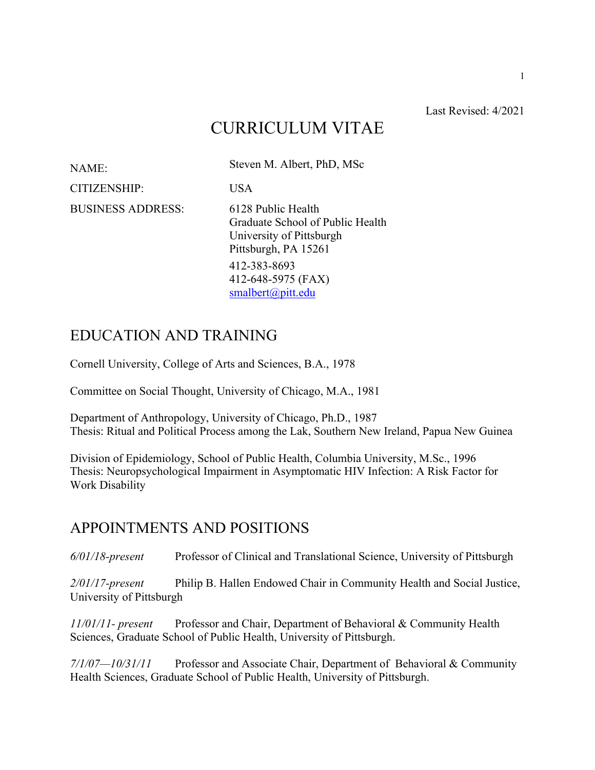Last Revised: 4/2021

# CURRICULUM VITAE

| | |
|---|---|
| NAME: | Steven M. Albert, PhD, MSc |
| CITIZENSHIP: | USA |
| BUSINESS ADDRESS: | 6128 Public Health<br>Graduate School of Public Health<br>University of Pittsburgh<br>Pittsburgh, PA 15261<br>412-383-8693<br>412-648-5975 (FAX)<br>smalbert@pitt.edu |

## EDUCATION AND TRAINING

Cornell University, College of Arts and Sciences, B.A., 1978

Committee on Social Thought, University of Chicago, M.A., 1981

Department of Anthropology, University of Chicago, Ph.D., 1987
Thesis: Ritual and Political Process among the Lak, Southern New Ireland, Papua New Guinea

Division of Epidemiology, School of Public Health, Columbia University, M.Sc., 1996
Thesis: Neuropsychological Impairment in Asymptomatic HIV Infection: A Risk Factor for Work Disability

## APPOINTMENTS AND POSITIONS

*6/01/18-present* Professor of Clinical and Translational Science, University of Pittsburgh

*2/01/17-present* Philip B. Hallen Endowed Chair in Community Health and Social Justice, University of Pittsburgh

*11/01/11- present* Professor and Chair, Department of Behavioral & Community Health Sciences, Graduate School of Public Health, University of Pittsburgh.

*7/1/07—10/31/11* Professor and Associate Chair, Department of Behavioral & Community Health Sciences, Graduate School of Public Health, University of Pittsburgh.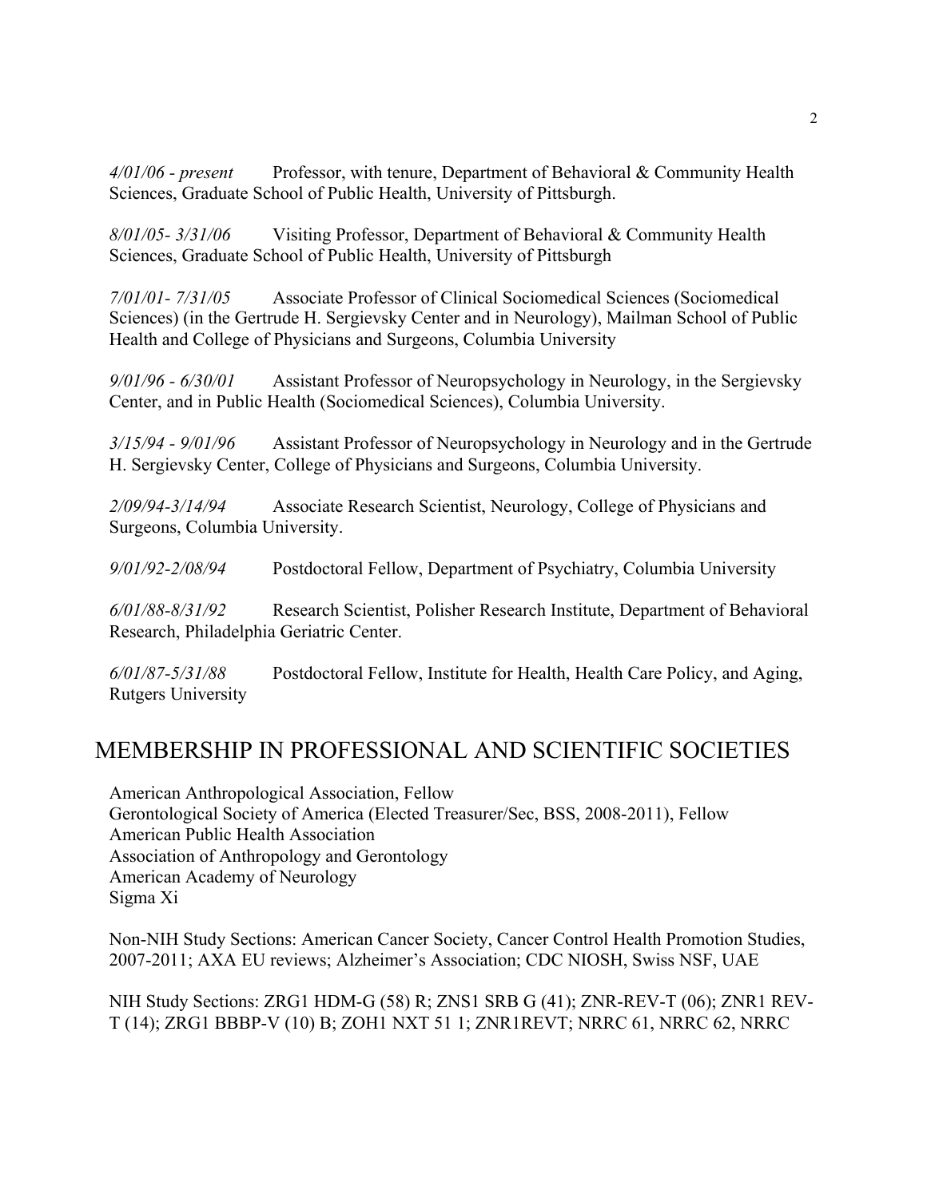*4/01/06 - present* Professor, with tenure, Department of Behavioral & Community Health Sciences, Graduate School of Public Health, University of Pittsburgh.

*8/01/05- 3/31/06* Visiting Professor, Department of Behavioral & Community Health Sciences, Graduate School of Public Health, University of Pittsburgh

*7/01/01- 7/31/05* Associate Professor of Clinical Sociomedical Sciences (Sociomedical Sciences) (in the Gertrude H. Sergievsky Center and in Neurology), Mailman School of Public Health and College of Physicians and Surgeons, Columbia University

*9/01/96 - 6/30/01* Assistant Professor of Neuropsychology in Neurology, in the Sergievsky Center, and in Public Health (Sociomedical Sciences), Columbia University.

*3/15/94 - 9/01/96* Assistant Professor of Neuropsychology in Neurology and in the Gertrude H. Sergievsky Center, College of Physicians and Surgeons, Columbia University.

*2/09/94-3/14/94* Associate Research Scientist, Neurology, College of Physicians and Surgeons, Columbia University.

*9/01/92-2/08/94* Postdoctoral Fellow, Department of Psychiatry, Columbia University

*6/01/88-8/31/92* Research Scientist, Polisher Research Institute, Department of Behavioral Research, Philadelphia Geriatric Center.

*6/01/87-5/31/88* Postdoctoral Fellow, Institute for Health, Health Care Policy, and Aging, Rutgers University

# MEMBERSHIP IN PROFESSIONAL AND SCIENTIFIC SOCIETIES

American Anthropological Association, Fellow
Gerontological Society of America (Elected Treasurer/Sec, BSS, 2008-2011), Fellow
American Public Health Association
Association of Anthropology and Gerontology
American Academy of Neurology
Sigma Xi

Non-NIH Study Sections: American Cancer Society, Cancer Control Health Promotion Studies, 2007-2011; AXA EU reviews; Alzheimer's Association; CDC NIOSH, Swiss NSF, UAE

NIH Study Sections: ZRG1 HDM-G (58) R; ZNS1 SRB G (41); ZNR-REV-T (06); ZNR1 REV-T (14); ZRG1 BBBP-V (10) B; ZOH1 NXT 51 1; ZNR1REVT; NRRC 61, NRRC 62, NRRC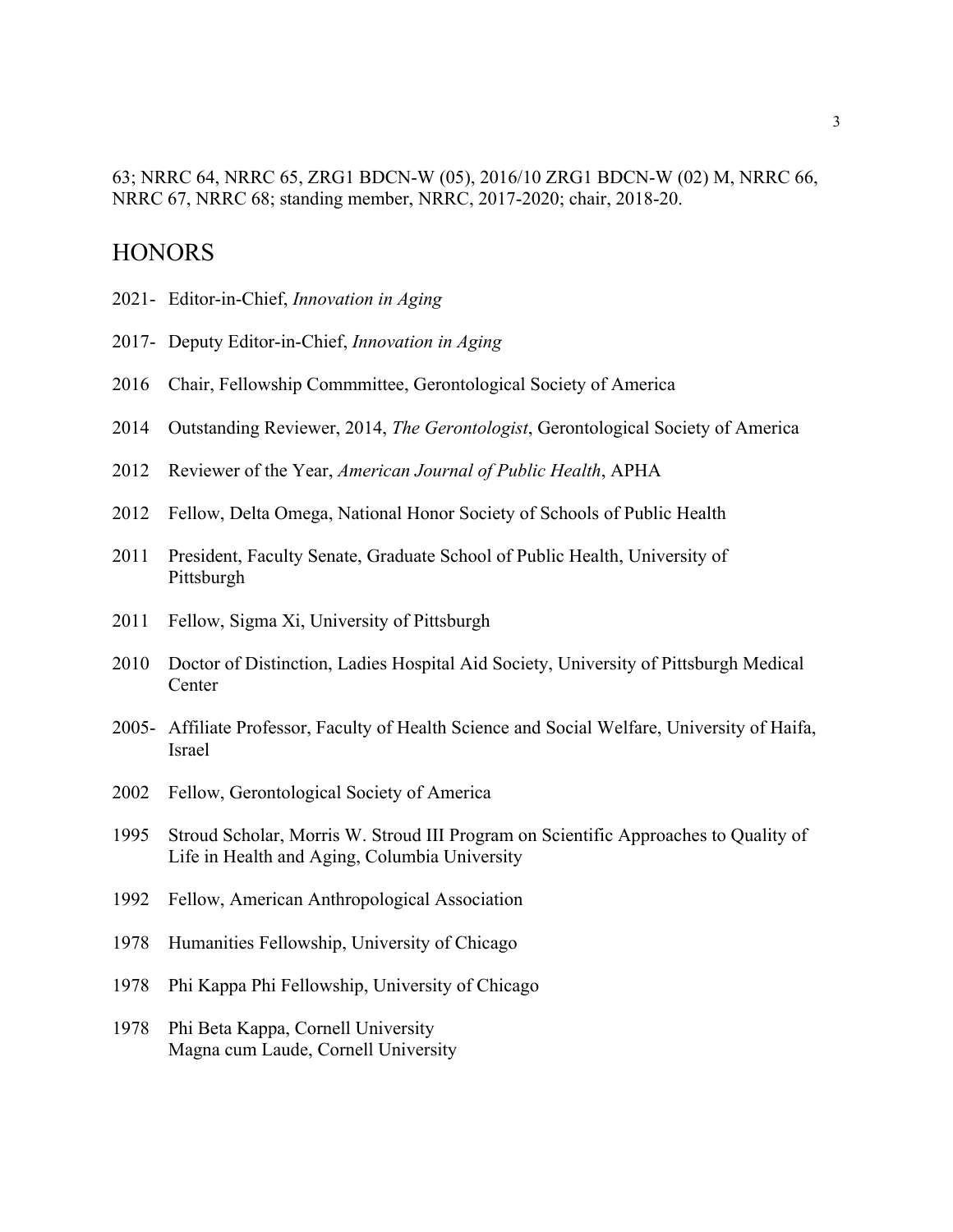63; NRRC 64, NRRC 65, ZRG1 BDCN-W (05), 2016/10 ZRG1 BDCN-W (02) M, NRRC 66, NRRC 67, NRRC 68; standing member, NRRC, 2017-2020; chair, 2018-20.

## HONORS

2021- Editor-in-Chief, *Innovation in Aging*

2017- Deputy Editor-in-Chief, *Innovation in Aging*

2016 Chair, Fellowship Commmittee, Gerontological Society of America

2014 Outstanding Reviewer, 2014, *The Gerontologist*, Gerontological Society of America

2012 Reviewer of the Year, *American Journal of Public Health*, APHA

2012 Fellow, Delta Omega, National Honor Society of Schools of Public Health

2011 President, Faculty Senate, Graduate School of Public Health, University of Pittsburgh

2011 Fellow, Sigma Xi, University of Pittsburgh

2010 Doctor of Distinction, Ladies Hospital Aid Society, University of Pittsburgh Medical Center

2005- Affiliate Professor, Faculty of Health Science and Social Welfare, University of Haifa, Israel

2002 Fellow, Gerontological Society of America

1995 Stroud Scholar, Morris W. Stroud III Program on Scientific Approaches to Quality of Life in Health and Aging, Columbia University

1992 Fellow, American Anthropological Association

1978 Humanities Fellowship, University of Chicago

1978 Phi Kappa Phi Fellowship, University of Chicago

1978 Phi Beta Kappa, Cornell University
Magna cum Laude, Cornell University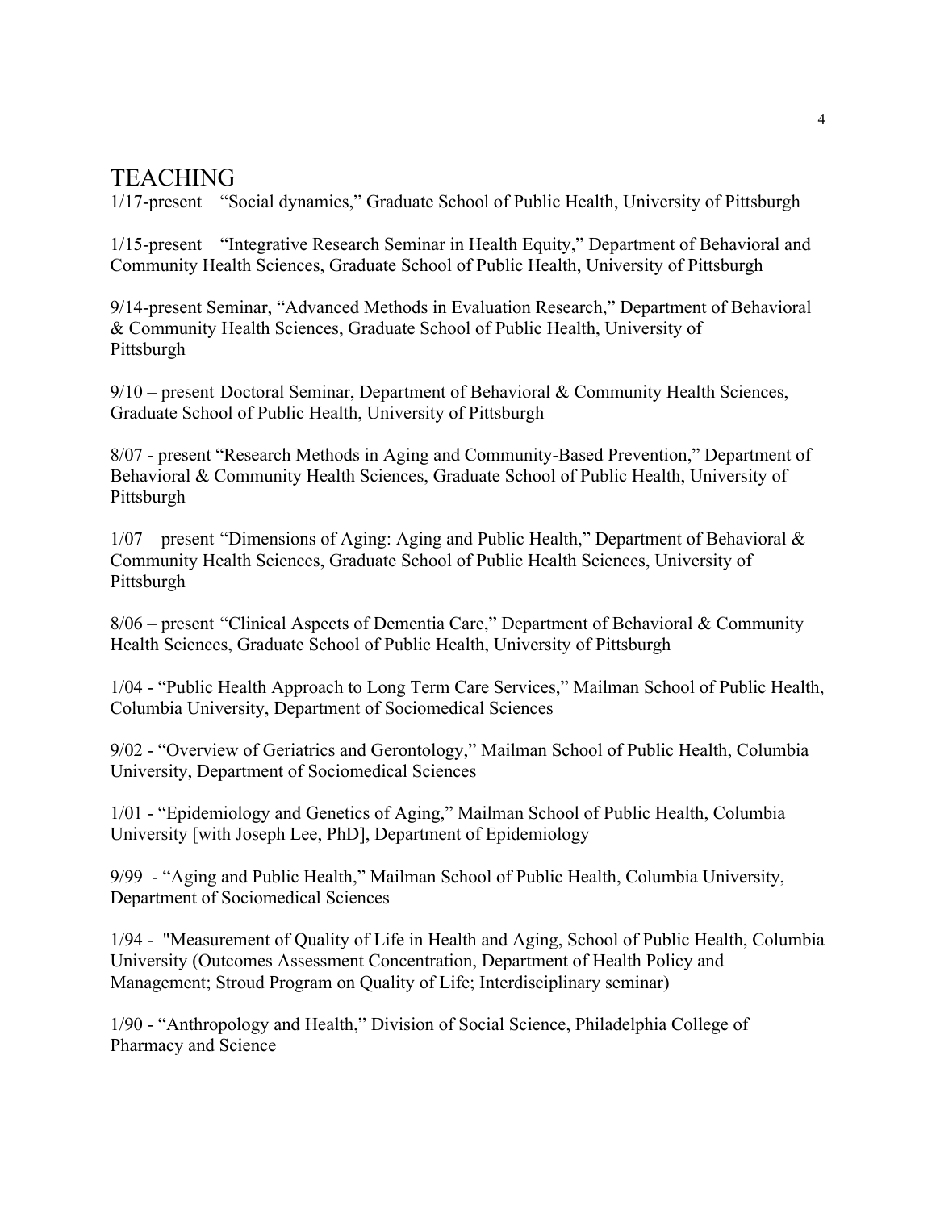# TEACHING

1/17-present "Social dynamics," Graduate School of Public Health, University of Pittsburgh

1/15-present "Integrative Research Seminar in Health Equity," Department of Behavioral and Community Health Sciences, Graduate School of Public Health, University of Pittsburgh

9/14-present Seminar, "Advanced Methods in Evaluation Research," Department of Behavioral & Community Health Sciences, Graduate School of Public Health, University of Pittsburgh

9/10 – present Doctoral Seminar, Department of Behavioral & Community Health Sciences, Graduate School of Public Health, University of Pittsburgh

8/07 - present "Research Methods in Aging and Community-Based Prevention," Department of Behavioral & Community Health Sciences, Graduate School of Public Health, University of Pittsburgh

1/07 – present "Dimensions of Aging: Aging and Public Health," Department of Behavioral & Community Health Sciences, Graduate School of Public Health Sciences, University of Pittsburgh

8/06 – present "Clinical Aspects of Dementia Care," Department of Behavioral & Community Health Sciences, Graduate School of Public Health, University of Pittsburgh

1/04 - "Public Health Approach to Long Term Care Services," Mailman School of Public Health, Columbia University, Department of Sociomedical Sciences

9/02 - "Overview of Geriatrics and Gerontology," Mailman School of Public Health, Columbia University, Department of Sociomedical Sciences

1/01 - "Epidemiology and Genetics of Aging," Mailman School of Public Health, Columbia University [with Joseph Lee, PhD], Department of Epidemiology

9/99 - "Aging and Public Health," Mailman School of Public Health, Columbia University, Department of Sociomedical Sciences

1/94 - "Measurement of Quality of Life in Health and Aging, School of Public Health, Columbia University (Outcomes Assessment Concentration, Department of Health Policy and Management; Stroud Program on Quality of Life; Interdisciplinary seminar)

1/90 - "Anthropology and Health," Division of Social Science, Philadelphia College of Pharmacy and Science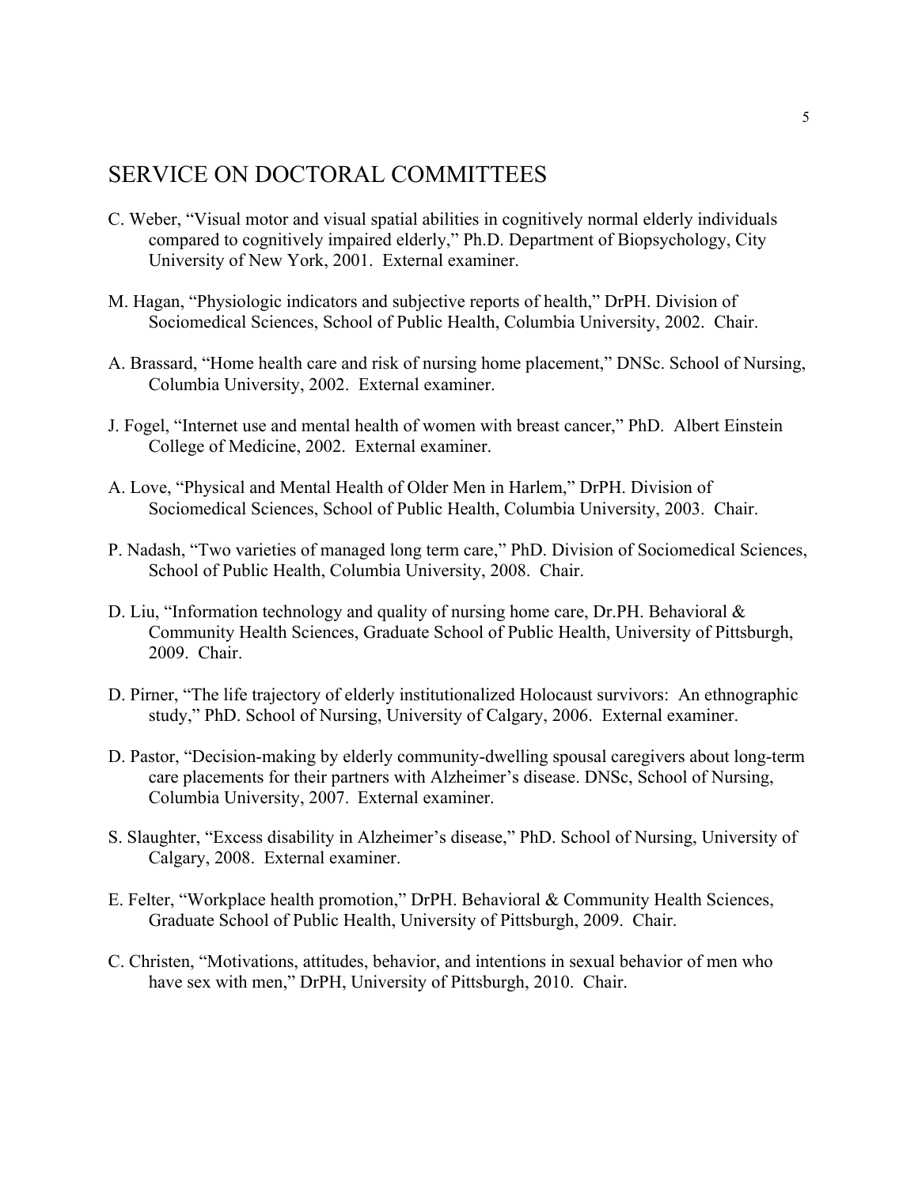# SERVICE ON DOCTORAL COMMITTEES

C. Weber, "Visual motor and visual spatial abilities in cognitively normal elderly individuals compared to cognitively impaired elderly," Ph.D. Department of Biopsychology, City University of New York, 2001. External examiner.

M. Hagan, "Physiologic indicators and subjective reports of health," DrPH. Division of Sociomedical Sciences, School of Public Health, Columbia University, 2002. Chair.

A. Brassard, "Home health care and risk of nursing home placement," DNSc. School of Nursing, Columbia University, 2002. External examiner.

J. Fogel, "Internet use and mental health of women with breast cancer," PhD. Albert Einstein College of Medicine, 2002. External examiner.

A. Love, "Physical and Mental Health of Older Men in Harlem," DrPH. Division of Sociomedical Sciences, School of Public Health, Columbia University, 2003. Chair.

P. Nadash, "Two varieties of managed long term care," PhD. Division of Sociomedical Sciences, School of Public Health, Columbia University, 2008. Chair.

D. Liu, "Information technology and quality of nursing home care, Dr.PH. Behavioral & Community Health Sciences, Graduate School of Public Health, University of Pittsburgh, 2009. Chair.

D. Pirner, "The life trajectory of elderly institutionalized Holocaust survivors: An ethnographic study," PhD. School of Nursing, University of Calgary, 2006. External examiner.

D. Pastor, "Decision-making by elderly community-dwelling spousal caregivers about long-term care placements for their partners with Alzheimer's disease. DNSc, School of Nursing, Columbia University, 2007. External examiner.

S. Slaughter, "Excess disability in Alzheimer's disease," PhD. School of Nursing, University of Calgary, 2008. External examiner.

E. Felter, "Workplace health promotion," DrPH. Behavioral & Community Health Sciences, Graduate School of Public Health, University of Pittsburgh, 2009. Chair.

C. Christen, "Motivations, attitudes, behavior, and intentions in sexual behavior of men who have sex with men," DrPH, University of Pittsburgh, 2010. Chair.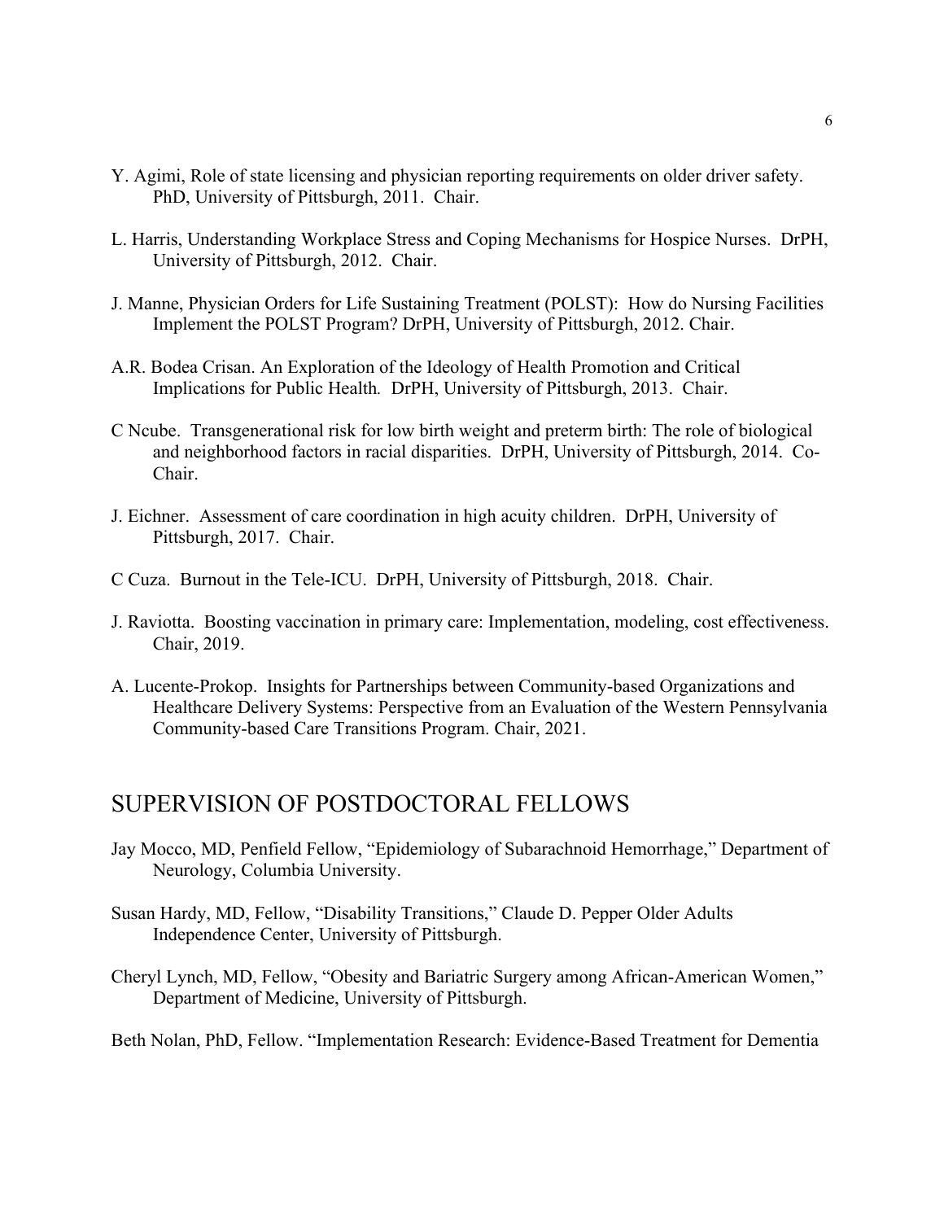Y. Agimi, Role of state licensing and physician reporting requirements on older driver safety. PhD, University of Pittsburgh, 2011. Chair.

L. Harris, Understanding Workplace Stress and Coping Mechanisms for Hospice Nurses. DrPH, University of Pittsburgh, 2012. Chair.

J. Manne, Physician Orders for Life Sustaining Treatment (POLST): How do Nursing Facilities Implement the POLST Program? DrPH, University of Pittsburgh, 2012. Chair.

A.R. Bodea Crisan. An Exploration of the Ideology of Health Promotion and Critical Implications for Public Health. DrPH, University of Pittsburgh, 2013. Chair.

C Ncube. Transgenerational risk for low birth weight and preterm birth: The role of biological and neighborhood factors in racial disparities. DrPH, University of Pittsburgh, 2014. Co-Chair.

J. Eichner. Assessment of care coordination in high acuity children. DrPH, University of Pittsburgh, 2017. Chair.

C Cuza. Burnout in the Tele-ICU. DrPH, University of Pittsburgh, 2018. Chair.

J. Raviotta. Boosting vaccination in primary care: Implementation, modeling, cost effectiveness. Chair, 2019.

A. Lucente-Prokop. Insights for Partnerships between Community-based Organizations and Healthcare Delivery Systems: Perspective from an Evaluation of the Western Pennsylvania Community-based Care Transitions Program. Chair, 2021.

## SUPERVISION OF POSTDOCTORAL FELLOWS

Jay Mocco, MD, Penfield Fellow, "Epidemiology of Subarachnoid Hemorrhage," Department of Neurology, Columbia University.

Susan Hardy, MD, Fellow, "Disability Transitions," Claude D. Pepper Older Adults Independence Center, University of Pittsburgh.

Cheryl Lynch, MD, Fellow, "Obesity and Bariatric Surgery among African-American Women," Department of Medicine, University of Pittsburgh.

Beth Nolan, PhD, Fellow. "Implementation Research: Evidence-Based Treatment for Dementia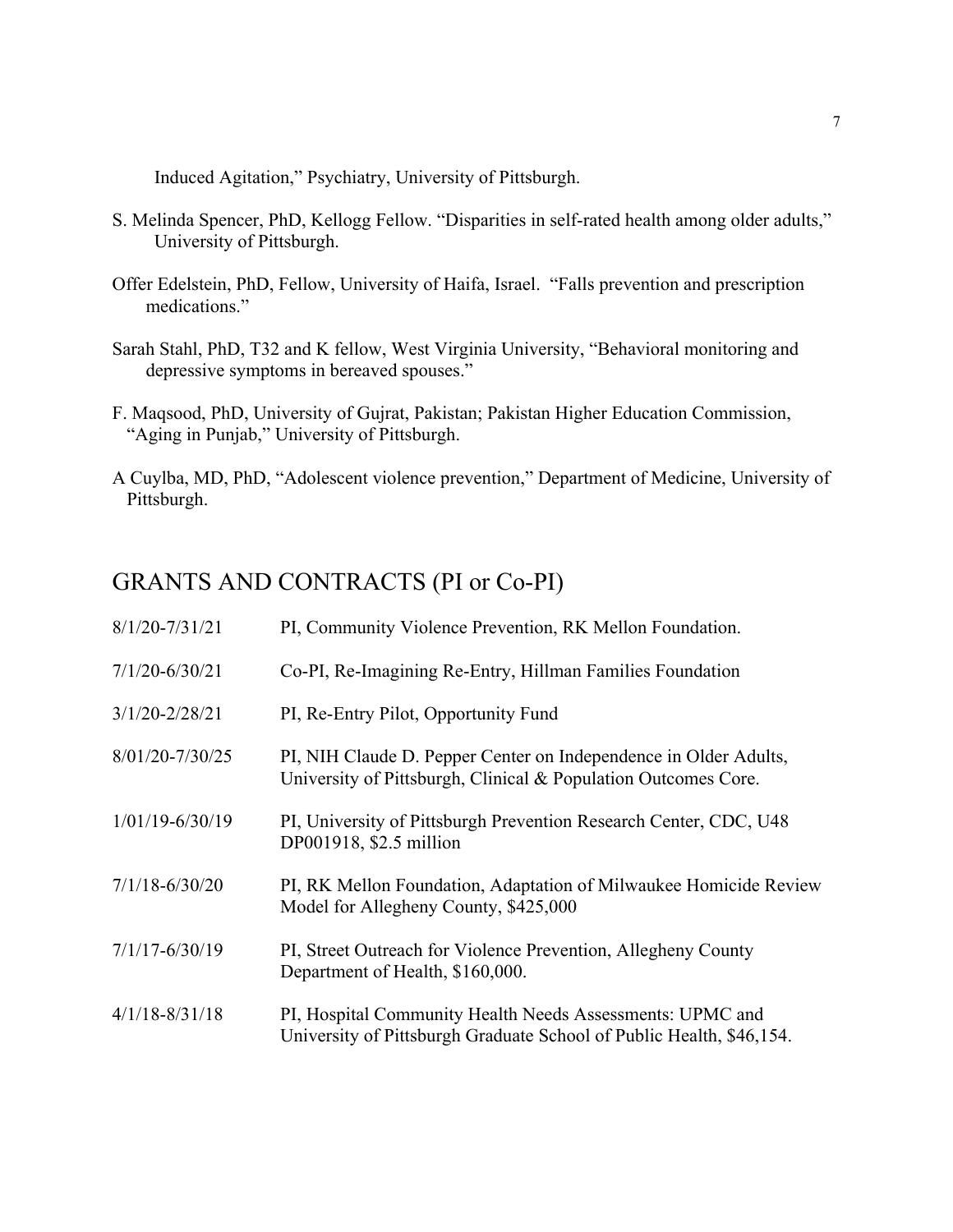Induced Agitation," Psychiatry, University of Pittsburgh.

S. Melinda Spencer, PhD, Kellogg Fellow. "Disparities in self-rated health among older adults," University of Pittsburgh.

Offer Edelstein, PhD, Fellow, University of Haifa, Israel. "Falls prevention and prescription medications."

Sarah Stahl, PhD, T32 and K fellow, West Virginia University, "Behavioral monitoring and depressive symptoms in bereaved spouses."

F. Maqsood, PhD, University of Gujrat, Pakistan; Pakistan Higher Education Commission, "Aging in Punjab," University of Pittsburgh.

A Cuylba, MD, PhD, "Adolescent violence prevention," Department of Medicine, University of Pittsburgh.

## GRANTS AND CONTRACTS (PI or Co-PI)

| | |
|---|---|
| 8/1/20-7/31/21 | PI, Community Violence Prevention, RK Mellon Foundation. |
| 7/1/20-6/30/21 | Co-PI, Re-Imagining Re-Entry, Hillman Families Foundation |
| 3/1/20-2/28/21 | PI, Re-Entry Pilot, Opportunity Fund |
| 8/01/20-7/30/25 | PI, NIH Claude D. Pepper Center on Independence in Older Adults, University of Pittsburgh, Clinical & Population Outcomes Core. |
| 1/01/19-6/30/19 | PI, University of Pittsburgh Prevention Research Center, CDC, U48 DP001918, $2.5 million |
| 7/1/18-6/30/20 | PI, RK Mellon Foundation, Adaptation of Milwaukee Homicide Review Model for Allegheny County, $425,000 |
| 7/1/17-6/30/19 | PI, Street Outreach for Violence Prevention, Allegheny County Department of Health, $160,000. |
| 4/1/18-8/31/18 | PI, Hospital Community Health Needs Assessments: UPMC and University of Pittsburgh Graduate School of Public Health, $46,154. |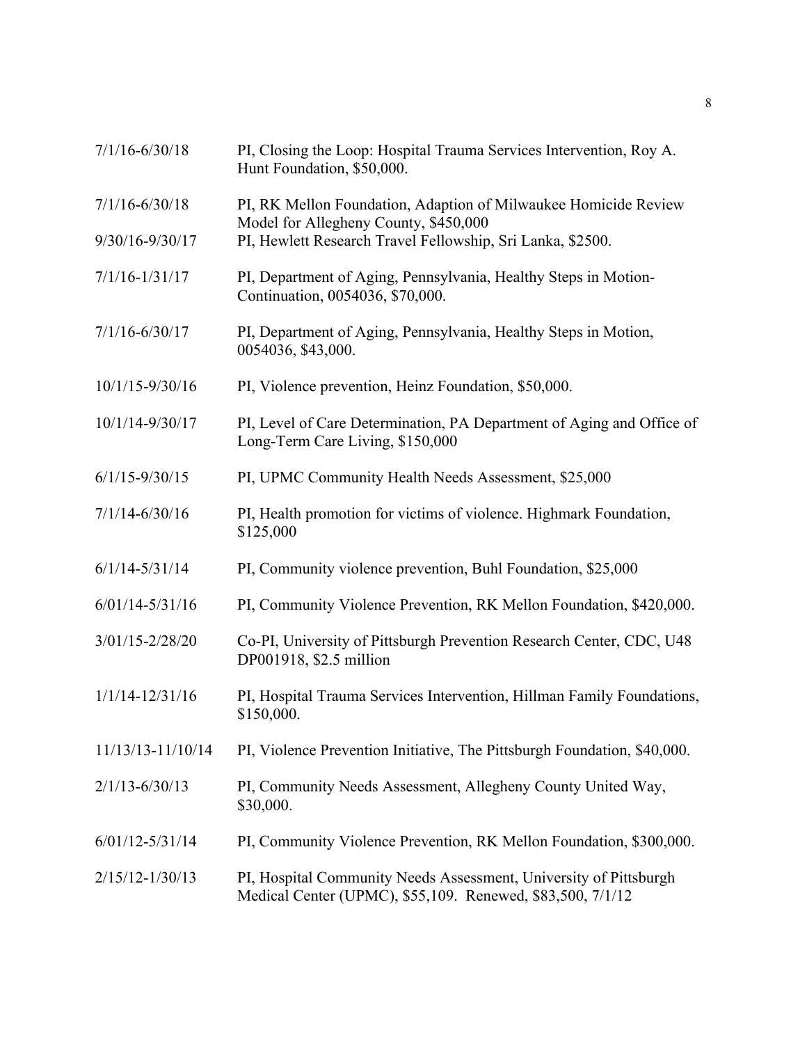| | |
|---|---|
| 7/1/16-6/30/18 | PI, Closing the Loop: Hospital Trauma Services Intervention, Roy A. Hunt Foundation, $50,000. |
| 7/1/16-6/30/18 | PI, RK Mellon Foundation, Adaption of Milwaukee Homicide Review Model for Allegheny County, $450,000 |
| 9/30/16-9/30/17 | PI, Hewlett Research Travel Fellowship, Sri Lanka, $2500. |
| 7/1/16-1/31/17 | PI, Department of Aging, Pennsylvania, Healthy Steps in Motion-Continuation, 0054036, $70,000. |
| 7/1/16-6/30/17 | PI, Department of Aging, Pennsylvania, Healthy Steps in Motion, 0054036, $43,000. |
| 10/1/15-9/30/16 | PI, Violence prevention, Heinz Foundation, $50,000. |
| 10/1/14-9/30/17 | PI, Level of Care Determination, PA Department of Aging and Office of Long-Term Care Living, $150,000 |
| 6/1/15-9/30/15 | PI, UPMC Community Health Needs Assessment, $25,000 |
| 7/1/14-6/30/16 | PI, Health promotion for victims of violence. Highmark Foundation, $125,000 |
| 6/1/14-5/31/14 | PI, Community violence prevention, Buhl Foundation, $25,000 |
| 6/01/14-5/31/16 | PI, Community Violence Prevention, RK Mellon Foundation, $420,000. |
| 3/01/15-2/28/20 | Co-PI, University of Pittsburgh Prevention Research Center, CDC, U48 DP001918, $2.5 million |
| 1/1/14-12/31/16 | PI, Hospital Trauma Services Intervention, Hillman Family Foundations, $150,000. |
| 11/13/13-11/10/14 | PI, Violence Prevention Initiative, The Pittsburgh Foundation, $40,000. |
| 2/1/13-6/30/13 | PI, Community Needs Assessment, Allegheny County United Way, $30,000. |
| 6/01/12-5/31/14 | PI, Community Violence Prevention, RK Mellon Foundation, $300,000. |
| 2/15/12-1/30/13 | PI, Hospital Community Needs Assessment, University of Pittsburgh Medical Center (UPMC), $55,109. Renewed, $83,500, 7/1/12 |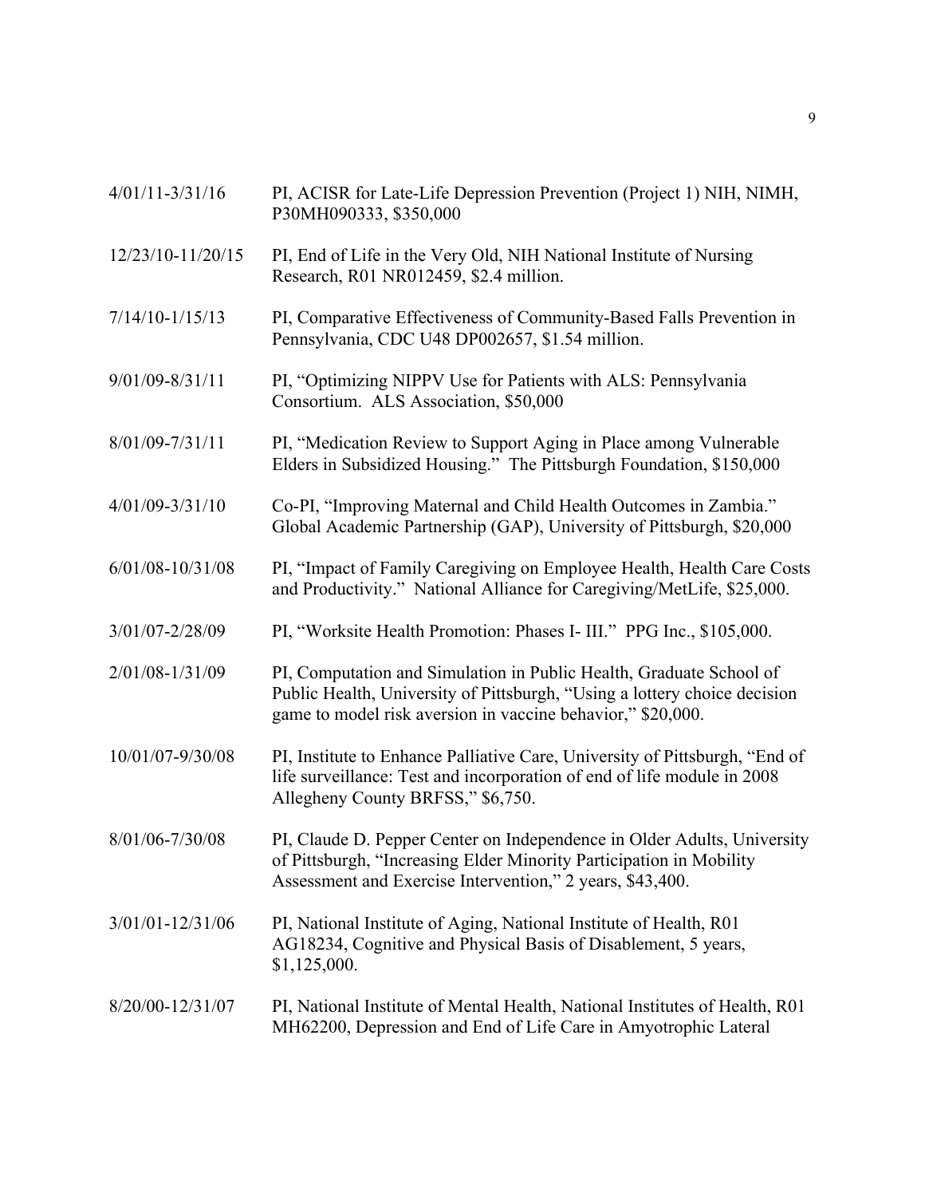4/01/11-3/31/16 PI, ACISR for Late-Life Depression Prevention (Project 1) NIH, NIMH, P30MH090333, $350,000

12/23/10-11/20/15 PI, End of Life in the Very Old, NIH National Institute of Nursing Research, R01 NR012459, $2.4 million.

7/14/10-1/15/13 PI, Comparative Effectiveness of Community-Based Falls Prevention in Pennsylvania, CDC U48 DP002657, $1.54 million.

9/01/09-8/31/11 PI, "Optimizing NIPPV Use for Patients with ALS: Pennsylvania Consortium. ALS Association, $50,000

8/01/09-7/31/11 PI, "Medication Review to Support Aging in Place among Vulnerable Elders in Subsidized Housing." The Pittsburgh Foundation, $150,000

4/01/09-3/31/10 Co-PI, "Improving Maternal and Child Health Outcomes in Zambia." Global Academic Partnership (GAP), University of Pittsburgh, $20,000

6/01/08-10/31/08 PI, "Impact of Family Caregiving on Employee Health, Health Care Costs and Productivity." National Alliance for Caregiving/MetLife, $25,000.

3/01/07-2/28/09 PI, "Worksite Health Promotion: Phases I- III." PPG Inc., $105,000.

2/01/08-1/31/09 PI, Computation and Simulation in Public Health, Graduate School of Public Health, University of Pittsburgh, "Using a lottery choice decision game to model risk aversion in vaccine behavior," $20,000.

10/01/07-9/30/08 PI, Institute to Enhance Palliative Care, University of Pittsburgh, "End of life surveillance: Test and incorporation of end of life module in 2008 Allegheny County BRFSS," $6,750.

8/01/06-7/30/08 PI, Claude D. Pepper Center on Independence in Older Adults, University of Pittsburgh, "Increasing Elder Minority Participation in Mobility Assessment and Exercise Intervention," 2 years, $43,400.

3/01/01-12/31/06 PI, National Institute of Aging, National Institute of Health, R01 AG18234, Cognitive and Physical Basis of Disablement, 5 years, $1,125,000.

8/20/00-12/31/07 PI, National Institute of Mental Health, National Institutes of Health, R01 MH62200, Depression and End of Life Care in Amyotrophic Lateral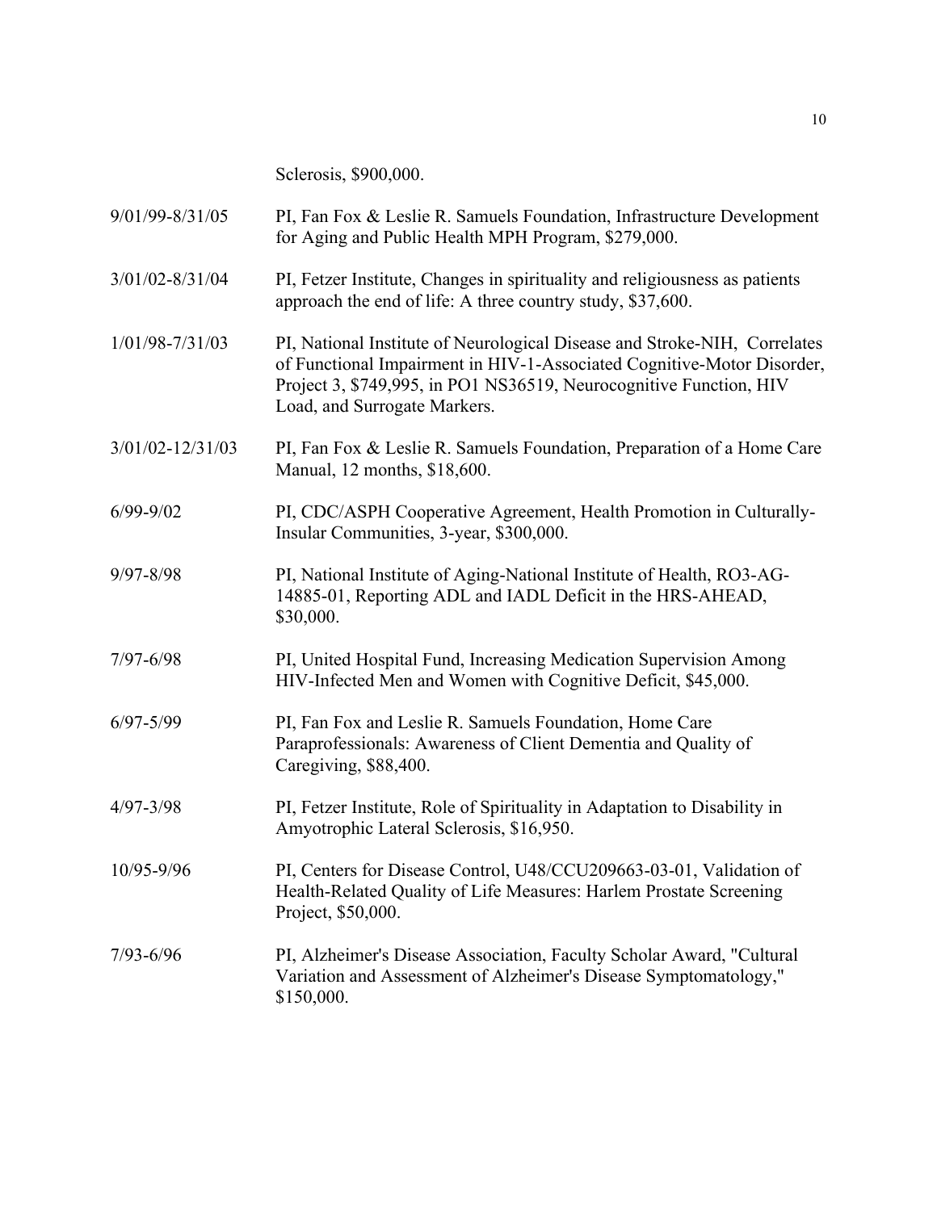Sclerosis, $900,000.

9/01/99-8/31/05 PI, Fan Fox & Leslie R. Samuels Foundation, Infrastructure Development for Aging and Public Health MPH Program, $279,000.

3/01/02-8/31/04 PI, Fetzer Institute, Changes in spirituality and religiousness as patients approach the end of life: A three country study, $37,600.

1/01/98-7/31/03 PI, National Institute of Neurological Disease and Stroke-NIH, Correlates of Functional Impairment in HIV-1-Associated Cognitive-Motor Disorder, Project 3, $749,995, in PO1 NS36519, Neurocognitive Function, HIV Load, and Surrogate Markers.

3/01/02-12/31/03 PI, Fan Fox & Leslie R. Samuels Foundation, Preparation of a Home Care Manual, 12 months, $18,600.

6/99-9/02 PI, CDC/ASPH Cooperative Agreement, Health Promotion in Culturally-Insular Communities, 3-year, $300,000.

9/97-8/98 PI, National Institute of Aging-National Institute of Health, RO3-AG-14885-01, Reporting ADL and IADL Deficit in the HRS-AHEAD, $30,000.

7/97-6/98 PI, United Hospital Fund, Increasing Medication Supervision Among HIV-Infected Men and Women with Cognitive Deficit, $45,000.

6/97-5/99 PI, Fan Fox and Leslie R. Samuels Foundation, Home Care Paraprofessionals: Awareness of Client Dementia and Quality of Caregiving, $88,400.

4/97-3/98 PI, Fetzer Institute, Role of Spirituality in Adaptation to Disability in Amyotrophic Lateral Sclerosis, $16,950.

10/95-9/96 PI, Centers for Disease Control, U48/CCU209663-03-01, Validation of Health-Related Quality of Life Measures: Harlem Prostate Screening Project, $50,000.

7/93-6/96 PI, Alzheimer's Disease Association, Faculty Scholar Award, "Cultural Variation and Assessment of Alzheimer's Disease Symptomatology," $150,000.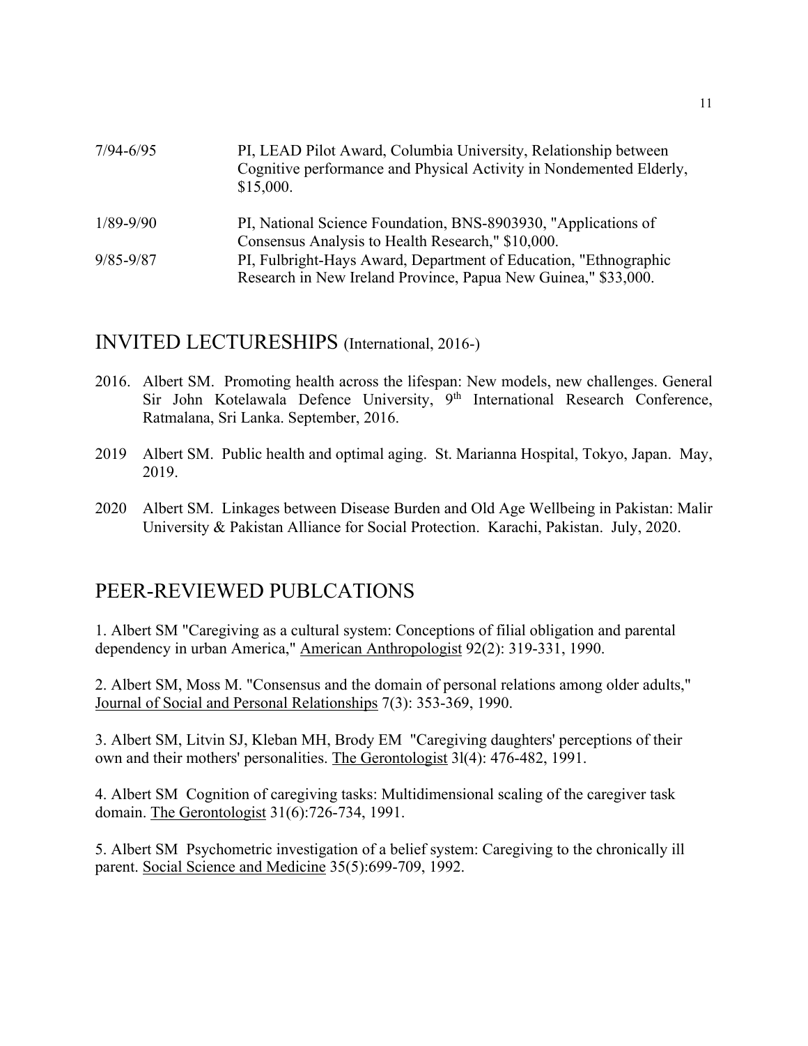7/94-6/95 PI, LEAD Pilot Award, Columbia University, Relationship between Cognitive performance and Physical Activity in Nondemented Elderly, $15,000.

1/89-9/90 PI, National Science Foundation, BNS-8903930, "Applications of Consensus Analysis to Health Research," $10,000.

9/85-9/87 PI, Fulbright-Hays Award, Department of Education, "Ethnographic Research in New Ireland Province, Papua New Guinea," $33,000.

## INVITED LECTURESHIPS (International, 2016-)

2016. Albert SM. Promoting health across the lifespan: New models, new challenges. General Sir John Kotelawala Defence University, 9th International Research Conference, Ratmalana, Sri Lanka. September, 2016.

2019 Albert SM. Public health and optimal aging. St. Marianna Hospital, Tokyo, Japan. May, 2019.

2020 Albert SM. Linkages between Disease Burden and Old Age Wellbeing in Pakistan: Malir University & Pakistan Alliance for Social Protection. Karachi, Pakistan. July, 2020.

## PEER-REVIEWED PUBLCATIONS

1. Albert SM "Caregiving as a cultural system: Conceptions of filial obligation and parental dependency in urban America," American Anthropologist 92(2): 319-331, 1990.

2. Albert SM, Moss M. "Consensus and the domain of personal relations among older adults," Journal of Social and Personal Relationships 7(3): 353-369, 1990.

3. Albert SM, Litvin SJ, Kleban MH, Brody EM "Caregiving daughters' perceptions of their own and their mothers' personalities. The Gerontologist 3l(4): 476-482, 1991.

4. Albert SM Cognition of caregiving tasks: Multidimensional scaling of the caregiver task domain. The Gerontologist 31(6):726-734, 1991.

5. Albert SM Psychometric investigation of a belief system: Caregiving to the chronically ill parent. Social Science and Medicine 35(5):699-709, 1992.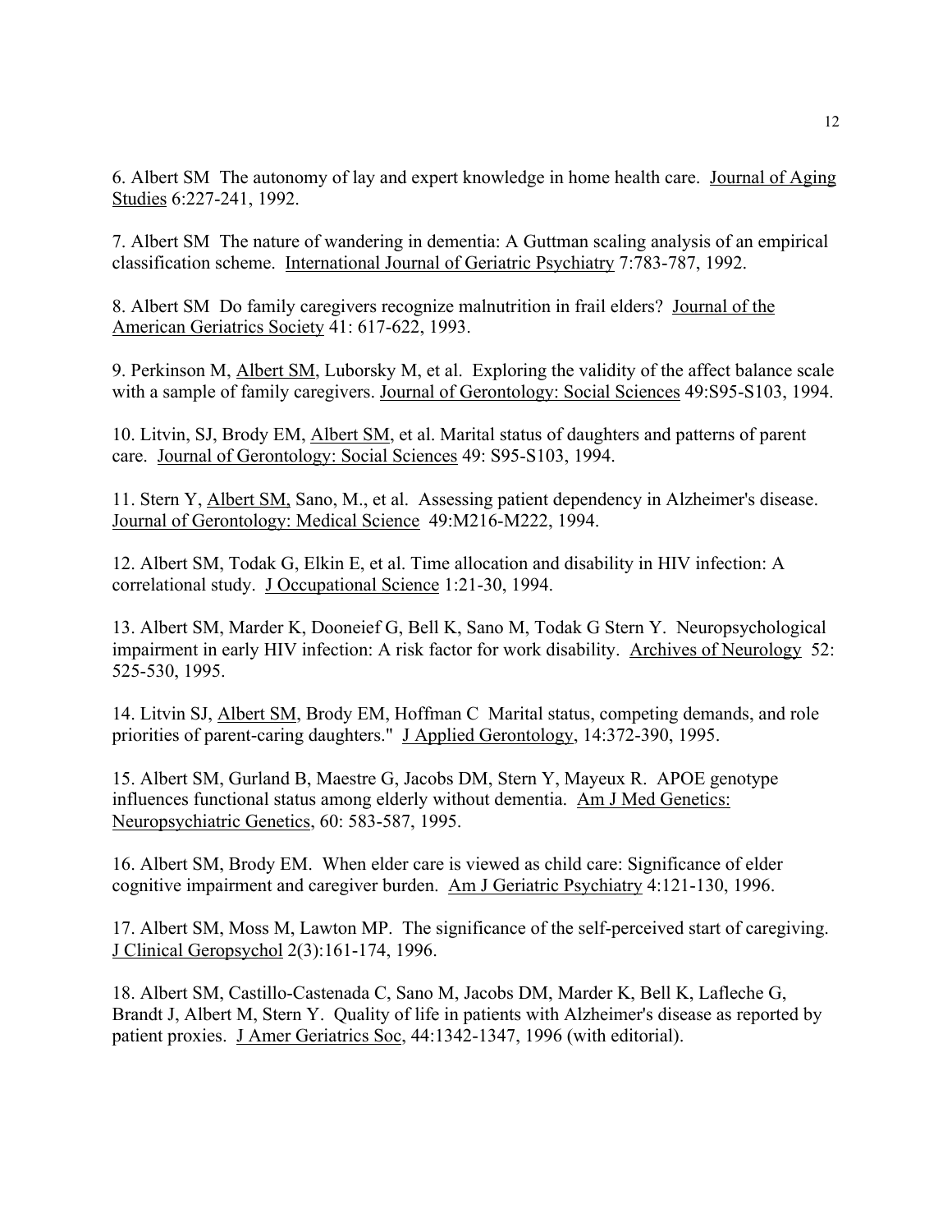6. Albert SM The autonomy of lay and expert knowledge in home health care. Journal of Aging Studies 6:227-241, 1992.

7. Albert SM The nature of wandering in dementia: A Guttman scaling analysis of an empirical classification scheme. International Journal of Geriatric Psychiatry 7:783-787, 1992.

8. Albert SM Do family caregivers recognize malnutrition in frail elders? Journal of the American Geriatrics Society 41: 617-622, 1993.

9. Perkinson M, Albert SM, Luborsky M, et al. Exploring the validity of the affect balance scale with a sample of family caregivers. Journal of Gerontology: Social Sciences 49:S95-S103, 1994.

10. Litvin, SJ, Brody EM, Albert SM, et al. Marital status of daughters and patterns of parent care. Journal of Gerontology: Social Sciences 49: S95-S103, 1994.

11. Stern Y, Albert SM, Sano, M., et al. Assessing patient dependency in Alzheimer's disease. Journal of Gerontology: Medical Science 49:M216-M222, 1994.

12. Albert SM, Todak G, Elkin E, et al. Time allocation and disability in HIV infection: A correlational study. J Occupational Science 1:21-30, 1994.

13. Albert SM, Marder K, Dooneief G, Bell K, Sano M, Todak G Stern Y. Neuropsychological impairment in early HIV infection: A risk factor for work disability. Archives of Neurology 52: 525-530, 1995.

14. Litvin SJ, Albert SM, Brody EM, Hoffman C Marital status, competing demands, and role priorities of parent-caring daughters." J Applied Gerontology, 14:372-390, 1995.

15. Albert SM, Gurland B, Maestre G, Jacobs DM, Stern Y, Mayeux R. APOE genotype influences functional status among elderly without dementia. Am J Med Genetics: Neuropsychiatric Genetics, 60: 583-587, 1995.

16. Albert SM, Brody EM. When elder care is viewed as child care: Significance of elder cognitive impairment and caregiver burden. Am J Geriatric Psychiatry 4:121-130, 1996.

17. Albert SM, Moss M, Lawton MP. The significance of the self-perceived start of caregiving. J Clinical Geropsychol 2(3):161-174, 1996.

18. Albert SM, Castillo-Castenada C, Sano M, Jacobs DM, Marder K, Bell K, Lafleche G, Brandt J, Albert M, Stern Y. Quality of life in patients with Alzheimer's disease as reported by patient proxies. J Amer Geriatrics Soc, 44:1342-1347, 1996 (with editorial).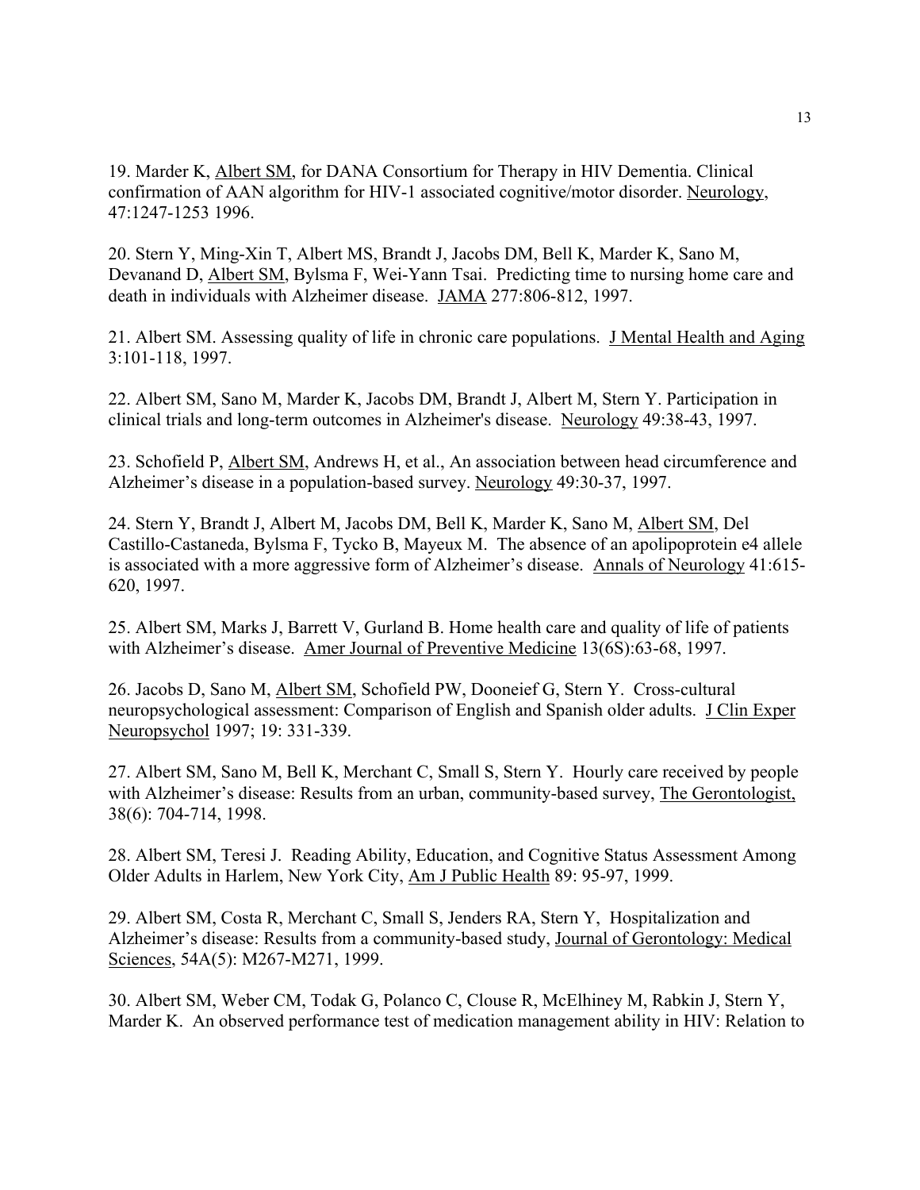19. Marder K, Albert SM, for DANA Consortium for Therapy in HIV Dementia. Clinical confirmation of AAN algorithm for HIV-1 associated cognitive/motor disorder. Neurology, 47:1247-1253 1996.

20. Stern Y, Ming-Xin T, Albert MS, Brandt J, Jacobs DM, Bell K, Marder K, Sano M, Devanand D, Albert SM, Bylsma F, Wei-Yann Tsai. Predicting time to nursing home care and death in individuals with Alzheimer disease. JAMA 277:806-812, 1997.

21. Albert SM. Assessing quality of life in chronic care populations. J Mental Health and Aging 3:101-118, 1997.

22. Albert SM, Sano M, Marder K, Jacobs DM, Brandt J, Albert M, Stern Y. Participation in clinical trials and long-term outcomes in Alzheimer's disease. Neurology 49:38-43, 1997.

23. Schofield P, Albert SM, Andrews H, et al., An association between head circumference and Alzheimer's disease in a population-based survey. Neurology 49:30-37, 1997.

24. Stern Y, Brandt J, Albert M, Jacobs DM, Bell K, Marder K, Sano M, Albert SM, Del Castillo-Castaneda, Bylsma F, Tycko B, Mayeux M. The absence of an apolipoprotein e4 allele is associated with a more aggressive form of Alzheimer's disease. Annals of Neurology 41:615-620, 1997.

25. Albert SM, Marks J, Barrett V, Gurland B. Home health care and quality of life of patients with Alzheimer's disease. Amer Journal of Preventive Medicine 13(6S):63-68, 1997.

26. Jacobs D, Sano M, Albert SM, Schofield PW, Dooneief G, Stern Y. Cross-cultural neuropsychological assessment: Comparison of English and Spanish older adults. J Clin Exper Neuropsychol 1997; 19: 331-339.

27. Albert SM, Sano M, Bell K, Merchant C, Small S, Stern Y. Hourly care received by people with Alzheimer's disease: Results from an urban, community-based survey, The Gerontologist, 38(6): 704-714, 1998.

28. Albert SM, Teresi J. Reading Ability, Education, and Cognitive Status Assessment Among Older Adults in Harlem, New York City, Am J Public Health 89: 95-97, 1999.

29. Albert SM, Costa R, Merchant C, Small S, Jenders RA, Stern Y, Hospitalization and Alzheimer's disease: Results from a community-based study, Journal of Gerontology: Medical Sciences, 54A(5): M267-M271, 1999.

30. Albert SM, Weber CM, Todak G, Polanco C, Clouse R, McElhiney M, Rabkin J, Stern Y, Marder K. An observed performance test of medication management ability in HIV: Relation to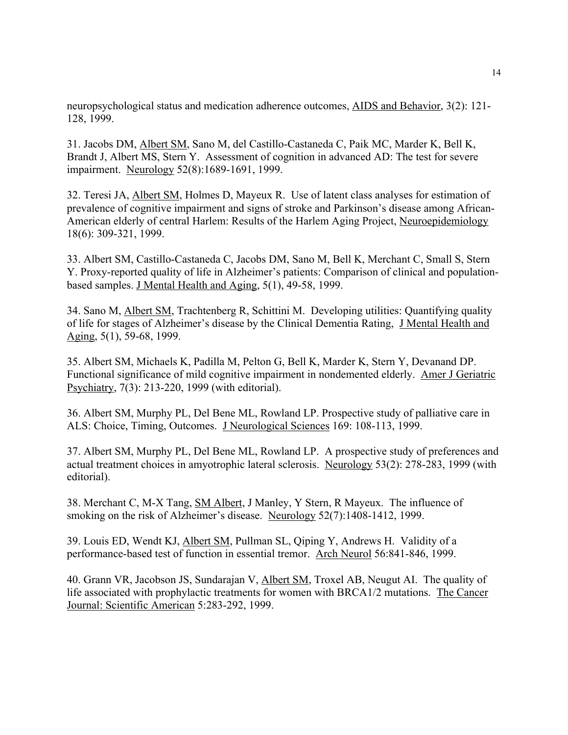neuropsychological status and medication adherence outcomes, AIDS and Behavior, 3(2): 121-128, 1999.

31. Jacobs DM, Albert SM, Sano M, del Castillo-Castaneda C, Paik MC, Marder K, Bell K, Brandt J, Albert MS, Stern Y. Assessment of cognition in advanced AD: The test for severe impairment. Neurology 52(8):1689-1691, 1999.

32. Teresi JA, Albert SM, Holmes D, Mayeux R. Use of latent class analyses for estimation of prevalence of cognitive impairment and signs of stroke and Parkinson's disease among African-American elderly of central Harlem: Results of the Harlem Aging Project, Neuroepidemiology 18(6): 309-321, 1999.

33. Albert SM, Castillo-Castaneda C, Jacobs DM, Sano M, Bell K, Merchant C, Small S, Stern Y. Proxy-reported quality of life in Alzheimer's patients: Comparison of clinical and population-based samples. J Mental Health and Aging, 5(1), 49-58, 1999.

34. Sano M, Albert SM, Trachtenberg R, Schittini M. Developing utilities: Quantifying quality of life for stages of Alzheimer's disease by the Clinical Dementia Rating, J Mental Health and Aging, 5(1), 59-68, 1999.

35. Albert SM, Michaels K, Padilla M, Pelton G, Bell K, Marder K, Stern Y, Devanand DP. Functional significance of mild cognitive impairment in nondemented elderly. Amer J Geriatric Psychiatry, 7(3): 213-220, 1999 (with editorial).

36. Albert SM, Murphy PL, Del Bene ML, Rowland LP. Prospective study of palliative care in ALS: Choice, Timing, Outcomes. J Neurological Sciences 169: 108-113, 1999.

37. Albert SM, Murphy PL, Del Bene ML, Rowland LP. A prospective study of preferences and actual treatment choices in amyotrophic lateral sclerosis. Neurology 53(2): 278-283, 1999 (with editorial).

38. Merchant C, M-X Tang, SM Albert, J Manley, Y Stern, R Mayeux. The influence of smoking on the risk of Alzheimer's disease. Neurology 52(7):1408-1412, 1999.

39. Louis ED, Wendt KJ, Albert SM, Pullman SL, Qiping Y, Andrews H. Validity of a performance-based test of function in essential tremor. Arch Neurol 56:841-846, 1999.

40. Grann VR, Jacobson JS, Sundarajan V, Albert SM, Troxel AB, Neugut AI. The quality of life associated with prophylactic treatments for women with BRCA1/2 mutations. The Cancer Journal: Scientific American 5:283-292, 1999.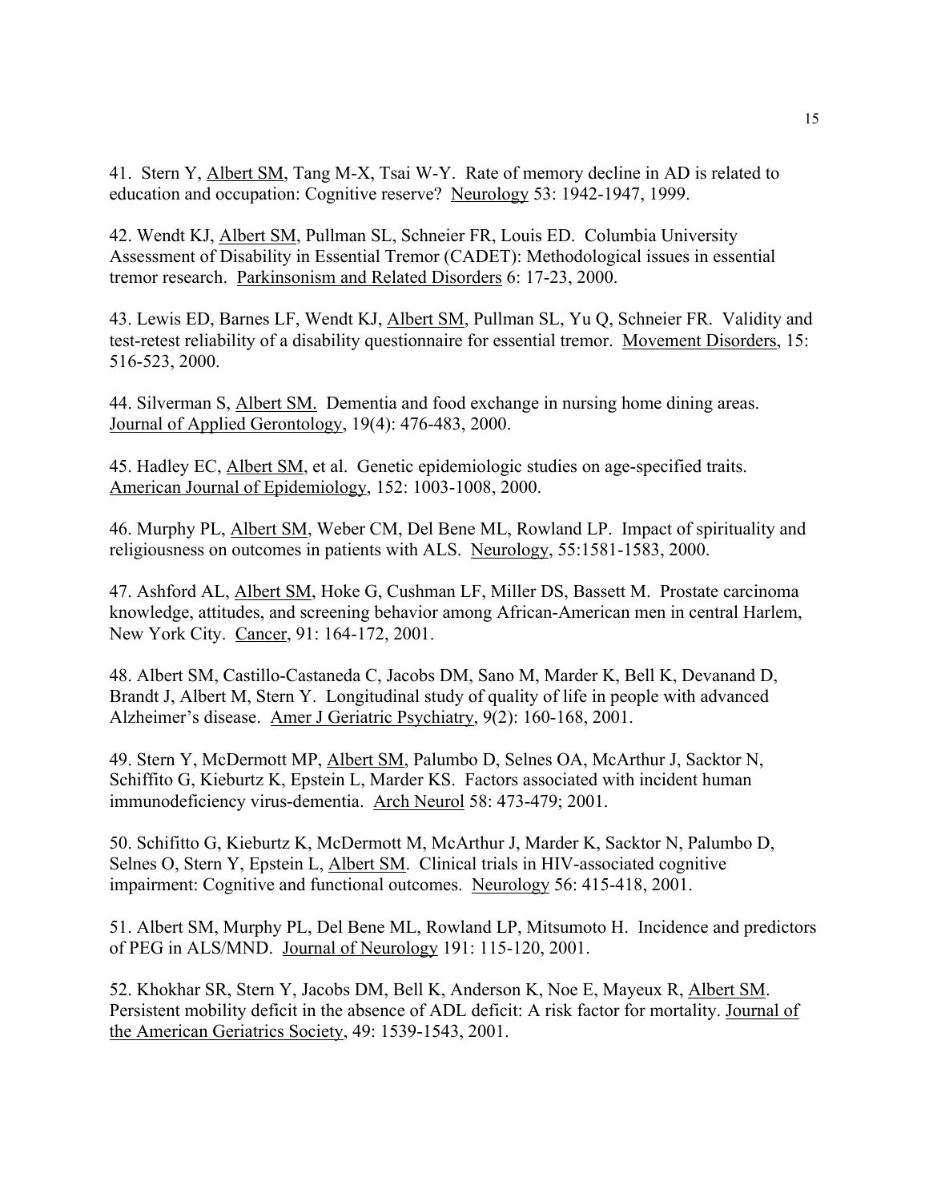41. Stern Y, <u>Albert SM</u>, Tang M-X, Tsai W-Y. Rate of memory decline in AD is related to education and occupation: Cognitive reserve? <u>Neurology</u> 53: 1942-1947, 1999.

42. Wendt KJ, <u>Albert SM</u>, Pullman SL, Schneier FR, Louis ED. Columbia University Assessment of Disability in Essential Tremor (CADET): Methodological issues in essential tremor research. <u>Parkinsonism and Related Disorders</u> 6: 17-23, 2000.

43. Lewis ED, Barnes LF, Wendt KJ, <u>Albert SM</u>, Pullman SL, Yu Q, Schneier FR. Validity and test-retest reliability of a disability questionnaire for essential tremor. <u>Movement Disorders</u>, 15: 516-523, 2000.

44. Silverman S, <u>Albert SM.</u> Dementia and food exchange in nursing home dining areas. <u>Journal of Applied Gerontology</u>, 19(4): 476-483, 2000.

45. Hadley EC, <u>Albert SM</u>, et al. Genetic epidemiologic studies on age-specified traits. <u>American Journal of Epidemiology</u>, 152: 1003-1008, 2000.

46. Murphy PL, <u>Albert SM</u>, Weber CM, Del Bene ML, Rowland LP. Impact of spirituality and religiousness on outcomes in patients with ALS. <u>Neurology</u>, 55:1581-1583, 2000.

47. Ashford AL, <u>Albert SM</u>, Hoke G, Cushman LF, Miller DS, Bassett M. Prostate carcinoma knowledge, attitudes, and screening behavior among African-American men in central Harlem, New York City. <u>Cancer</u>, 91: 164-172, 2001.

48. Albert SM, Castillo-Castaneda C, Jacobs DM, Sano M, Marder K, Bell K, Devanand D, Brandt J, Albert M, Stern Y. Longitudinal study of quality of life in people with advanced Alzheimer's disease. <u>Amer J Geriatric Psychiatry</u>, 9(2): 160-168, 2001.

49. Stern Y, McDermott MP, <u>Albert SM</u>, Palumbo D, Selnes OA, McArthur J, Sacktor N, Schiffito G, Kieburtz K, Epstein L, Marder KS. Factors associated with incident human immunodeficiency virus-dementia. <u>Arch Neurol</u> 58: 473-479; 2001.

50. Schifitto G, Kieburtz K, McDermott M, McArthur J, Marder K, Sacktor N, Palumbo D, Selnes O, Stern Y, Epstein L, <u>Albert SM</u>. Clinical trials in HIV-associated cognitive impairment: Cognitive and functional outcomes. <u>Neurology</u> 56: 415-418, 2001.

51. Albert SM, Murphy PL, Del Bene ML, Rowland LP, Mitsumoto H. Incidence and predictors of PEG in ALS/MND. <u>Journal of Neurology</u> 191: 115-120, 2001.

52. Khokhar SR, Stern Y, Jacobs DM, Bell K, Anderson K, Noe E, Mayeux R, <u>Albert SM</u>. Persistent mobility deficit in the absence of ADL deficit: A risk factor for mortality. <u>Journal of the American Geriatrics Society</u>, 49: 1539-1543, 2001.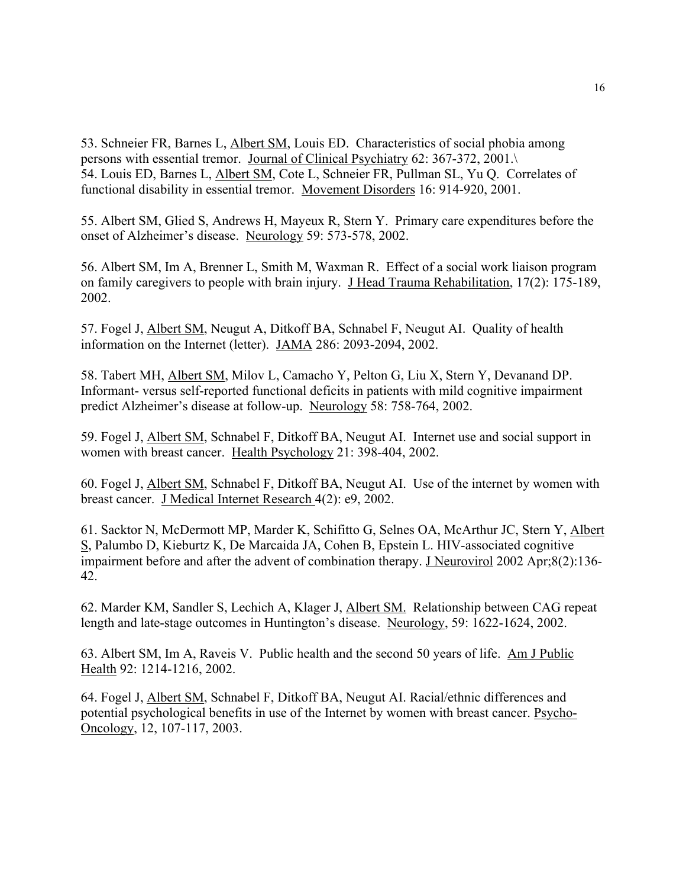53. Schneier FR, Barnes L, Albert SM, Louis ED. Characteristics of social phobia among persons with essential tremor. Journal of Clinical Psychiatry 62: 367-372, 2001.\
54. Louis ED, Barnes L, Albert SM, Cote L, Schneier FR, Pullman SL, Yu Q. Correlates of functional disability in essential tremor. Movement Disorders 16: 914-920, 2001.

55. Albert SM, Glied S, Andrews H, Mayeux R, Stern Y. Primary care expenditures before the onset of Alzheimer's disease. Neurology 59: 573-578, 2002.

56. Albert SM, Im A, Brenner L, Smith M, Waxman R. Effect of a social work liaison program on family caregivers to people with brain injury. J Head Trauma Rehabilitation, 17(2): 175-189, 2002.

57. Fogel J, Albert SM, Neugut A, Ditkoff BA, Schnabel F, Neugut AI. Quality of health information on the Internet (letter). JAMA 286: 2093-2094, 2002.

58. Tabert MH, Albert SM, Milov L, Camacho Y, Pelton G, Liu X, Stern Y, Devanand DP. Informant- versus self-reported functional deficits in patients with mild cognitive impairment predict Alzheimer's disease at follow-up. Neurology 58: 758-764, 2002.

59. Fogel J, Albert SM, Schnabel F, Ditkoff BA, Neugut AI. Internet use and social support in women with breast cancer. Health Psychology 21: 398-404, 2002.

60. Fogel J, Albert SM, Schnabel F, Ditkoff BA, Neugut AI. Use of the internet by women with breast cancer. J Medical Internet Research 4(2): e9, 2002.

61. Sacktor N, McDermott MP, Marder K, Schifitto G, Selnes OA, McArthur JC, Stern Y, Albert S, Palumbo D, Kieburtz K, De Marcaida JA, Cohen B, Epstein L. HIV-associated cognitive impairment before and after the advent of combination therapy. J Neurovirol 2002 Apr;8(2):136-42.

62. Marder KM, Sandler S, Lechich A, Klager J, Albert SM. Relationship between CAG repeat length and late-stage outcomes in Huntington's disease. Neurology, 59: 1622-1624, 2002.

63. Albert SM, Im A, Raveis V. Public health and the second 50 years of life. Am J Public Health 92: 1214-1216, 2002.

64. Fogel J, Albert SM, Schnabel F, Ditkoff BA, Neugut AI. Racial/ethnic differences and potential psychological benefits in use of the Internet by women with breast cancer. Psycho-Oncology, 12, 107-117, 2003.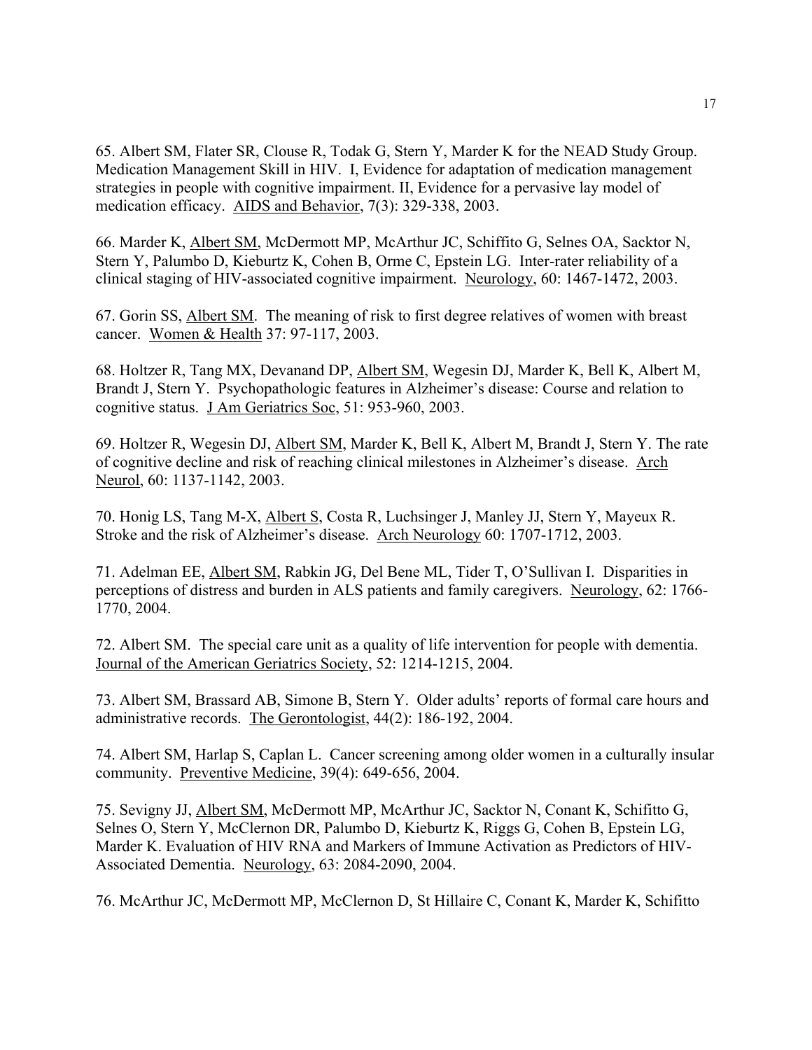65. Albert SM, Flater SR, Clouse R, Todak G, Stern Y, Marder K for the NEAD Study Group. Medication Management Skill in HIV. I, Evidence for adaptation of medication management strategies in people with cognitive impairment. II, Evidence for a pervasive lay model of medication efficacy. AIDS and Behavior, 7(3): 329-338, 2003.

66. Marder K, Albert SM, McDermott MP, McArthur JC, Schiffito G, Selnes OA, Sacktor N, Stern Y, Palumbo D, Kieburtz K, Cohen B, Orme C, Epstein LG. Inter-rater reliability of a clinical staging of HIV-associated cognitive impairment. Neurology, 60: 1467-1472, 2003.

67. Gorin SS, Albert SM. The meaning of risk to first degree relatives of women with breast cancer. Women & Health 37: 97-117, 2003.

68. Holtzer R, Tang MX, Devanand DP, Albert SM, Wegesin DJ, Marder K, Bell K, Albert M, Brandt J, Stern Y. Psychopathologic features in Alzheimer's disease: Course and relation to cognitive status. J Am Geriatrics Soc, 51: 953-960, 2003.

69. Holtzer R, Wegesin DJ, Albert SM, Marder K, Bell K, Albert M, Brandt J, Stern Y. The rate of cognitive decline and risk of reaching clinical milestones in Alzheimer's disease. Arch Neurol, 60: 1137-1142, 2003.

70. Honig LS, Tang M-X, Albert S, Costa R, Luchsinger J, Manley JJ, Stern Y, Mayeux R. Stroke and the risk of Alzheimer's disease. Arch Neurology 60: 1707-1712, 2003.

71. Adelman EE, Albert SM, Rabkin JG, Del Bene ML, Tider T, O'Sullivan I. Disparities in perceptions of distress and burden in ALS patients and family caregivers. Neurology, 62: 1766-1770, 2004.

72. Albert SM. The special care unit as a quality of life intervention for people with dementia. Journal of the American Geriatrics Society, 52: 1214-1215, 2004.

73. Albert SM, Brassard AB, Simone B, Stern Y. Older adults' reports of formal care hours and administrative records. The Gerontologist, 44(2): 186-192, 2004.

74. Albert SM, Harlap S, Caplan L. Cancer screening among older women in a culturally insular community. Preventive Medicine, 39(4): 649-656, 2004.

75. Sevigny JJ, Albert SM, McDermott MP, McArthur JC, Sacktor N, Conant K, Schifitto G, Selnes O, Stern Y, McClernon DR, Palumbo D, Kieburtz K, Riggs G, Cohen B, Epstein LG, Marder K. Evaluation of HIV RNA and Markers of Immune Activation as Predictors of HIV-Associated Dementia. Neurology, 63: 2084-2090, 2004.

76. McArthur JC, McDermott MP, McClernon D, St Hillaire C, Conant K, Marder K, Schifitto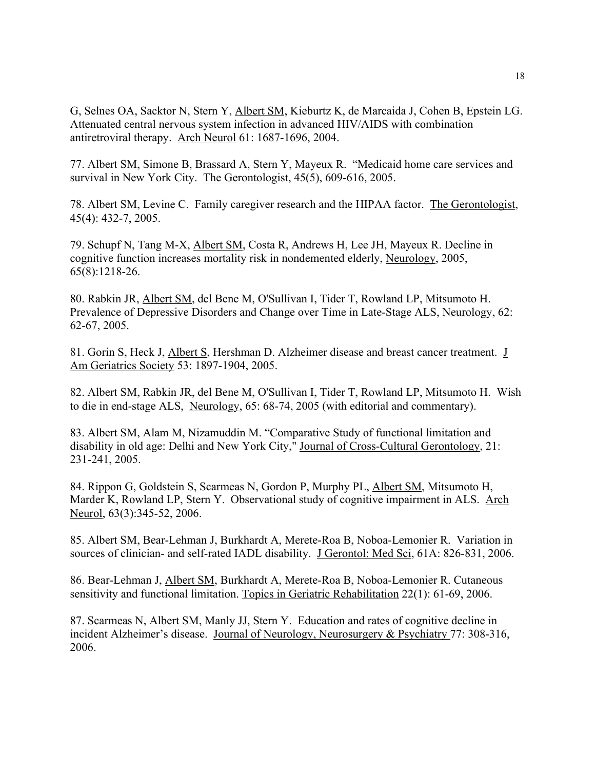G, Selnes OA, Sacktor N, Stern Y, Albert SM, Kieburtz K, de Marcaida J, Cohen B, Epstein LG. Attenuated central nervous system infection in advanced HIV/AIDS with combination antiretroviral therapy. Arch Neurol 61: 1687-1696, 2004.

77. Albert SM, Simone B, Brassard A, Stern Y, Mayeux R. "Medicaid home care services and survival in New York City. The Gerontologist, 45(5), 609-616, 2005.

78. Albert SM, Levine C. Family caregiver research and the HIPAA factor. The Gerontologist, 45(4): 432-7, 2005.

79. Schupf N, Tang M-X, Albert SM, Costa R, Andrews H, Lee JH, Mayeux R. Decline in cognitive function increases mortality risk in nondemented elderly, Neurology, 2005, 65(8):1218-26.

80. Rabkin JR, Albert SM, del Bene M, O'Sullivan I, Tider T, Rowland LP, Mitsumoto H. Prevalence of Depressive Disorders and Change over Time in Late-Stage ALS, Neurology, 62: 62-67, 2005.

81. Gorin S, Heck J, Albert S, Hershman D. Alzheimer disease and breast cancer treatment. J Am Geriatrics Society 53: 1897-1904, 2005.

82. Albert SM, Rabkin JR, del Bene M, O'Sullivan I, Tider T, Rowland LP, Mitsumoto H. Wish to die in end-stage ALS, Neurology, 65: 68-74, 2005 (with editorial and commentary).

83. Albert SM, Alam M, Nizamuddin M. "Comparative Study of functional limitation and disability in old age: Delhi and New York City," Journal of Cross-Cultural Gerontology, 21: 231-241, 2005.

84. Rippon G, Goldstein S, Scarmeas N, Gordon P, Murphy PL, Albert SM, Mitsumoto H, Marder K, Rowland LP, Stern Y. Observational study of cognitive impairment in ALS. Arch Neurol, 63(3):345-52, 2006.

85. Albert SM, Bear-Lehman J, Burkhardt A, Merete-Roa B, Noboa-Lemonier R. Variation in sources of clinician- and self-rated IADL disability. J Gerontol: Med Sci, 61A: 826-831, 2006.

86. Bear-Lehman J, Albert SM, Burkhardt A, Merete-Roa B, Noboa-Lemonier R. Cutaneous sensitivity and functional limitation. Topics in Geriatric Rehabilitation 22(1): 61-69, 2006.

87. Scarmeas N, Albert SM, Manly JJ, Stern Y. Education and rates of cognitive decline in incident Alzheimer's disease. Journal of Neurology, Neurosurgery & Psychiatry 77: 308-316, 2006.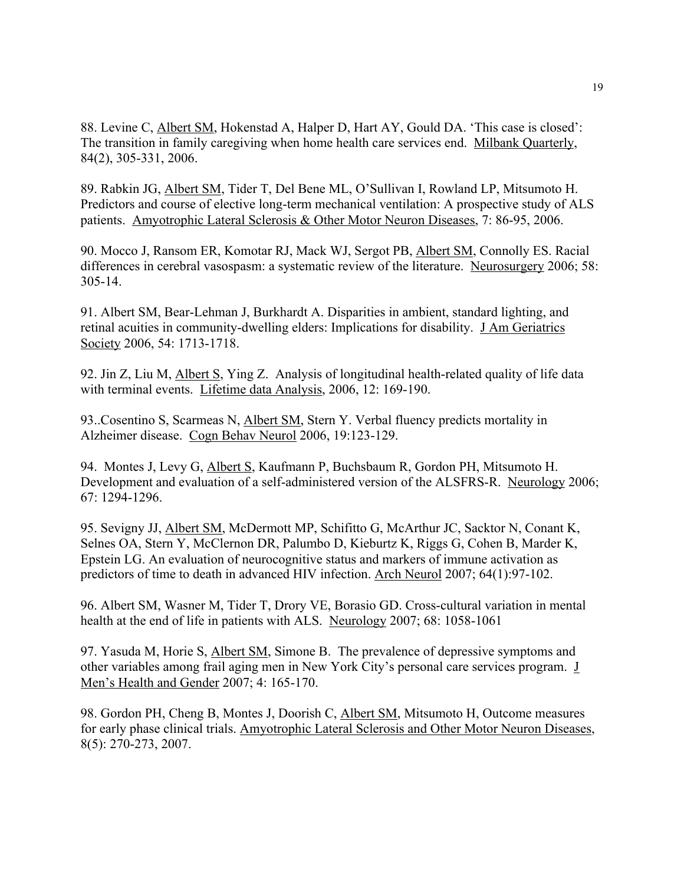88. Levine C, Albert SM, Hokenstad A, Halper D, Hart AY, Gould DA. 'This case is closed': The transition in family caregiving when home health care services end. Milbank Quarterly, 84(2), 305-331, 2006.

89. Rabkin JG, Albert SM, Tider T, Del Bene ML, O'Sullivan I, Rowland LP, Mitsumoto H. Predictors and course of elective long-term mechanical ventilation: A prospective study of ALS patients. Amyotrophic Lateral Sclerosis & Other Motor Neuron Diseases, 7: 86-95, 2006.

90. Mocco J, Ransom ER, Komotar RJ, Mack WJ, Sergot PB, Albert SM, Connolly ES. Racial differences in cerebral vasospasm: a systematic review of the literature. Neurosurgery 2006; 58: 305-14.

91. Albert SM, Bear-Lehman J, Burkhardt A. Disparities in ambient, standard lighting, and retinal acuities in community-dwelling elders: Implications for disability. J Am Geriatrics Society 2006, 54: 1713-1718.

92. Jin Z, Liu M, Albert S, Ying Z. Analysis of longitudinal health-related quality of life data with terminal events. Lifetime data Analysis, 2006, 12: 169-190.

93..Cosentino S, Scarmeas N, Albert SM, Stern Y. Verbal fluency predicts mortality in Alzheimer disease. Cogn Behav Neurol 2006, 19:123-129.

94. Montes J, Levy G, Albert S, Kaufmann P, Buchsbaum R, Gordon PH, Mitsumoto H. Development and evaluation of a self-administered version of the ALSFRS-R. Neurology 2006; 67: 1294-1296.

95. Sevigny JJ, Albert SM, McDermott MP, Schifitto G, McArthur JC, Sacktor N, Conant K, Selnes OA, Stern Y, McClernon DR, Palumbo D, Kieburtz K, Riggs G, Cohen B, Marder K, Epstein LG. An evaluation of neurocognitive status and markers of immune activation as predictors of time to death in advanced HIV infection. Arch Neurol 2007; 64(1):97-102.

96. Albert SM, Wasner M, Tider T, Drory VE, Borasio GD. Cross-cultural variation in mental health at the end of life in patients with ALS. Neurology 2007; 68: 1058-1061

97. Yasuda M, Horie S, Albert SM, Simone B. The prevalence of depressive symptoms and other variables among frail aging men in New York City's personal care services program. J Men's Health and Gender 2007; 4: 165-170.

98. Gordon PH, Cheng B, Montes J, Doorish C, Albert SM, Mitsumoto H, Outcome measures for early phase clinical trials. Amyotrophic Lateral Sclerosis and Other Motor Neuron Diseases, 8(5): 270-273, 2007.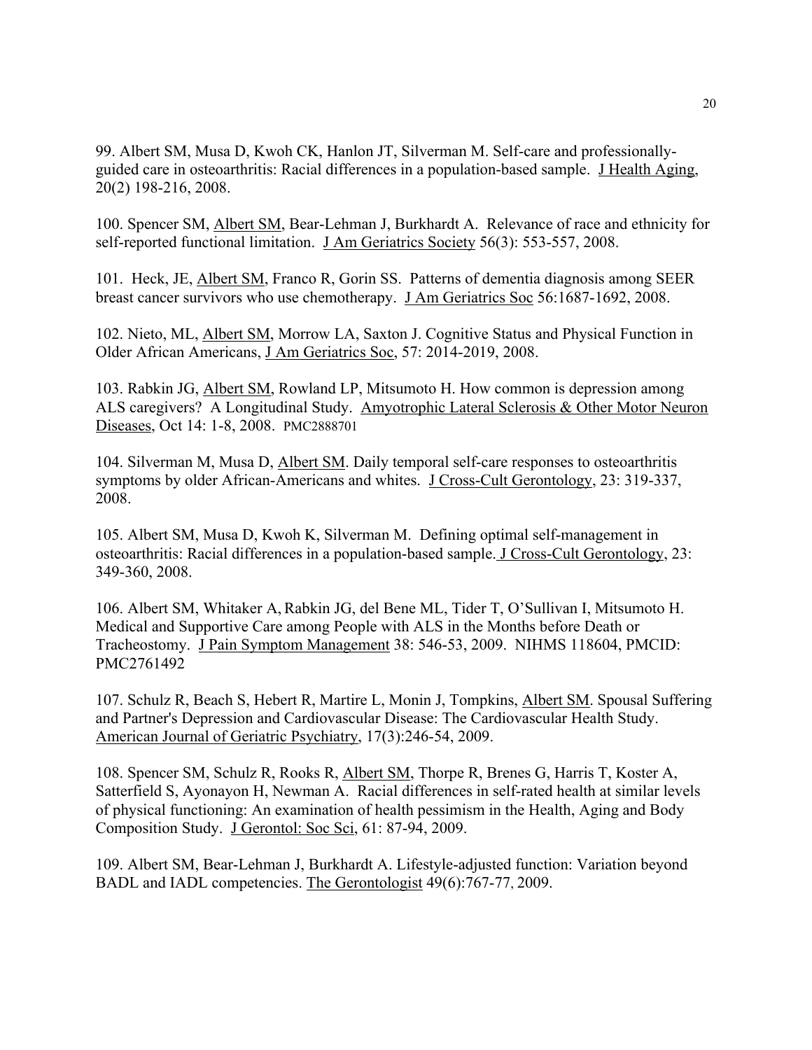99. Albert SM, Musa D, Kwoh CK, Hanlon JT, Silverman M. Self-care and professionally-guided care in osteoarthritis: Racial differences in a population-based sample. J Health Aging, 20(2) 198-216, 2008.

100. Spencer SM, Albert SM, Bear-Lehman J, Burkhardt A. Relevance of race and ethnicity for self-reported functional limitation. J Am Geriatrics Society 56(3): 553-557, 2008.

101. Heck, JE, Albert SM, Franco R, Gorin SS. Patterns of dementia diagnosis among SEER breast cancer survivors who use chemotherapy. J Am Geriatrics Soc 56:1687-1692, 2008.

102. Nieto, ML, Albert SM, Morrow LA, Saxton J. Cognitive Status and Physical Function in Older African Americans, J Am Geriatrics Soc, 57: 2014-2019, 2008.

103. Rabkin JG, Albert SM, Rowland LP, Mitsumoto H. How common is depression among ALS caregivers? A Longitudinal Study. Amyotrophic Lateral Sclerosis & Other Motor Neuron Diseases, Oct 14: 1-8, 2008. PMC2888701

104. Silverman M, Musa D, Albert SM. Daily temporal self-care responses to osteoarthritis symptoms by older African-Americans and whites. J Cross-Cult Gerontology, 23: 319-337, 2008.

105. Albert SM, Musa D, Kwoh K, Silverman M. Defining optimal self-management in osteoarthritis: Racial differences in a population-based sample. J Cross-Cult Gerontology, 23: 349-360, 2008.

106. Albert SM, Whitaker A, Rabkin JG, del Bene ML, Tider T, O'Sullivan I, Mitsumoto H. Medical and Supportive Care among People with ALS in the Months before Death or Tracheostomy. J Pain Symptom Management 38: 546-53, 2009. NIHMS 118604, PMCID: PMC2761492

107. Schulz R, Beach S, Hebert R, Martire L, Monin J, Tompkins, Albert SM. Spousal Suffering and Partner's Depression and Cardiovascular Disease: The Cardiovascular Health Study. American Journal of Geriatric Psychiatry, 17(3):246-54, 2009.

108. Spencer SM, Schulz R, Rooks R, Albert SM, Thorpe R, Brenes G, Harris T, Koster A, Satterfield S, Ayonayon H, Newman A. Racial differences in self-rated health at similar levels of physical functioning: An examination of health pessimism in the Health, Aging and Body Composition Study. J Gerontol: Soc Sci, 61: 87-94, 2009.

109. Albert SM, Bear-Lehman J, Burkhardt A. Lifestyle-adjusted function: Variation beyond BADL and IADL competencies. The Gerontologist 49(6):767-77, 2009.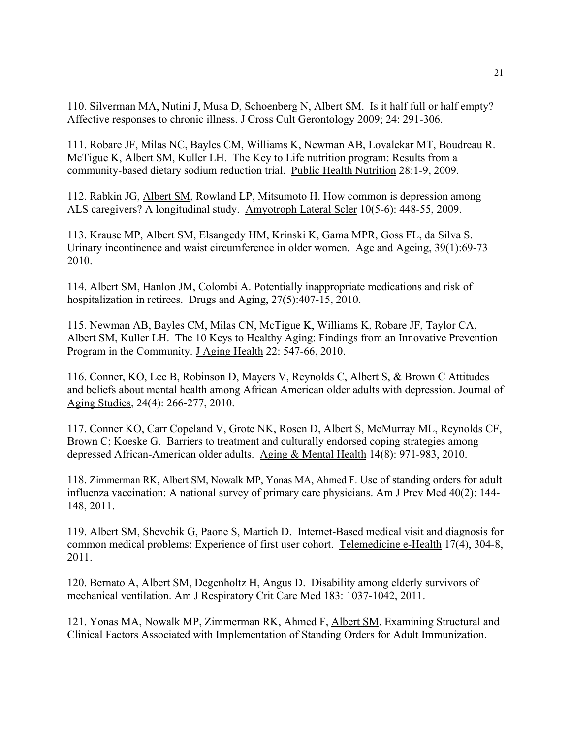110. Silverman MA, Nutini J, Musa D, Schoenberg N, Albert SM. Is it half full or half empty? Affective responses to chronic illness. J Cross Cult Gerontology 2009; 24: 291-306.

111. Robare JF, Milas NC, Bayles CM, Williams K, Newman AB, Lovalekar MT, Boudreau R. McTigue K, Albert SM, Kuller LH. The Key to Life nutrition program: Results from a community-based dietary sodium reduction trial. Public Health Nutrition 28:1-9, 2009.

112. Rabkin JG, Albert SM, Rowland LP, Mitsumoto H. How common is depression among ALS caregivers? A longitudinal study. Amyotroph Lateral Scler 10(5-6): 448-55, 2009.

113. Krause MP, Albert SM, Elsangedy HM, Krinski K, Gama MPR, Goss FL, da Silva S. Urinary incontinence and waist circumference in older women. Age and Ageing, 39(1):69-73 2010.

114. Albert SM, Hanlon JM, Colombi A. Potentially inappropriate medications and risk of hospitalization in retirees. Drugs and Aging, 27(5):407-15, 2010.

115. Newman AB, Bayles CM, Milas CN, McTigue K, Williams K, Robare JF, Taylor CA, Albert SM, Kuller LH. The 10 Keys to Healthy Aging: Findings from an Innovative Prevention Program in the Community. J Aging Health 22: 547-66, 2010.

116. Conner, KO, Lee B, Robinson D, Mayers V, Reynolds C, Albert S, & Brown C Attitudes and beliefs about mental health among African American older adults with depression. Journal of Aging Studies, 24(4): 266-277, 2010.

117. Conner KO, Carr Copeland V, Grote NK, Rosen D, Albert S, McMurray ML, Reynolds CF, Brown C; Koeske G. Barriers to treatment and culturally endorsed coping strategies among depressed African-American older adults. Aging & Mental Health 14(8): 971-983, 2010.

118. Zimmerman RK, Albert SM, Nowalk MP, Yonas MA, Ahmed F. Use of standing orders for adult influenza vaccination: A national survey of primary care physicians. Am J Prev Med 40(2): 144-148, 2011.

119. Albert SM, Shevchik G, Paone S, Martich D. Internet-Based medical visit and diagnosis for common medical problems: Experience of first user cohort. Telemedicine e-Health 17(4), 304-8, 2011.

120. Bernato A, Albert SM, Degenholtz H, Angus D. Disability among elderly survivors of mechanical ventilation. Am J Respiratory Crit Care Med 183: 1037-1042, 2011.

121. Yonas MA, Nowalk MP, Zimmerman RK, Ahmed F, Albert SM. Examining Structural and Clinical Factors Associated with Implementation of Standing Orders for Adult Immunization.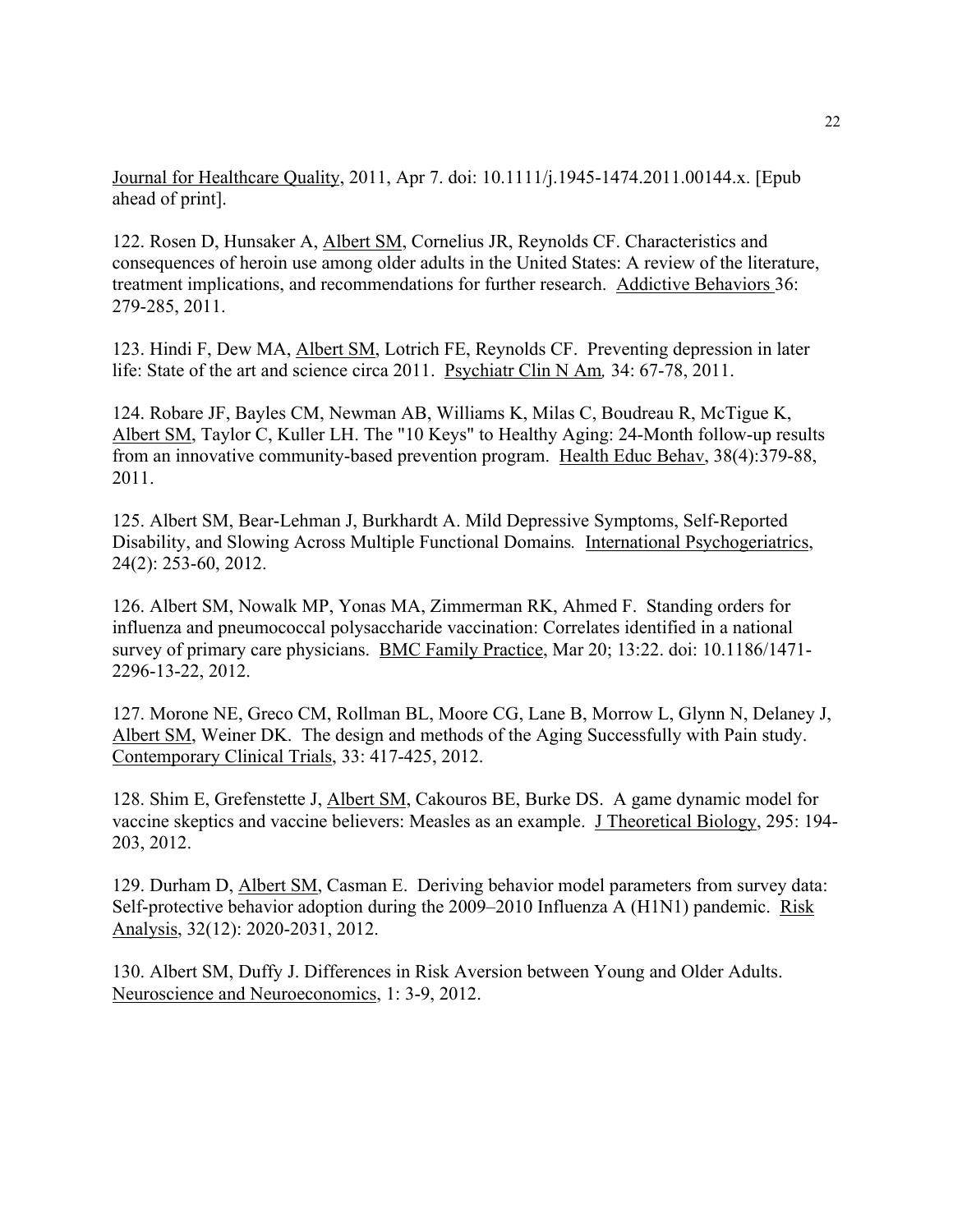Journal for Healthcare Quality, 2011, Apr 7. doi: 10.1111/j.1945-1474.2011.00144.x. [Epub ahead of print].

122. Rosen D, Hunsaker A, Albert SM, Cornelius JR, Reynolds CF. Characteristics and consequences of heroin use among older adults in the United States: A review of the literature, treatment implications, and recommendations for further research. Addictive Behaviors 36: 279-285, 2011.

123. Hindi F, Dew MA, Albert SM, Lotrich FE, Reynolds CF. Preventing depression in later life: State of the art and science circa 2011. Psychiatr Clin N Am, 34: 67-78, 2011.

124. Robare JF, Bayles CM, Newman AB, Williams K, Milas C, Boudreau R, McTigue K, Albert SM, Taylor C, Kuller LH. The "10 Keys" to Healthy Aging: 24-Month follow-up results from an innovative community-based prevention program. Health Educ Behav, 38(4):379-88, 2011.

125. Albert SM, Bear-Lehman J, Burkhardt A. Mild Depressive Symptoms, Self-Reported Disability, and Slowing Across Multiple Functional Domains. International Psychogeriatrics, 24(2): 253-60, 2012.

126. Albert SM, Nowalk MP, Yonas MA, Zimmerman RK, Ahmed F. Standing orders for influenza and pneumococcal polysaccharide vaccination: Correlates identified in a national survey of primary care physicians. BMC Family Practice, Mar 20; 13:22. doi: 10.1186/1471-2296-13-22, 2012.

127. Morone NE, Greco CM, Rollman BL, Moore CG, Lane B, Morrow L, Glynn N, Delaney J, Albert SM, Weiner DK. The design and methods of the Aging Successfully with Pain study. Contemporary Clinical Trials, 33: 417-425, 2012.

128. Shim E, Grefenstette J, Albert SM, Cakouros BE, Burke DS. A game dynamic model for vaccine skeptics and vaccine believers: Measles as an example. J Theoretical Biology, 295: 194-203, 2012.

129. Durham D, Albert SM, Casman E. Deriving behavior model parameters from survey data: Self-protective behavior adoption during the 2009–2010 Influenza A (H1N1) pandemic. Risk Analysis, 32(12): 2020-2031, 2012.

130. Albert SM, Duffy J. Differences in Risk Aversion between Young and Older Adults. Neuroscience and Neuroeconomics, 1: 3-9, 2012.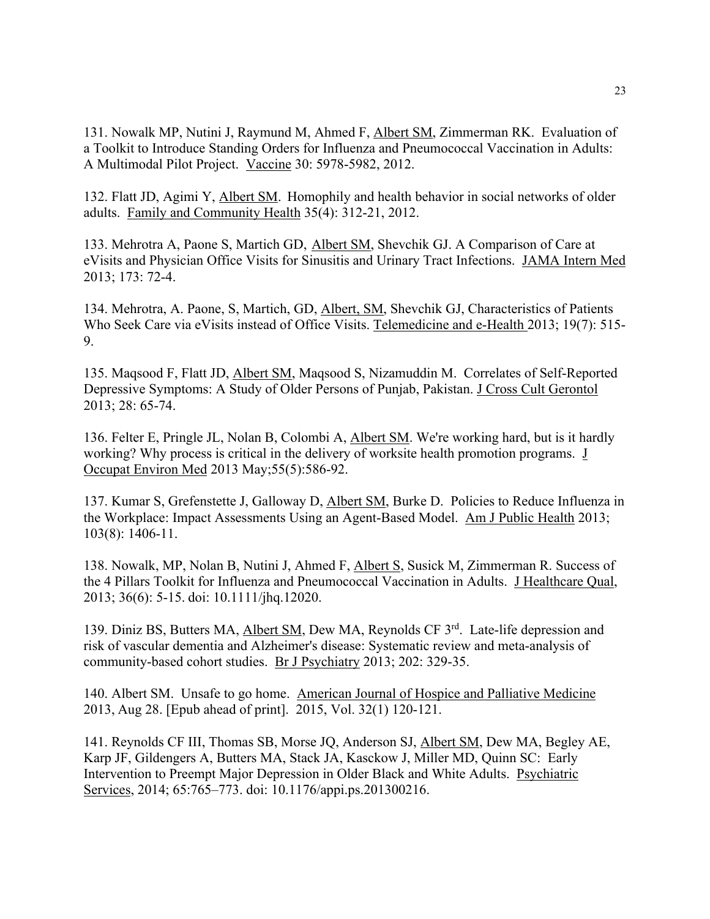131. Nowalk MP, Nutini J, Raymund M, Ahmed F, Albert SM, Zimmerman RK. Evaluation of a Toolkit to Introduce Standing Orders for Influenza and Pneumococcal Vaccination in Adults: A Multimodal Pilot Project. Vaccine 30: 5978-5982, 2012.

132. Flatt JD, Agimi Y, Albert SM. Homophily and health behavior in social networks of older adults. Family and Community Health 35(4): 312-21, 2012.

133. Mehrotra A, Paone S, Martich GD, Albert SM, Shevchik GJ. A Comparison of Care at eVisits and Physician Office Visits for Sinusitis and Urinary Tract Infections. JAMA Intern Med 2013; 173: 72-4.

134. Mehrotra, A. Paone, S, Martich, GD, Albert, SM, Shevchik GJ, Characteristics of Patients Who Seek Care via eVisits instead of Office Visits. Telemedicine and e-Health 2013; 19(7): 515-9.

135. Maqsood F, Flatt JD, Albert SM, Maqsood S, Nizamuddin M. Correlates of Self-Reported Depressive Symptoms: A Study of Older Persons of Punjab, Pakistan. J Cross Cult Gerontol 2013; 28: 65-74.

136. Felter E, Pringle JL, Nolan B, Colombi A, Albert SM. We're working hard, but is it hardly working? Why process is critical in the delivery of worksite health promotion programs. J Occupat Environ Med 2013 May;55(5):586-92.

137. Kumar S, Grefenstette J, Galloway D, Albert SM, Burke D. Policies to Reduce Influenza in the Workplace: Impact Assessments Using an Agent-Based Model. Am J Public Health 2013; 103(8): 1406-11.

138. Nowalk, MP, Nolan B, Nutini J, Ahmed F, Albert S, Susick M, Zimmerman R. Success of the 4 Pillars Toolkit for Influenza and Pneumococcal Vaccination in Adults. J Healthcare Qual, 2013; 36(6): 5-15. doi: 10.1111/jhq.12020.

139. Diniz BS, Butters MA, Albert SM, Dew MA, Reynolds CF 3rd. Late-life depression and risk of vascular dementia and Alzheimer's disease: Systematic review and meta-analysis of community-based cohort studies. Br J Psychiatry 2013; 202: 329-35.

140. Albert SM. Unsafe to go home. American Journal of Hospice and Palliative Medicine 2013, Aug 28. [Epub ahead of print]. 2015, Vol. 32(1) 120-121.

141. Reynolds CF III, Thomas SB, Morse JQ, Anderson SJ, Albert SM, Dew MA, Begley AE, Karp JF, Gildengers A, Butters MA, Stack JA, Kasckow J, Miller MD, Quinn SC: Early Intervention to Preempt Major Depression in Older Black and White Adults. Psychiatric Services, 2014; 65:765–773. doi: 10.1176/appi.ps.201300216.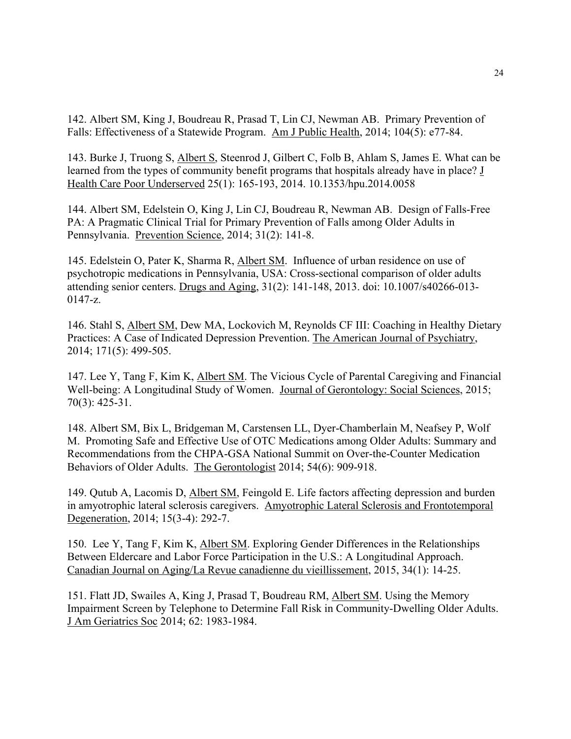142. Albert SM, King J, Boudreau R, Prasad T, Lin CJ, Newman AB. Primary Prevention of Falls: Effectiveness of a Statewide Program. Am J Public Health, 2014; 104(5): e77-84.

143. Burke J, Truong S, Albert S, Steenrod J, Gilbert C, Folb B, Ahlam S, James E. What can be learned from the types of community benefit programs that hospitals already have in place? J Health Care Poor Underserved 25(1): 165-193, 2014. 10.1353/hpu.2014.0058

144. Albert SM, Edelstein O, King J, Lin CJ, Boudreau R, Newman AB. Design of Falls-Free PA: A Pragmatic Clinical Trial for Primary Prevention of Falls among Older Adults in Pennsylvania. Prevention Science, 2014; 31(2): 141-8.

145. Edelstein O, Pater K, Sharma R, Albert SM. Influence of urban residence on use of psychotropic medications in Pennsylvania, USA: Cross-sectional comparison of older adults attending senior centers. Drugs and Aging, 31(2): 141-148, 2013. doi: 10.1007/s40266-013-0147-z.

146. Stahl S, Albert SM, Dew MA, Lockovich M, Reynolds CF III: Coaching in Healthy Dietary Practices: A Case of Indicated Depression Prevention. The American Journal of Psychiatry, 2014; 171(5): 499-505.

147. Lee Y, Tang F, Kim K, Albert SM. The Vicious Cycle of Parental Caregiving and Financial Well-being: A Longitudinal Study of Women. Journal of Gerontology: Social Sciences, 2015; 70(3): 425-31.

148. Albert SM, Bix L, Bridgeman M, Carstensen LL, Dyer-Chamberlain M, Neafsey P, Wolf M. Promoting Safe and Effective Use of OTC Medications among Older Adults: Summary and Recommendations from the CHPA-GSA National Summit on Over-the-Counter Medication Behaviors of Older Adults. The Gerontologist 2014; 54(6): 909-918.

149. Qutub A, Lacomis D, Albert SM, Feingold E. Life factors affecting depression and burden in amyotrophic lateral sclerosis caregivers. Amyotrophic Lateral Sclerosis and Frontotemporal Degeneration, 2014; 15(3-4): 292-7.

150. Lee Y, Tang F, Kim K, Albert SM. Exploring Gender Differences in the Relationships Between Eldercare and Labor Force Participation in the U.S.: A Longitudinal Approach. Canadian Journal on Aging/La Revue canadienne du vieillissement, 2015, 34(1): 14-25.

151. Flatt JD, Swailes A, King J, Prasad T, Boudreau RM, Albert SM. Using the Memory Impairment Screen by Telephone to Determine Fall Risk in Community-Dwelling Older Adults. J Am Geriatrics Soc 2014; 62: 1983-1984.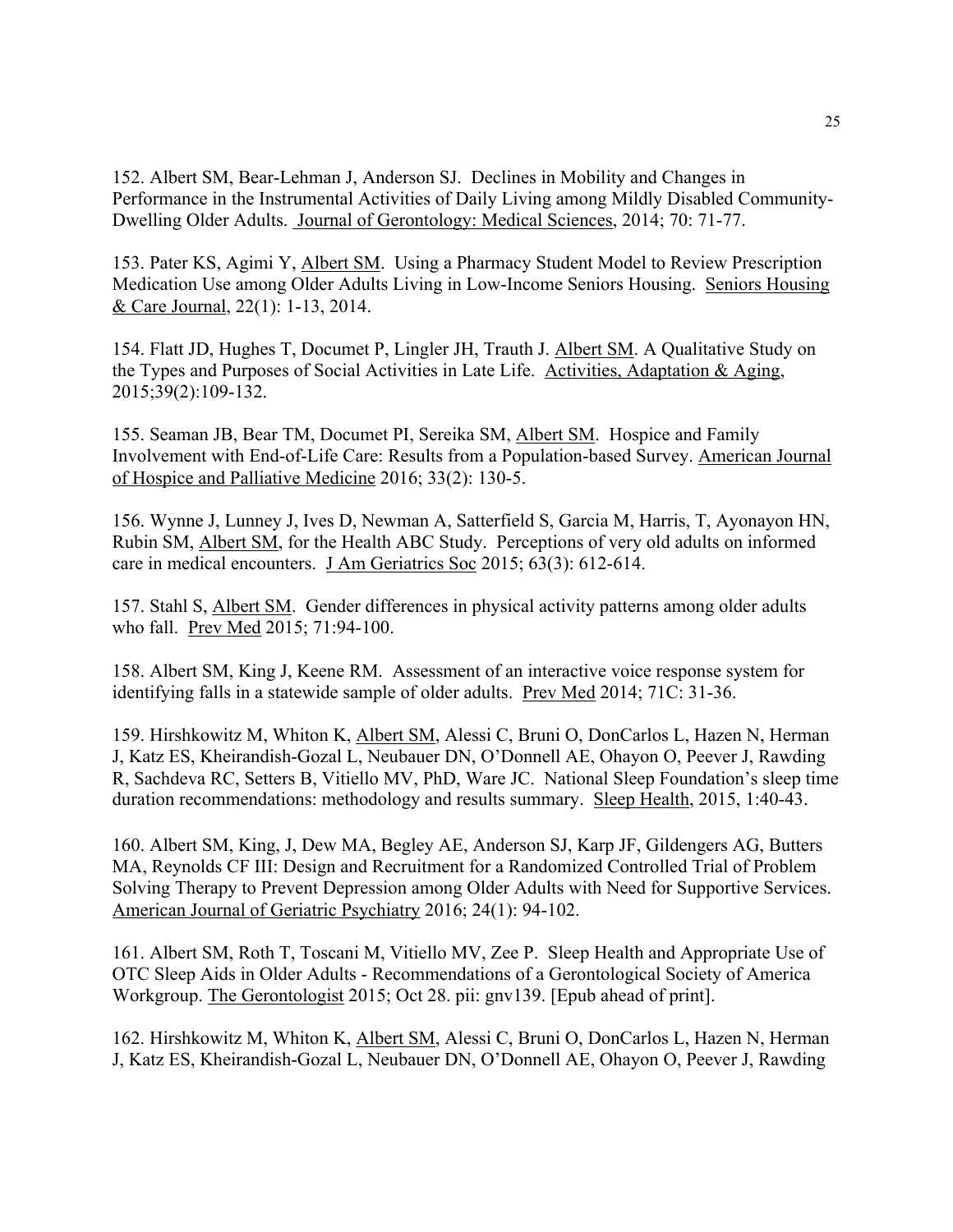152. Albert SM, Bear-Lehman J, Anderson SJ. Declines in Mobility and Changes in Performance in the Instrumental Activities of Daily Living among Mildly Disabled Community-Dwelling Older Adults. Journal of Gerontology: Medical Sciences, 2014; 70: 71-77.

153. Pater KS, Agimi Y, Albert SM. Using a Pharmacy Student Model to Review Prescription Medication Use among Older Adults Living in Low-Income Seniors Housing. Seniors Housing & Care Journal, 22(1): 1-13, 2014.

154. Flatt JD, Hughes T, Documet P, Lingler JH, Trauth J. Albert SM. A Qualitative Study on the Types and Purposes of Social Activities in Late Life. Activities, Adaptation & Aging, 2015;39(2):109-132.

155. Seaman JB, Bear TM, Documet PI, Sereika SM, Albert SM. Hospice and Family Involvement with End-of-Life Care: Results from a Population-based Survey. American Journal of Hospice and Palliative Medicine 2016; 33(2): 130-5.

156. Wynne J, Lunney J, Ives D, Newman A, Satterfield S, Garcia M, Harris, T, Ayonayon HN, Rubin SM, Albert SM, for the Health ABC Study. Perceptions of very old adults on informed care in medical encounters. J Am Geriatrics Soc 2015; 63(3): 612-614.

157. Stahl S, Albert SM. Gender differences in physical activity patterns among older adults who fall. Prev Med 2015; 71:94-100.

158. Albert SM, King J, Keene RM. Assessment of an interactive voice response system for identifying falls in a statewide sample of older adults. Prev Med 2014; 71C: 31-36.

159. Hirshkowitz M, Whiton K, Albert SM, Alessi C, Bruni O, DonCarlos L, Hazen N, Herman J, Katz ES, Kheirandish-Gozal L, Neubauer DN, O'Donnell AE, Ohayon O, Peever J, Rawding R, Sachdeva RC, Setters B, Vitiello MV, PhD, Ware JC. National Sleep Foundation's sleep time duration recommendations: methodology and results summary. Sleep Health, 2015, 1:40-43.

160. Albert SM, King, J, Dew MA, Begley AE, Anderson SJ, Karp JF, Gildengers AG, Butters MA, Reynolds CF III: Design and Recruitment for a Randomized Controlled Trial of Problem Solving Therapy to Prevent Depression among Older Adults with Need for Supportive Services. American Journal of Geriatric Psychiatry 2016; 24(1): 94-102.

161. Albert SM, Roth T, Toscani M, Vitiello MV, Zee P. Sleep Health and Appropriate Use of OTC Sleep Aids in Older Adults - Recommendations of a Gerontological Society of America Workgroup. The Gerontologist 2015; Oct 28. pii: gnv139. [Epub ahead of print].

162. Hirshkowitz M, Whiton K, Albert SM, Alessi C, Bruni O, DonCarlos L, Hazen N, Herman J, Katz ES, Kheirandish-Gozal L, Neubauer DN, O'Donnell AE, Ohayon O, Peever J, Rawding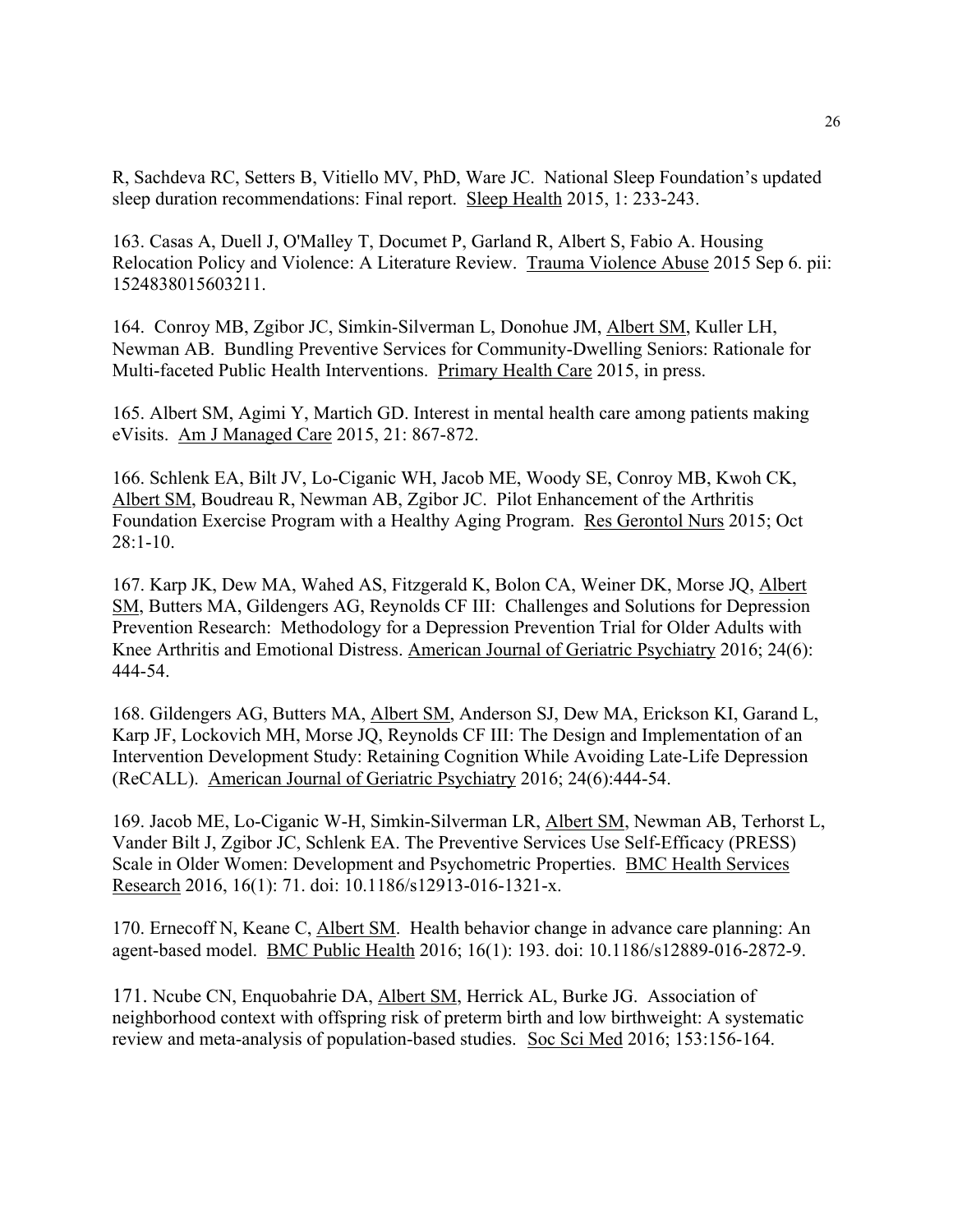R, Sachdeva RC, Setters B, Vitiello MV, PhD, Ware JC. National Sleep Foundation's updated sleep duration recommendations: Final report. Sleep Health 2015, 1: 233-243.

163. Casas A, Duell J, O'Malley T, Documet P, Garland R, Albert S, Fabio A. Housing Relocation Policy and Violence: A Literature Review. Trauma Violence Abuse 2015 Sep 6. pii: 1524838015603211.

164. Conroy MB, Zgibor JC, Simkin-Silverman L, Donohue JM, Albert SM, Kuller LH, Newman AB. Bundling Preventive Services for Community-Dwelling Seniors: Rationale for Multi-faceted Public Health Interventions. Primary Health Care 2015, in press.

165. Albert SM, Agimi Y, Martich GD. Interest in mental health care among patients making eVisits. Am J Managed Care 2015, 21: 867-872.

166. Schlenk EA, Bilt JV, Lo-Ciganic WH, Jacob ME, Woody SE, Conroy MB, Kwoh CK, Albert SM, Boudreau R, Newman AB, Zgibor JC. Pilot Enhancement of the Arthritis Foundation Exercise Program with a Healthy Aging Program. Res Gerontol Nurs 2015; Oct 28:1-10.

167. Karp JK, Dew MA, Wahed AS, Fitzgerald K, Bolon CA, Weiner DK, Morse JQ, Albert SM, Butters MA, Gildengers AG, Reynolds CF III: Challenges and Solutions for Depression Prevention Research: Methodology for a Depression Prevention Trial for Older Adults with Knee Arthritis and Emotional Distress. American Journal of Geriatric Psychiatry 2016; 24(6): 444-54.

168. Gildengers AG, Butters MA, Albert SM, Anderson SJ, Dew MA, Erickson KI, Garand L, Karp JF, Lockovich MH, Morse JQ, Reynolds CF III: The Design and Implementation of an Intervention Development Study: Retaining Cognition While Avoiding Late-Life Depression (ReCALL). American Journal of Geriatric Psychiatry 2016; 24(6):444-54.

169. Jacob ME, Lo-Ciganic W-H, Simkin-Silverman LR, Albert SM, Newman AB, Terhorst L, Vander Bilt J, Zgibor JC, Schlenk EA. The Preventive Services Use Self-Efficacy (PRESS) Scale in Older Women: Development and Psychometric Properties. BMC Health Services Research 2016, 16(1): 71. doi: 10.1186/s12913-016-1321-x.

170. Ernecoff N, Keane C, Albert SM. Health behavior change in advance care planning: An agent-based model. BMC Public Health 2016; 16(1): 193. doi: 10.1186/s12889-016-2872-9.

171. Ncube CN, Enquobahrie DA, Albert SM, Herrick AL, Burke JG. Association of neighborhood context with offspring risk of preterm birth and low birthweight: A systematic review and meta-analysis of population-based studies. Soc Sci Med 2016; 153:156-164.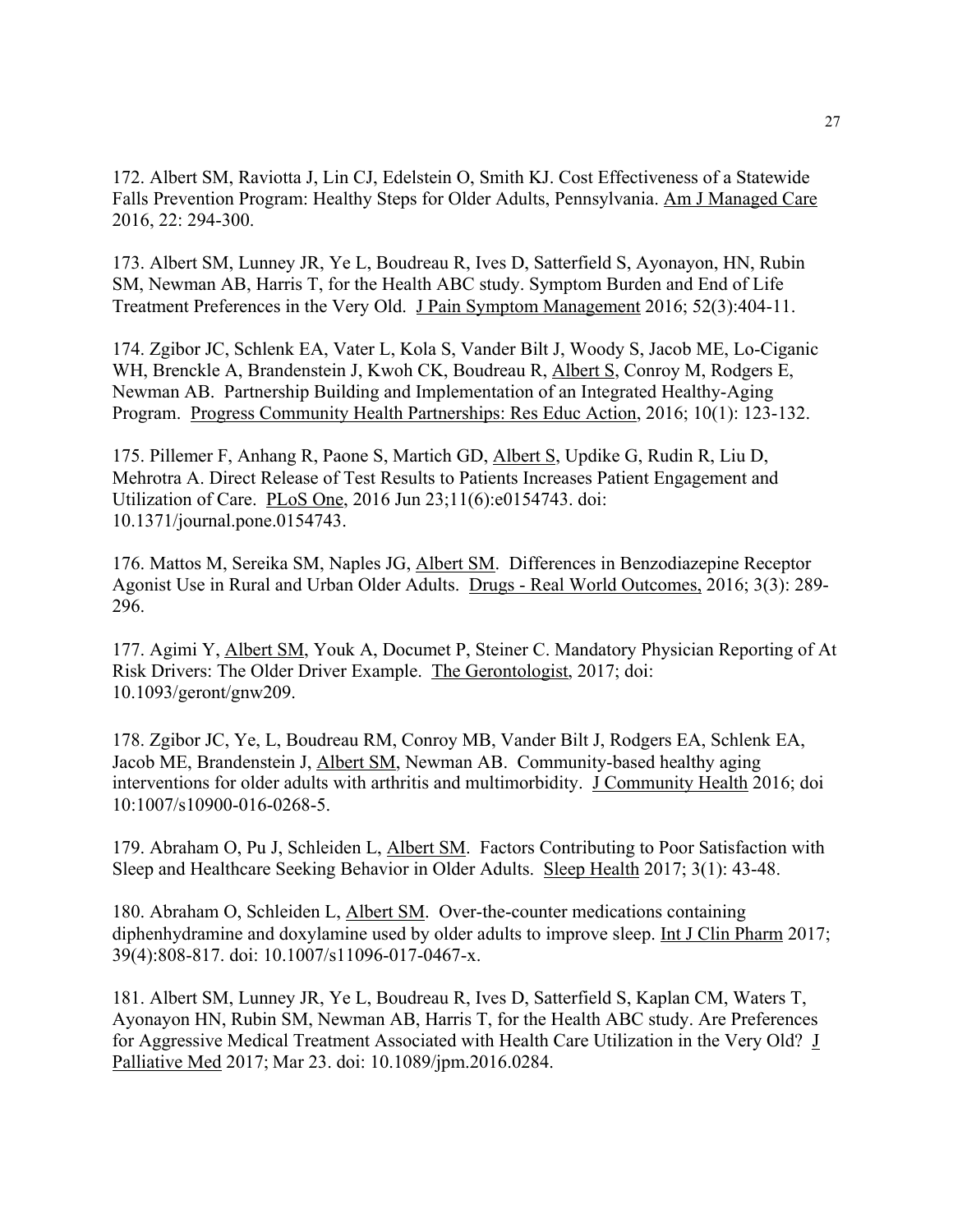172. Albert SM, Raviotta J, Lin CJ, Edelstein O, Smith KJ. Cost Effectiveness of a Statewide Falls Prevention Program: Healthy Steps for Older Adults, Pennsylvania. Am J Managed Care 2016, 22: 294-300.

173. Albert SM, Lunney JR, Ye L, Boudreau R, Ives D, Satterfield S, Ayonayon, HN, Rubin SM, Newman AB, Harris T, for the Health ABC study. Symptom Burden and End of Life Treatment Preferences in the Very Old. J Pain Symptom Management 2016; 52(3):404-11.

174. Zgibor JC, Schlenk EA, Vater L, Kola S, Vander Bilt J, Woody S, Jacob ME, Lo-Ciganic WH, Brenckle A, Brandenstein J, Kwoh CK, Boudreau R, Albert S, Conroy M, Rodgers E, Newman AB. Partnership Building and Implementation of an Integrated Healthy-Aging Program. Progress Community Health Partnerships: Res Educ Action, 2016; 10(1): 123-132.

175. Pillemer F, Anhang R, Paone S, Martich GD, Albert S, Updike G, Rudin R, Liu D, Mehrotra A. Direct Release of Test Results to Patients Increases Patient Engagement and Utilization of Care. PLoS One, 2016 Jun 23;11(6):e0154743. doi: 10.1371/journal.pone.0154743.

176. Mattos M, Sereika SM, Naples JG, Albert SM. Differences in Benzodiazepine Receptor Agonist Use in Rural and Urban Older Adults. Drugs - Real World Outcomes, 2016; 3(3): 289-296.

177. Agimi Y, Albert SM, Youk A, Documet P, Steiner C. Mandatory Physician Reporting of At Risk Drivers: The Older Driver Example. The Gerontologist, 2017; doi: 10.1093/geront/gnw209.

178. Zgibor JC, Ye, L, Boudreau RM, Conroy MB, Vander Bilt J, Rodgers EA, Schlenk EA, Jacob ME, Brandenstein J, Albert SM, Newman AB. Community-based healthy aging interventions for older adults with arthritis and multimorbidity. J Community Health 2016; doi 10:1007/s10900-016-0268-5.

179. Abraham O, Pu J, Schleiden L, Albert SM. Factors Contributing to Poor Satisfaction with Sleep and Healthcare Seeking Behavior in Older Adults. Sleep Health 2017; 3(1): 43-48.

180. Abraham O, Schleiden L, Albert SM. Over-the-counter medications containing diphenhydramine and doxylamine used by older adults to improve sleep. Int J Clin Pharm 2017; 39(4):808-817. doi: 10.1007/s11096-017-0467-x.

181. Albert SM, Lunney JR, Ye L, Boudreau R, Ives D, Satterfield S, Kaplan CM, Waters T, Ayonayon HN, Rubin SM, Newman AB, Harris T, for the Health ABC study. Are Preferences for Aggressive Medical Treatment Associated with Health Care Utilization in the Very Old? J Palliative Med 2017; Mar 23. doi: 10.1089/jpm.2016.0284.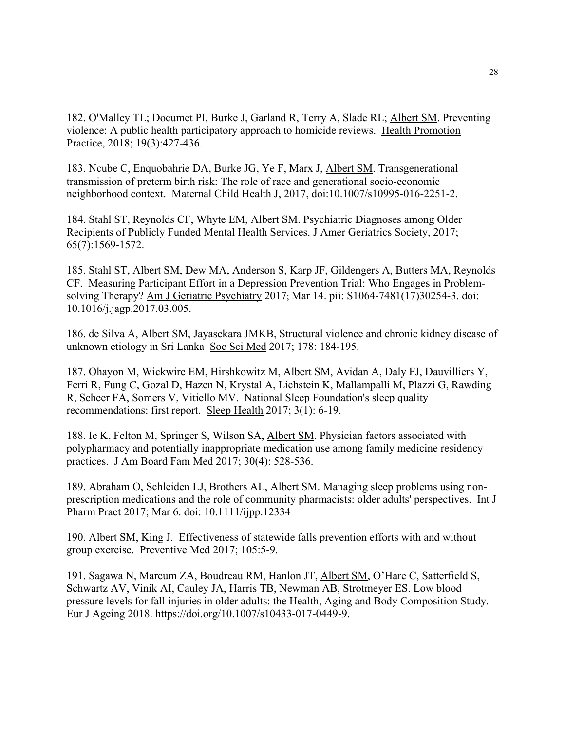182. O'Malley TL; Documet PI, Burke J, Garland R, Terry A, Slade RL; Albert SM. Preventing violence: A public health participatory approach to homicide reviews. Health Promotion Practice, 2018; 19(3):427-436.

183. Ncube C, Enquobahrie DA, Burke JG, Ye F, Marx J, Albert SM. Transgenerational transmission of preterm birth risk: The role of race and generational socio-economic neighborhood context. Maternal Child Health J, 2017, doi:10.1007/s10995-016-2251-2.

184. Stahl ST, Reynolds CF, Whyte EM, Albert SM. Psychiatric Diagnoses among Older Recipients of Publicly Funded Mental Health Services. J Amer Geriatrics Society, 2017; 65(7):1569-1572.

185. Stahl ST, Albert SM, Dew MA, Anderson S, Karp JF, Gildengers A, Butters MA, Reynolds CF. Measuring Participant Effort in a Depression Prevention Trial: Who Engages in Problem-solving Therapy? Am J Geriatric Psychiatry 2017; Mar 14. pii: S1064-7481(17)30254-3. doi: 10.1016/j.jagp.2017.03.005.

186. de Silva A, Albert SM, Jayasekara JMKB, Structural violence and chronic kidney disease of unknown etiology in Sri Lanka Soc Sci Med 2017; 178: 184-195.

187. Ohayon M, Wickwire EM, Hirshkowitz M, Albert SM, Avidan A, Daly FJ, Dauvilliers Y, Ferri R, Fung C, Gozal D, Hazen N, Krystal A, Lichstein K, Mallampalli M, Plazzi G, Rawding R, Scheer FA, Somers V, Vitiello MV. National Sleep Foundation's sleep quality recommendations: first report. Sleep Health 2017; 3(1): 6-19.

188. Ie K, Felton M, Springer S, Wilson SA, Albert SM. Physician factors associated with polypharmacy and potentially inappropriate medication use among family medicine residency practices. J Am Board Fam Med 2017; 30(4): 528-536.

189. Abraham O, Schleiden LJ, Brothers AL, Albert SM. Managing sleep problems using non-prescription medications and the role of community pharmacists: older adults' perspectives. Int J Pharm Pract 2017; Mar 6. doi: 10.1111/ijpp.12334

190. Albert SM, King J. Effectiveness of statewide falls prevention efforts with and without group exercise. Preventive Med 2017; 105:5-9.

191. Sagawa N, Marcum ZA, Boudreau RM, Hanlon JT, Albert SM, O'Hare C, Satterfield S, Schwartz AV, Vinik AI, Cauley JA, Harris TB, Newman AB, Strotmeyer ES. Low blood pressure levels for fall injuries in older adults: the Health, Aging and Body Composition Study. Eur J Ageing 2018. https://doi.org/10.1007/s10433-017-0449-9.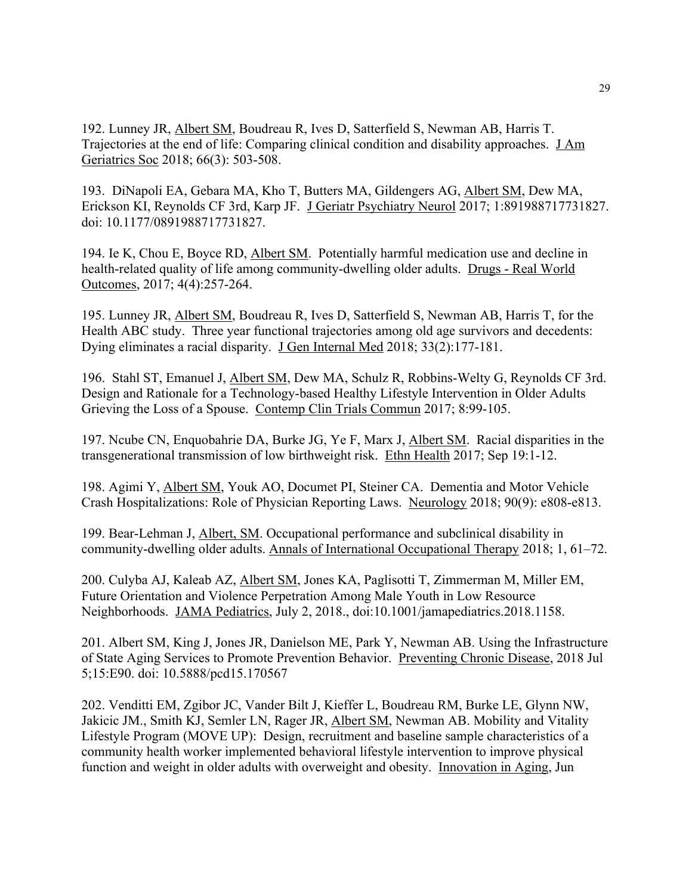192. Lunney JR, Albert SM, Boudreau R, Ives D, Satterfield S, Newman AB, Harris T. Trajectories at the end of life: Comparing clinical condition and disability approaches. J Am Geriatrics Soc 2018; 66(3): 503-508.

193. DiNapoli EA, Gebara MA, Kho T, Butters MA, Gildengers AG, Albert SM, Dew MA, Erickson KI, Reynolds CF 3rd, Karp JF. J Geriatr Psychiatry Neurol 2017; 1:891988717731827. doi: 10.1177/0891988717731827.

194. Ie K, Chou E, Boyce RD, Albert SM. Potentially harmful medication use and decline in health-related quality of life among community-dwelling older adults. Drugs - Real World Outcomes, 2017; 4(4):257-264.

195. Lunney JR, Albert SM, Boudreau R, Ives D, Satterfield S, Newman AB, Harris T, for the Health ABC study. Three year functional trajectories among old age survivors and decedents: Dying eliminates a racial disparity. J Gen Internal Med 2018; 33(2):177-181.

196. Stahl ST, Emanuel J, Albert SM, Dew MA, Schulz R, Robbins-Welty G, Reynolds CF 3rd. Design and Rationale for a Technology-based Healthy Lifestyle Intervention in Older Adults Grieving the Loss of a Spouse. Contemp Clin Trials Commun 2017; 8:99-105.

197. Ncube CN, Enquobahrie DA, Burke JG, Ye F, Marx J, Albert SM. Racial disparities in the transgenerational transmission of low birthweight risk. Ethn Health 2017; Sep 19:1-12.

198. Agimi Y, Albert SM, Youk AO, Documet PI, Steiner CA. Dementia and Motor Vehicle Crash Hospitalizations: Role of Physician Reporting Laws. Neurology 2018; 90(9): e808-e813.

199. Bear-Lehman J, Albert, SM. Occupational performance and subclinical disability in community-dwelling older adults. Annals of International Occupational Therapy 2018; 1, 61–72.

200. Culyba AJ, Kaleab AZ, Albert SM, Jones KA, Paglisotti T, Zimmerman M, Miller EM, Future Orientation and Violence Perpetration Among Male Youth in Low Resource Neighborhoods. JAMA Pediatrics, July 2, 2018., doi:10.1001/jamapediatrics.2018.1158.

201. Albert SM, King J, Jones JR, Danielson ME, Park Y, Newman AB. Using the Infrastructure of State Aging Services to Promote Prevention Behavior. Preventing Chronic Disease, 2018 Jul 5;15:E90. doi: 10.5888/pcd15.170567

202. Venditti EM, Zgibor JC, Vander Bilt J, Kieffer L, Boudreau RM, Burke LE, Glynn NW, Jakicic JM., Smith KJ, Semler LN, Rager JR, Albert SM, Newman AB. Mobility and Vitality Lifestyle Program (MOVE UP): Design, recruitment and baseline sample characteristics of a community health worker implemented behavioral lifestyle intervention to improve physical function and weight in older adults with overweight and obesity. Innovation in Aging, Jun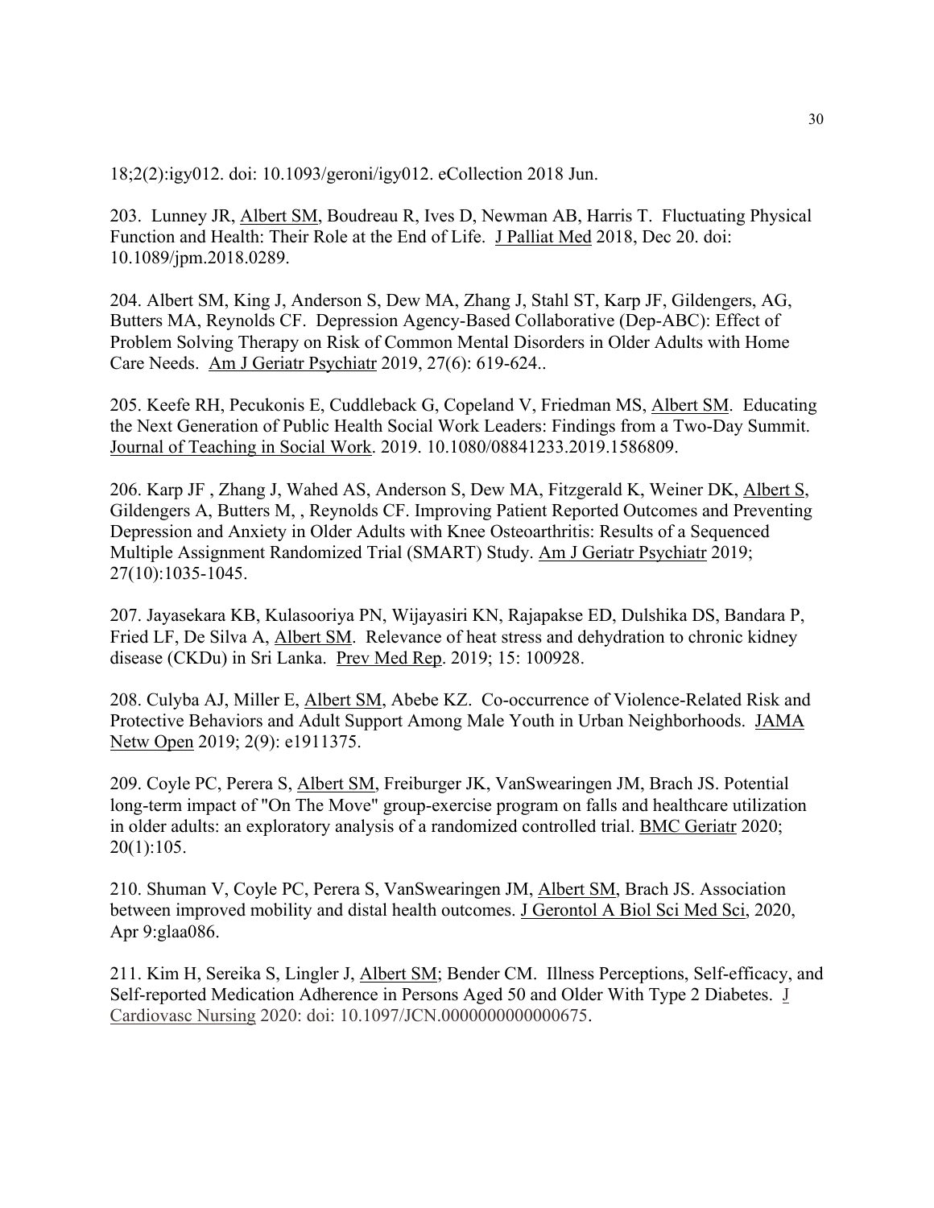18;2(2):igy012. doi: 10.1093/geroni/igy012. eCollection 2018 Jun.

203. Lunney JR, Albert SM, Boudreau R, Ives D, Newman AB, Harris T. Fluctuating Physical Function and Health: Their Role at the End of Life. J Palliat Med 2018, Dec 20. doi: 10.1089/jpm.2018.0289.

204. Albert SM, King J, Anderson S, Dew MA, Zhang J, Stahl ST, Karp JF, Gildengers, AG, Butters MA, Reynolds CF. Depression Agency-Based Collaborative (Dep-ABC): Effect of Problem Solving Therapy on Risk of Common Mental Disorders in Older Adults with Home Care Needs. Am J Geriatr Psychiatr 2019, 27(6): 619-624..

205. Keefe RH, Pecukonis E, Cuddleback G, Copeland V, Friedman MS, Albert SM. Educating the Next Generation of Public Health Social Work Leaders: Findings from a Two-Day Summit. Journal of Teaching in Social Work. 2019. 10.1080/08841233.2019.1586809.

206. Karp JF , Zhang J, Wahed AS, Anderson S, Dew MA, Fitzgerald K, Weiner DK, Albert S, Gildengers A, Butters M, , Reynolds CF. Improving Patient Reported Outcomes and Preventing Depression and Anxiety in Older Adults with Knee Osteoarthritis: Results of a Sequenced Multiple Assignment Randomized Trial (SMART) Study. Am J Geriatr Psychiatr 2019; 27(10):1035-1045.

207. Jayasekara KB, Kulasooriya PN, Wijayasiri KN, Rajapakse ED, Dulshika DS, Bandara P, Fried LF, De Silva A, Albert SM. Relevance of heat stress and dehydration to chronic kidney disease (CKDu) in Sri Lanka. Prev Med Rep. 2019; 15: 100928.

208. Culyba AJ, Miller E, Albert SM, Abebe KZ. Co-occurrence of Violence-Related Risk and Protective Behaviors and Adult Support Among Male Youth in Urban Neighborhoods. JAMA Netw Open 2019; 2(9): e1911375.

209. Coyle PC, Perera S, Albert SM, Freiburger JK, VanSwearingen JM, Brach JS. Potential long-term impact of "On The Move" group-exercise program on falls and healthcare utilization in older adults: an exploratory analysis of a randomized controlled trial. BMC Geriatr 2020; 20(1):105.

210. Shuman V, Coyle PC, Perera S, VanSwearingen JM, Albert SM, Brach JS. Association between improved mobility and distal health outcomes. J Gerontol A Biol Sci Med Sci, 2020, Apr 9:glaa086.

211. Kim H, Sereika S, Lingler J, Albert SM; Bender CM. Illness Perceptions, Self-efficacy, and Self-reported Medication Adherence in Persons Aged 50 and Older With Type 2 Diabetes. J Cardiovasc Nursing 2020: doi: 10.1097/JCN.0000000000000675.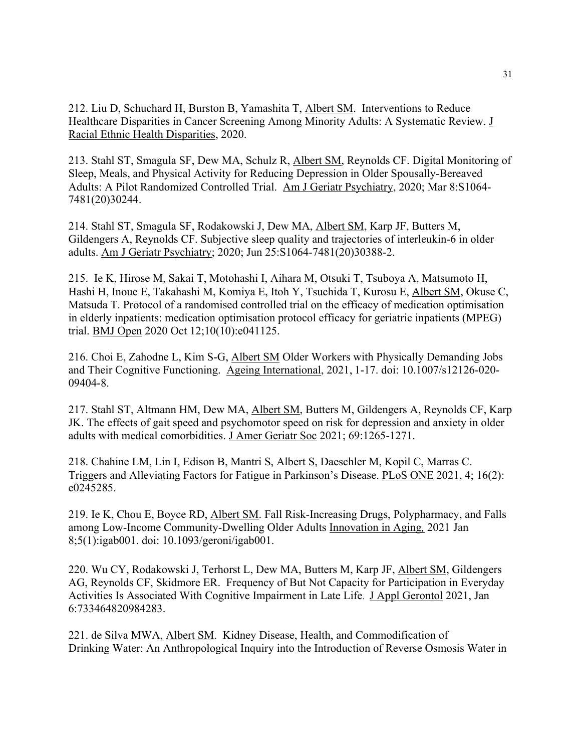212. Liu D, Schuchard H, Burston B, Yamashita T, Albert SM. Interventions to Reduce Healthcare Disparities in Cancer Screening Among Minority Adults: A Systematic Review. J Racial Ethnic Health Disparities, 2020.

213. Stahl ST, Smagula SF, Dew MA, Schulz R, Albert SM, Reynolds CF. Digital Monitoring of Sleep, Meals, and Physical Activity for Reducing Depression in Older Spousally-Bereaved Adults: A Pilot Randomized Controlled Trial. Am J Geriatr Psychiatry, 2020; Mar 8:S1064-7481(20)30244.

214. Stahl ST, Smagula SF, Rodakowski J, Dew MA, Albert SM, Karp JF, Butters M, Gildengers A, Reynolds CF. Subjective sleep quality and trajectories of interleukin-6 in older adults. Am J Geriatr Psychiatry; 2020; Jun 25:S1064-7481(20)30388-2.

215. Ie K, Hirose M, Sakai T, Motohashi I, Aihara M, Otsuki T, Tsuboya A, Matsumoto H, Hashi H, Inoue E, Takahashi M, Komiya E, Itoh Y, Tsuchida T, Kurosu E, Albert SM, Okuse C, Matsuda T. Protocol of a randomised controlled trial on the efficacy of medication optimisation in elderly inpatients: medication optimisation protocol efficacy for geriatric inpatients (MPEG) trial. BMJ Open 2020 Oct 12;10(10):e041125.

216. Choi E, Zahodne L, Kim S-G, Albert SM Older Workers with Physically Demanding Jobs and Their Cognitive Functioning. Ageing International, 2021, 1-17. doi: 10.1007/s12126-020-09404-8.

217. Stahl ST, Altmann HM, Dew MA, Albert SM, Butters M, Gildengers A, Reynolds CF, Karp JK. The effects of gait speed and psychomotor speed on risk for depression and anxiety in older adults with medical comorbidities. J Amer Geriatr Soc 2021; 69:1265-1271.

218. Chahine LM, Lin I, Edison B, Mantri S, Albert S, Daeschler M, Kopil C, Marras C. Triggers and Alleviating Factors for Fatigue in Parkinson's Disease. PLoS ONE 2021, 4; 16(2): e0245285.

219. Ie K, Chou E, Boyce RD, Albert SM. Fall Risk-Increasing Drugs, Polypharmacy, and Falls among Low-Income Community-Dwelling Older Adults Innovation in Aging, 2021 Jan 8;5(1):igab001. doi: 10.1093/geroni/igab001.

220. Wu CY, Rodakowski J, Terhorst L, Dew MA, Butters M, Karp JF, Albert SM, Gildengers AG, Reynolds CF, Skidmore ER. Frequency of But Not Capacity for Participation in Everyday Activities Is Associated With Cognitive Impairment in Late Life. J Appl Gerontol 2021, Jan 6:733464820984283.

221. de Silva MWA, Albert SM. Kidney Disease, Health, and Commodification of Drinking Water: An Anthropological Inquiry into the Introduction of Reverse Osmosis Water in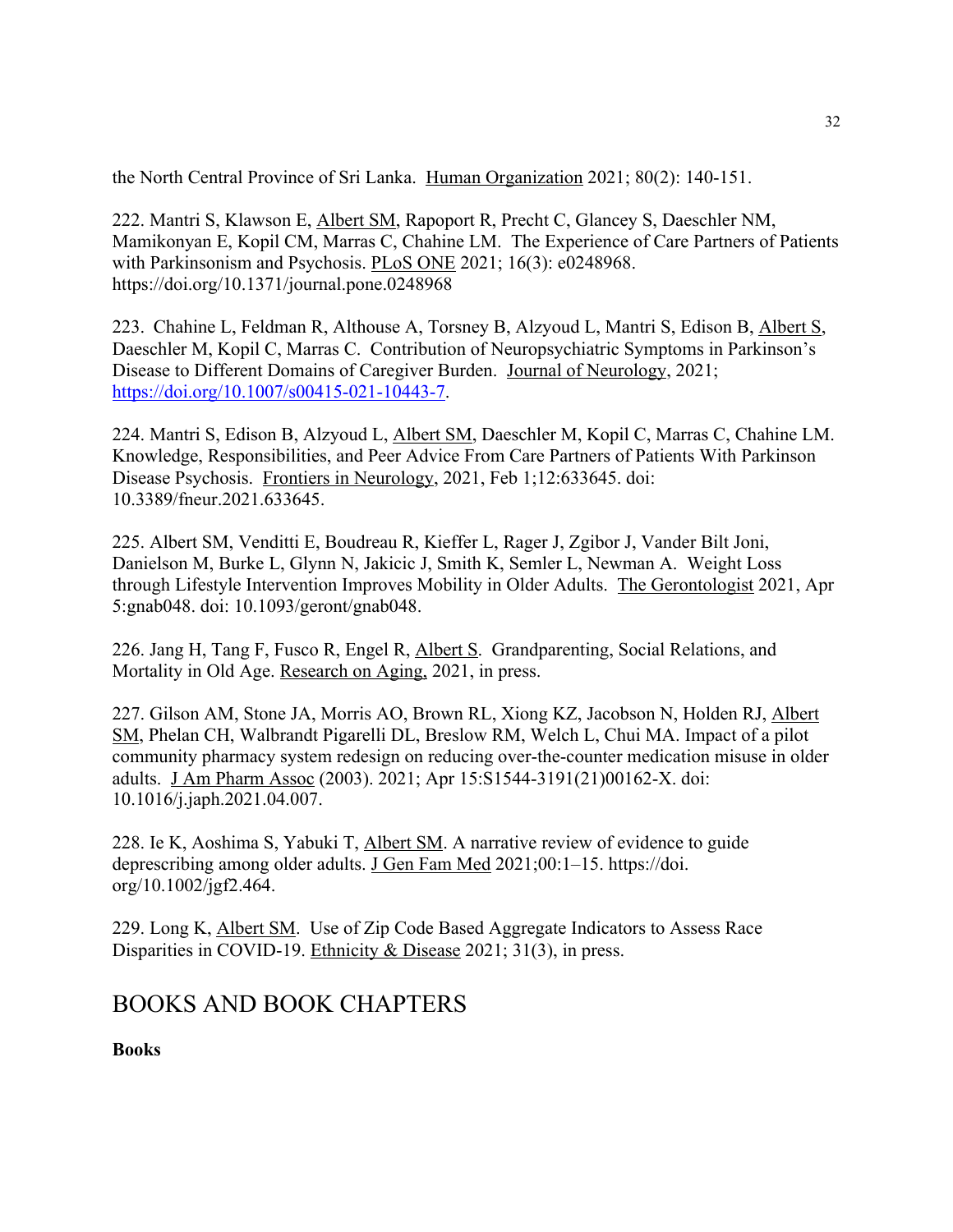the North Central Province of Sri Lanka. Human Organization 2021; 80(2): 140-151.

222. Mantri S, Klawson E, Albert SM, Rapoport R, Precht C, Glancey S, Daeschler NM, Mamikonyan E, Kopil CM, Marras C, Chahine LM. The Experience of Care Partners of Patients with Parkinsonism and Psychosis. PLoS ONE 2021; 16(3): e0248968. https://doi.org/10.1371/journal.pone.0248968

223. Chahine L, Feldman R, Althouse A, Torsney B, Alzyoud L, Mantri S, Edison B, Albert S, Daeschler M, Kopil C, Marras C. Contribution of Neuropsychiatric Symptoms in Parkinson's Disease to Different Domains of Caregiver Burden. Journal of Neurology, 2021; https://doi.org/10.1007/s00415-021-10443-7.

224. Mantri S, Edison B, Alzyoud L, Albert SM, Daeschler M, Kopil C, Marras C, Chahine LM. Knowledge, Responsibilities, and Peer Advice From Care Partners of Patients With Parkinson Disease Psychosis. Frontiers in Neurology, 2021, Feb 1;12:633645. doi: 10.3389/fneur.2021.633645.

225. Albert SM, Venditti E, Boudreau R, Kieffer L, Rager J, Zgibor J, Vander Bilt Joni, Danielson M, Burke L, Glynn N, Jakicic J, Smith K, Semler L, Newman A. Weight Loss through Lifestyle Intervention Improves Mobility in Older Adults. The Gerontologist 2021, Apr 5:gnab048. doi: 10.1093/geront/gnab048.

226. Jang H, Tang F, Fusco R, Engel R, Albert S. Grandparenting, Social Relations, and Mortality in Old Age. Research on Aging, 2021, in press.

227. Gilson AM, Stone JA, Morris AO, Brown RL, Xiong KZ, Jacobson N, Holden RJ, Albert SM, Phelan CH, Walbrandt Pigarelli DL, Breslow RM, Welch L, Chui MA. Impact of a pilot community pharmacy system redesign on reducing over-the-counter medication misuse in older adults. J Am Pharm Assoc (2003). 2021; Apr 15:S1544-3191(21)00162-X. doi: 10.1016/j.japh.2021.04.007.

228. Ie K, Aoshima S, Yabuki T, Albert SM. A narrative review of evidence to guide deprescribing among older adults. J Gen Fam Med 2021;00:1–15. https://doi. org/10.1002/jgf2.464.

229. Long K, Albert SM. Use of Zip Code Based Aggregate Indicators to Assess Race Disparities in COVID-19. Ethnicity & Disease 2021; 31(3), in press.

# BOOKS AND BOOK CHAPTERS

**Books**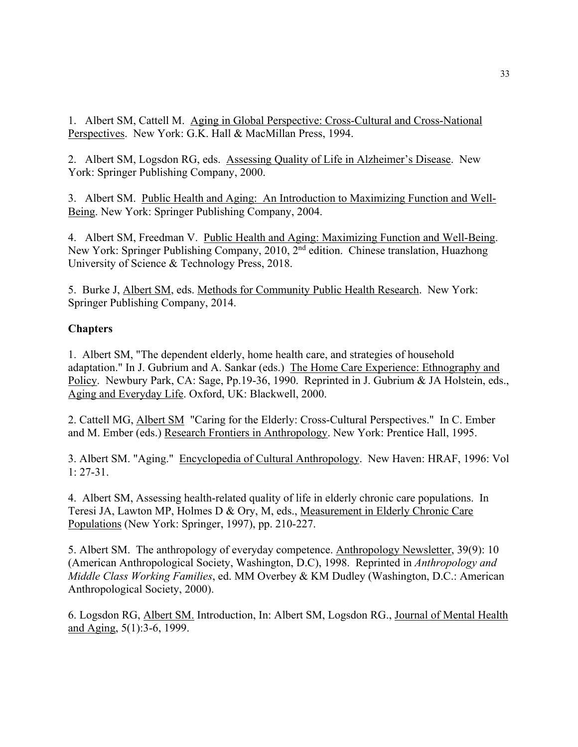1. Albert SM, Cattell M. Aging in Global Perspective: Cross-Cultural and Cross-National Perspectives. New York: G.K. Hall & MacMillan Press, 1994.

2. Albert SM, Logsdon RG, eds. Assessing Quality of Life in Alzheimer's Disease. New York: Springer Publishing Company, 2000.

3. Albert SM. Public Health and Aging: An Introduction to Maximizing Function and Well-Being. New York: Springer Publishing Company, 2004.

4. Albert SM, Freedman V. Public Health and Aging: Maximizing Function and Well-Being. New York: Springer Publishing Company, 2010, 2nd edition. Chinese translation, Huazhong University of Science & Technology Press, 2018.

5. Burke J, Albert SM, eds. Methods for Community Public Health Research. New York: Springer Publishing Company, 2014.

**Chapters**

1. Albert SM, "The dependent elderly, home health care, and strategies of household adaptation." In J. Gubrium and A. Sankar (eds.) The Home Care Experience: Ethnography and Policy. Newbury Park, CA: Sage, Pp.19-36, 1990. Reprinted in J. Gubrium & JA Holstein, eds., Aging and Everyday Life. Oxford, UK: Blackwell, 2000.

2. Cattell MG, Albert SM "Caring for the Elderly: Cross-Cultural Perspectives." In C. Ember and M. Ember (eds.) Research Frontiers in Anthropology. New York: Prentice Hall, 1995.

3. Albert SM. "Aging." Encyclopedia of Cultural Anthropology. New Haven: HRAF, 1996: Vol 1: 27-31.

4. Albert SM, Assessing health-related quality of life in elderly chronic care populations. In Teresi JA, Lawton MP, Holmes D & Ory, M, eds., Measurement in Elderly Chronic Care Populations (New York: Springer, 1997), pp. 210-227.

5. Albert SM. The anthropology of everyday competence. Anthropology Newsletter, 39(9): 10 (American Anthropological Society, Washington, D.C), 1998. Reprinted in *Anthropology and Middle Class Working Families*, ed. MM Overbey & KM Dudley (Washington, D.C.: American Anthropological Society, 2000).

6. Logsdon RG, Albert SM. Introduction, In: Albert SM, Logsdon RG., Journal of Mental Health and Aging, 5(1):3-6, 1999.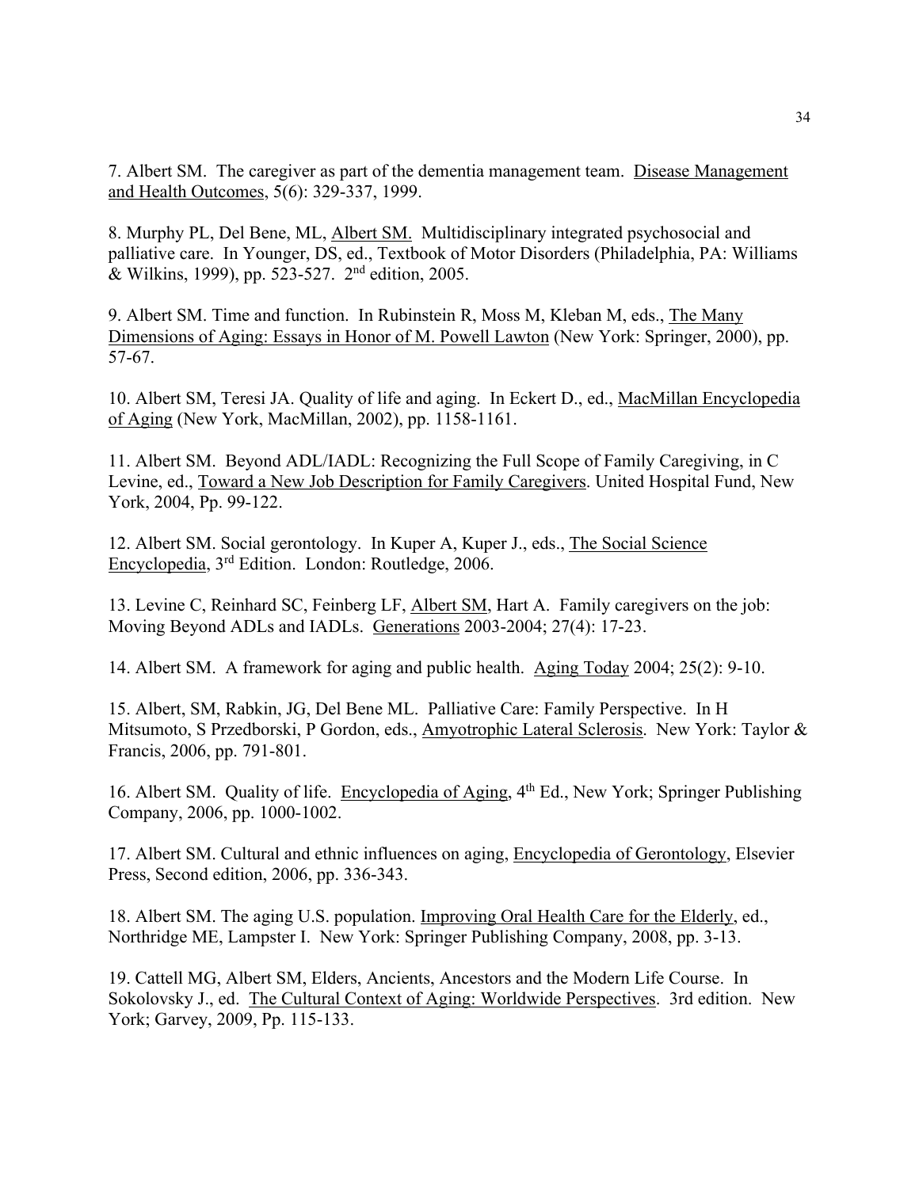7. Albert SM. The caregiver as part of the dementia management team. Disease Management and Health Outcomes, 5(6): 329-337, 1999.

8. Murphy PL, Del Bene, ML, Albert SM. Multidisciplinary integrated psychosocial and palliative care. In Younger, DS, ed., Textbook of Motor Disorders (Philadelphia, PA: Williams & Wilkins, 1999), pp. 523-527. 2nd edition, 2005.

9. Albert SM. Time and function. In Rubinstein R, Moss M, Kleban M, eds., The Many Dimensions of Aging: Essays in Honor of M. Powell Lawton (New York: Springer, 2000), pp. 57-67.

10. Albert SM, Teresi JA. Quality of life and aging. In Eckert D., ed., MacMillan Encyclopedia of Aging (New York, MacMillan, 2002), pp. 1158-1161.

11. Albert SM. Beyond ADL/IADL: Recognizing the Full Scope of Family Caregiving, in C Levine, ed., Toward a New Job Description for Family Caregivers. United Hospital Fund, New York, 2004, Pp. 99-122.

12. Albert SM. Social gerontology. In Kuper A, Kuper J., eds., The Social Science Encyclopedia, 3rd Edition. London: Routledge, 2006.

13. Levine C, Reinhard SC, Feinberg LF, Albert SM, Hart A. Family caregivers on the job: Moving Beyond ADLs and IADLs. Generations 2003-2004; 27(4): 17-23.

14. Albert SM. A framework for aging and public health. Aging Today 2004; 25(2): 9-10.

15. Albert, SM, Rabkin, JG, Del Bene ML. Palliative Care: Family Perspective. In H Mitsumoto, S Przedborski, P Gordon, eds., Amyotrophic Lateral Sclerosis. New York: Taylor & Francis, 2006, pp. 791-801.

16. Albert SM. Quality of life. Encyclopedia of Aging, 4th Ed., New York; Springer Publishing Company, 2006, pp. 1000-1002.

17. Albert SM. Cultural and ethnic influences on aging, Encyclopedia of Gerontology, Elsevier Press, Second edition, 2006, pp. 336-343.

18. Albert SM. The aging U.S. population. Improving Oral Health Care for the Elderly, ed., Northridge ME, Lampster I. New York: Springer Publishing Company, 2008, pp. 3-13.

19. Cattell MG, Albert SM, Elders, Ancients, Ancestors and the Modern Life Course. In Sokolovsky J., ed. The Cultural Context of Aging: Worldwide Perspectives. 3rd edition. New York; Garvey, 2009, Pp. 115-133.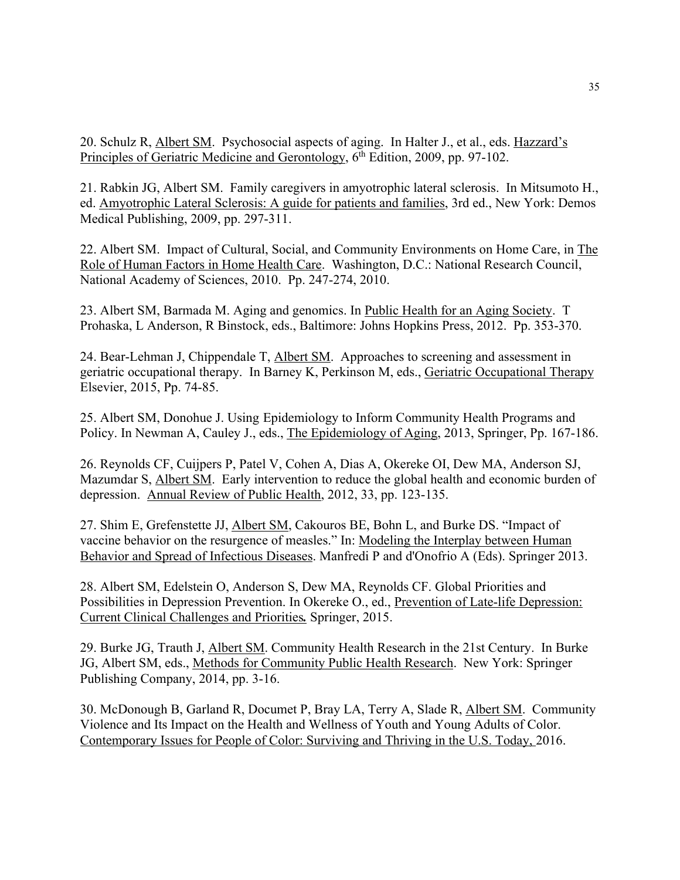20. Schulz R, Albert SM. Psychosocial aspects of aging. In Halter J., et al., eds. Hazzard's Principles of Geriatric Medicine and Gerontology, 6th Edition, 2009, pp. 97-102.

21. Rabkin JG, Albert SM. Family caregivers in amyotrophic lateral sclerosis. In Mitsumoto H., ed. Amyotrophic Lateral Sclerosis: A guide for patients and families, 3rd ed., New York: Demos Medical Publishing, 2009, pp. 297-311.

22. Albert SM. Impact of Cultural, Social, and Community Environments on Home Care, in The Role of Human Factors in Home Health Care. Washington, D.C.: National Research Council, National Academy of Sciences, 2010. Pp. 247-274, 2010.

23. Albert SM, Barmada M. Aging and genomics. In Public Health for an Aging Society. T Prohaska, L Anderson, R Binstock, eds., Baltimore: Johns Hopkins Press, 2012. Pp. 353-370.

24. Bear-Lehman J, Chippendale T, Albert SM. Approaches to screening and assessment in geriatric occupational therapy. In Barney K, Perkinson M, eds., Geriatric Occupational Therapy Elsevier, 2015, Pp. 74-85.

25. Albert SM, Donohue J. Using Epidemiology to Inform Community Health Programs and Policy. In Newman A, Cauley J., eds., The Epidemiology of Aging, 2013, Springer, Pp. 167-186.

26. Reynolds CF, Cuijpers P, Patel V, Cohen A, Dias A, Okereke OI, Dew MA, Anderson SJ, Mazumdar S, Albert SM. Early intervention to reduce the global health and economic burden of depression. Annual Review of Public Health, 2012, 33, pp. 123-135.

27. Shim E, Grefenstette JJ, Albert SM, Cakouros BE, Bohn L, and Burke DS. "Impact of vaccine behavior on the resurgence of measles." In: Modeling the Interplay between Human Behavior and Spread of Infectious Diseases. Manfredi P and d'Onofrio A (Eds). Springer 2013.

28. Albert SM, Edelstein O, Anderson S, Dew MA, Reynolds CF. Global Priorities and Possibilities in Depression Prevention. In Okereke O., ed., Prevention of Late-life Depression: Current Clinical Challenges and Priorities. Springer, 2015.

29. Burke JG, Trauth J, Albert SM. Community Health Research in the 21st Century. In Burke JG, Albert SM, eds., Methods for Community Public Health Research. New York: Springer Publishing Company, 2014, pp. 3-16.

30. McDonough B, Garland R, Documet P, Bray LA, Terry A, Slade R, Albert SM. Community Violence and Its Impact on the Health and Wellness of Youth and Young Adults of Color. Contemporary Issues for People of Color: Surviving and Thriving in the U.S. Today, 2016.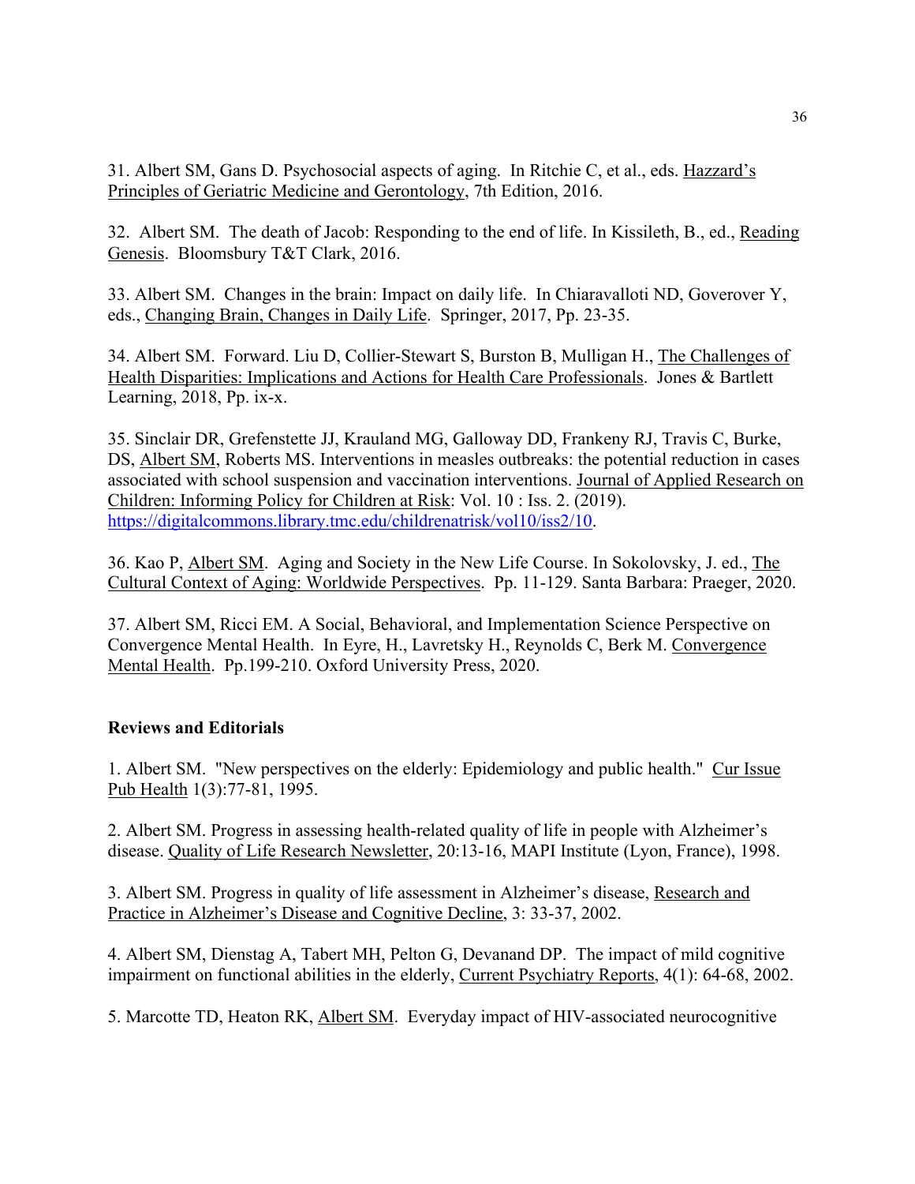31. Albert SM, Gans D. Psychosocial aspects of aging. In Ritchie C, et al., eds. Hazzard's Principles of Geriatric Medicine and Gerontology, 7th Edition, 2016.

32. Albert SM. The death of Jacob: Responding to the end of life. In Kissileth, B., ed., Reading Genesis. Bloomsbury T&T Clark, 2016.

33. Albert SM. Changes in the brain: Impact on daily life. In Chiaravalloti ND, Goverover Y, eds., Changing Brain, Changes in Daily Life. Springer, 2017, Pp. 23-35.

34. Albert SM. Forward. Liu D, Collier-Stewart S, Burston B, Mulligan H., The Challenges of Health Disparities: Implications and Actions for Health Care Professionals. Jones & Bartlett Learning, 2018, Pp. ix-x.

35. Sinclair DR, Grefenstette JJ, Krauland MG, Galloway DD, Frankeny RJ, Travis C, Burke, DS, Albert SM, Roberts MS. Interventions in measles outbreaks: the potential reduction in cases associated with school suspension and vaccination interventions. Journal of Applied Research on Children: Informing Policy for Children at Risk: Vol. 10 : Iss. 2. (2019). https://digitalcommons.library.tmc.edu/childrenatrisk/vol10/iss2/10.

36. Kao P, Albert SM. Aging and Society in the New Life Course. In Sokolovsky, J. ed., The Cultural Context of Aging: Worldwide Perspectives. Pp. 11-129. Santa Barbara: Praeger, 2020.

37. Albert SM, Ricci EM. A Social, Behavioral, and Implementation Science Perspective on Convergence Mental Health. In Eyre, H., Lavretsky H., Reynolds C, Berk M. Convergence Mental Health. Pp.199-210. Oxford University Press, 2020.

### Reviews and Editorials

1. Albert SM. "New perspectives on the elderly: Epidemiology and public health." Cur Issue Pub Health 1(3):77-81, 1995.

2. Albert SM. Progress in assessing health-related quality of life in people with Alzheimer's disease. Quality of Life Research Newsletter, 20:13-16, MAPI Institute (Lyon, France), 1998.

3. Albert SM. Progress in quality of life assessment in Alzheimer's disease, Research and Practice in Alzheimer's Disease and Cognitive Decline, 3: 33-37, 2002.

4. Albert SM, Dienstag A, Tabert MH, Pelton G, Devanand DP. The impact of mild cognitive impairment on functional abilities in the elderly, Current Psychiatry Reports, 4(1): 64-68, 2002.

5. Marcotte TD, Heaton RK, Albert SM. Everyday impact of HIV-associated neurocognitive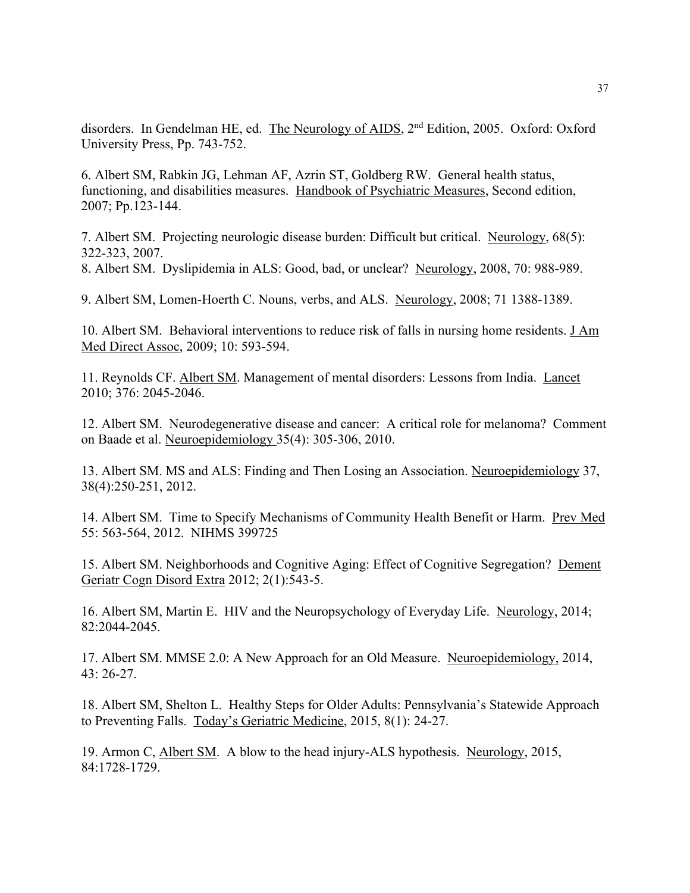disorders. In Gendelman HE, ed. The Neurology of AIDS, 2nd Edition, 2005. Oxford: Oxford University Press, Pp. 743-752.

6. Albert SM, Rabkin JG, Lehman AF, Azrin ST, Goldberg RW. General health status, functioning, and disabilities measures. Handbook of Psychiatric Measures, Second edition, 2007; Pp.123-144.

7. Albert SM. Projecting neurologic disease burden: Difficult but critical. Neurology, 68(5): 322-323, 2007.

8. Albert SM. Dyslipidemia in ALS: Good, bad, or unclear? Neurology, 2008, 70: 988-989.

9. Albert SM, Lomen-Hoerth C. Nouns, verbs, and ALS. Neurology, 2008; 71 1388-1389.

10. Albert SM. Behavioral interventions to reduce risk of falls in nursing home residents. J Am Med Direct Assoc, 2009; 10: 593-594.

11. Reynolds CF. Albert SM. Management of mental disorders: Lessons from India. Lancet 2010; 376: 2045-2046.

12. Albert SM. Neurodegenerative disease and cancer: A critical role for melanoma? Comment on Baade et al. Neuroepidemiology 35(4): 305-306, 2010.

13. Albert SM. MS and ALS: Finding and Then Losing an Association. Neuroepidemiology 37, 38(4):250-251, 2012.

14. Albert SM. Time to Specify Mechanisms of Community Health Benefit or Harm. Prev Med 55: 563-564, 2012. NIHMS 399725

15. Albert SM. Neighborhoods and Cognitive Aging: Effect of Cognitive Segregation? Dement Geriatr Cogn Disord Extra 2012; 2(1):543-5.

16. Albert SM, Martin E. HIV and the Neuropsychology of Everyday Life. Neurology, 2014; 82:2044-2045.

17. Albert SM. MMSE 2.0: A New Approach for an Old Measure. Neuroepidemiology, 2014, 43: 26-27.

18. Albert SM, Shelton L. Healthy Steps for Older Adults: Pennsylvania's Statewide Approach to Preventing Falls. Today's Geriatric Medicine, 2015, 8(1): 24-27.

19. Armon C, Albert SM. A blow to the head injury-ALS hypothesis. Neurology, 2015, 84:1728-1729.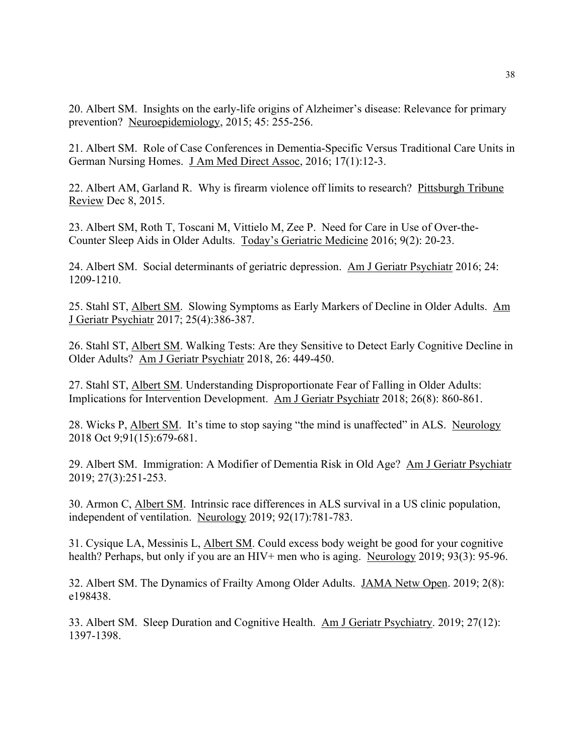20. Albert SM. Insights on the early-life origins of Alzheimer's disease: Relevance for primary prevention? Neuroepidemiology, 2015; 45: 255-256.

21. Albert SM. Role of Case Conferences in Dementia-Specific Versus Traditional Care Units in German Nursing Homes. J Am Med Direct Assoc, 2016; 17(1):12-3.

22. Albert AM, Garland R. Why is firearm violence off limits to research? Pittsburgh Tribune Review Dec 8, 2015.

23. Albert SM, Roth T, Toscani M, Vittielo M, Zee P. Need for Care in Use of Over-the-Counter Sleep Aids in Older Adults. Today's Geriatric Medicine 2016; 9(2): 20-23.

24. Albert SM. Social determinants of geriatric depression. Am J Geriatr Psychiatr 2016; 24: 1209-1210.

25. Stahl ST, Albert SM. Slowing Symptoms as Early Markers of Decline in Older Adults. Am J Geriatr Psychiatr 2017; 25(4):386-387.

26. Stahl ST, Albert SM. Walking Tests: Are they Sensitive to Detect Early Cognitive Decline in Older Adults? Am J Geriatr Psychiatr 2018, 26: 449-450.

27. Stahl ST, Albert SM. Understanding Disproportionate Fear of Falling in Older Adults: Implications for Intervention Development. Am J Geriatr Psychiatr 2018; 26(8): 860-861.

28. Wicks P, Albert SM. It's time to stop saying "the mind is unaffected" in ALS. Neurology 2018 Oct 9;91(15):679-681.

29. Albert SM. Immigration: A Modifier of Dementia Risk in Old Age? Am J Geriatr Psychiatr 2019; 27(3):251-253.

30. Armon C, Albert SM. Intrinsic race differences in ALS survival in a US clinic population, independent of ventilation. Neurology 2019; 92(17):781-783.

31. Cysique LA, Messinis L, Albert SM. Could excess body weight be good for your cognitive health? Perhaps, but only if you are an HIV+ men who is aging. Neurology 2019; 93(3): 95-96.

32. Albert SM. The Dynamics of Frailty Among Older Adults. JAMA Netw Open. 2019; 2(8): e198438.

33. Albert SM. Sleep Duration and Cognitive Health. Am J Geriatr Psychiatry. 2019; 27(12): 1397-1398.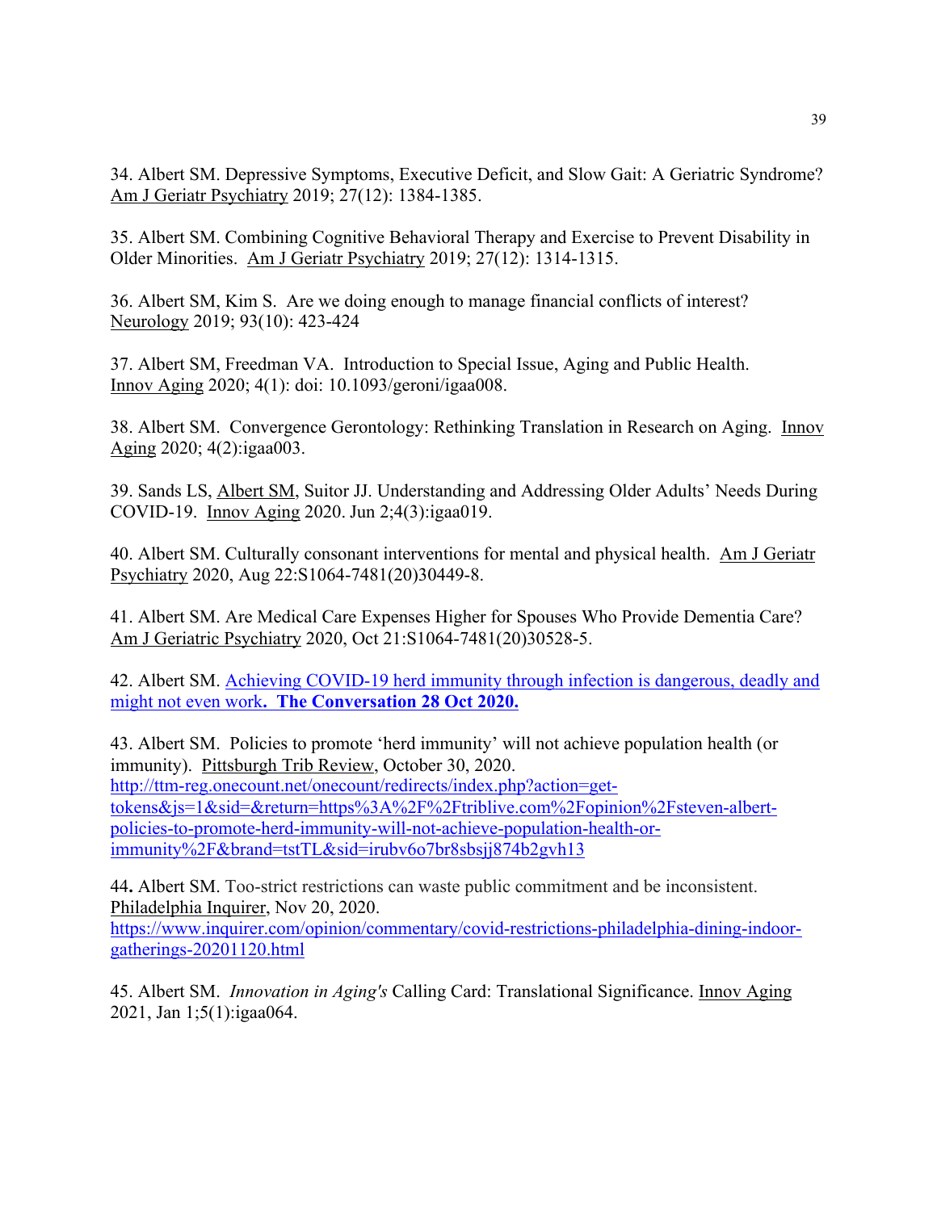34. Albert SM. Depressive Symptoms, Executive Deficit, and Slow Gait: A Geriatric Syndrome? Am J Geriatr Psychiatry 2019; 27(12): 1384-1385.

35. Albert SM. Combining Cognitive Behavioral Therapy and Exercise to Prevent Disability in Older Minorities. Am J Geriatr Psychiatry 2019; 27(12): 1314-1315.

36. Albert SM, Kim S. Are we doing enough to manage financial conflicts of interest? Neurology 2019; 93(10): 423-424

37. Albert SM, Freedman VA. Introduction to Special Issue, Aging and Public Health. Innov Aging 2020; 4(1): doi: 10.1093/geroni/igaa008.

38. Albert SM. Convergence Gerontology: Rethinking Translation in Research on Aging. Innov Aging 2020; 4(2):igaa003.

39. Sands LS, Albert SM, Suitor JJ. Understanding and Addressing Older Adults' Needs During COVID-19. Innov Aging 2020. Jun 2;4(3):igaa019.

40. Albert SM. Culturally consonant interventions for mental and physical health. Am J Geriatr Psychiatry 2020, Aug 22:S1064-7481(20)30449-8.

41. Albert SM. Are Medical Care Expenses Higher for Spouses Who Provide Dementia Care? Am J Geriatric Psychiatry 2020, Oct 21:S1064-7481(20)30528-5.

42. Albert SM. Achieving COVID-19 herd immunity through infection is dangerous, deadly and might not even work. **The Conversation 28 Oct 2020.**

43. Albert SM. Policies to promote 'herd immunity' will not achieve population health (or immunity). Pittsburgh Trib Review, October 30, 2020. http://ttm-reg.onecount.net/onecount/redirects/index.php?action=get-tokens&js=1&sid=&return=https%3A%2F%2Ftriblive.com%2Fopinion%2Fsteven-albert-policies-to-promote-herd-immunity-will-not-achieve-population-health-or-immunity%2F&brand=tstTL&sid=irubv6o7br8sbsjj874b2gvh13

44**.** Albert SM. Too-strict restrictions can waste public commitment and be inconsistent. Philadelphia Inquirer, Nov 20, 2020. https://www.inquirer.com/opinion/commentary/covid-restrictions-philadelphia-dining-indoor-gatherings-20201120.html

45. Albert SM. *Innovation in Aging's* Calling Card: Translational Significance. Innov Aging 2021, Jan 1;5(1):igaa064.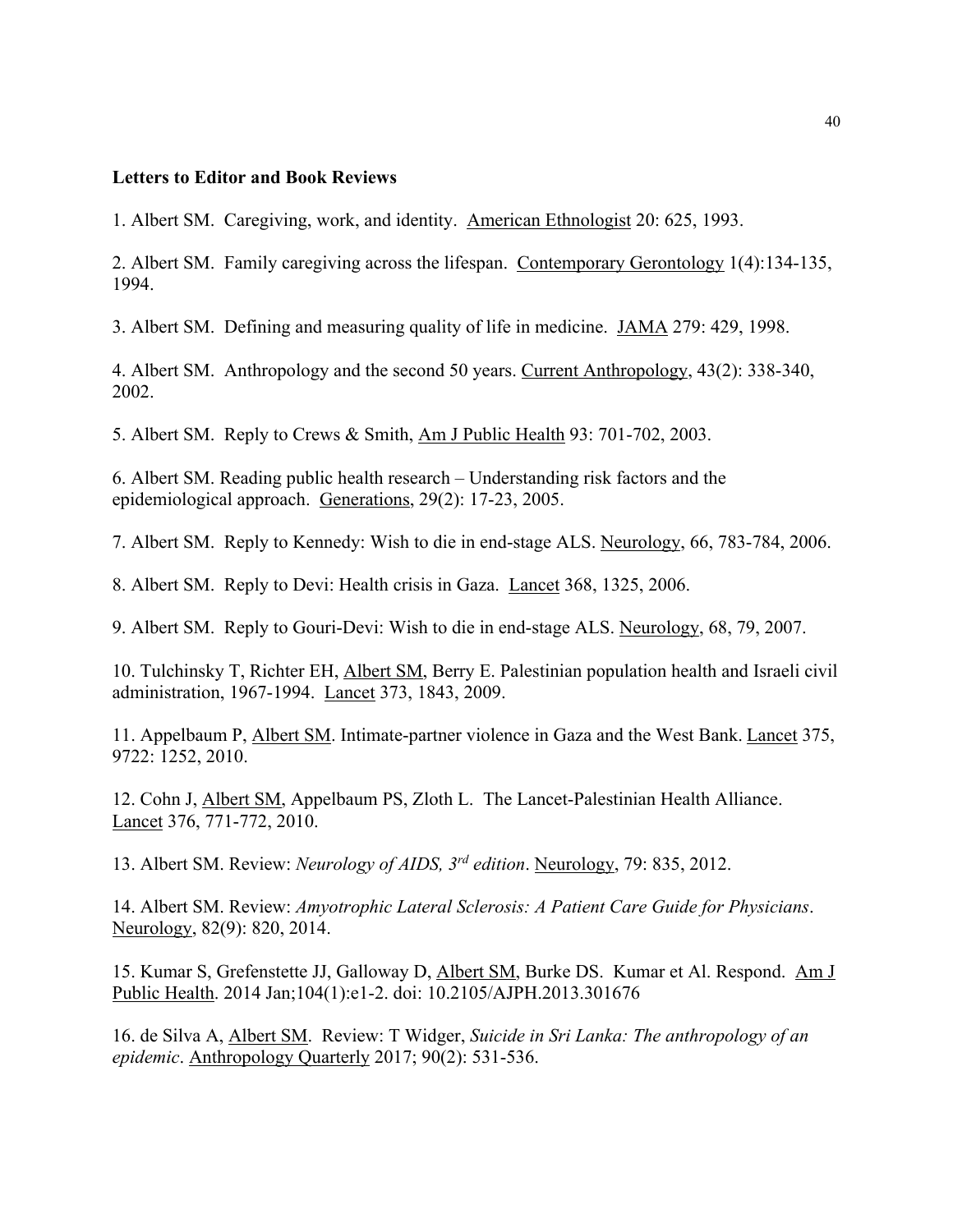**Letters to Editor and Book Reviews**

1. Albert SM. Caregiving, work, and identity. American Ethnologist 20: 625, 1993.

2. Albert SM. Family caregiving across the lifespan. Contemporary Gerontology 1(4):134-135, 1994.

3. Albert SM. Defining and measuring quality of life in medicine. JAMA 279: 429, 1998.

4. Albert SM. Anthropology and the second 50 years. Current Anthropology, 43(2): 338-340, 2002.

5. Albert SM. Reply to Crews & Smith, Am J Public Health 93: 701-702, 2003.

6. Albert SM. Reading public health research – Understanding risk factors and the epidemiological approach. Generations, 29(2): 17-23, 2005.

7. Albert SM. Reply to Kennedy: Wish to die in end-stage ALS. Neurology, 66, 783-784, 2006.

8. Albert SM. Reply to Devi: Health crisis in Gaza. Lancet 368, 1325, 2006.

9. Albert SM. Reply to Gouri-Devi: Wish to die in end-stage ALS. Neurology, 68, 79, 2007.

10. Tulchinsky T, Richter EH, Albert SM, Berry E. Palestinian population health and Israeli civil administration, 1967-1994. Lancet 373, 1843, 2009.

11. Appelbaum P, Albert SM. Intimate-partner violence in Gaza and the West Bank. Lancet 375, 9722: 1252, 2010.

12. Cohn J, Albert SM, Appelbaum PS, Zloth L. The Lancet-Palestinian Health Alliance. Lancet 376, 771-772, 2010.

13. Albert SM. Review: *Neurology of AIDS, 3rd edition*. Neurology, 79: 835, 2012.

14. Albert SM. Review: *Amyotrophic Lateral Sclerosis: A Patient Care Guide for Physicians*. Neurology, 82(9): 820, 2014.

15. Kumar S, Grefenstette JJ, Galloway D, Albert SM, Burke DS. Kumar et Al. Respond. Am J Public Health. 2014 Jan;104(1):e1-2. doi: 10.2105/AJPH.2013.301676

16. de Silva A, Albert SM. Review: T Widger, *Suicide in Sri Lanka: The anthropology of an epidemic*. Anthropology Quarterly 2017; 90(2): 531-536.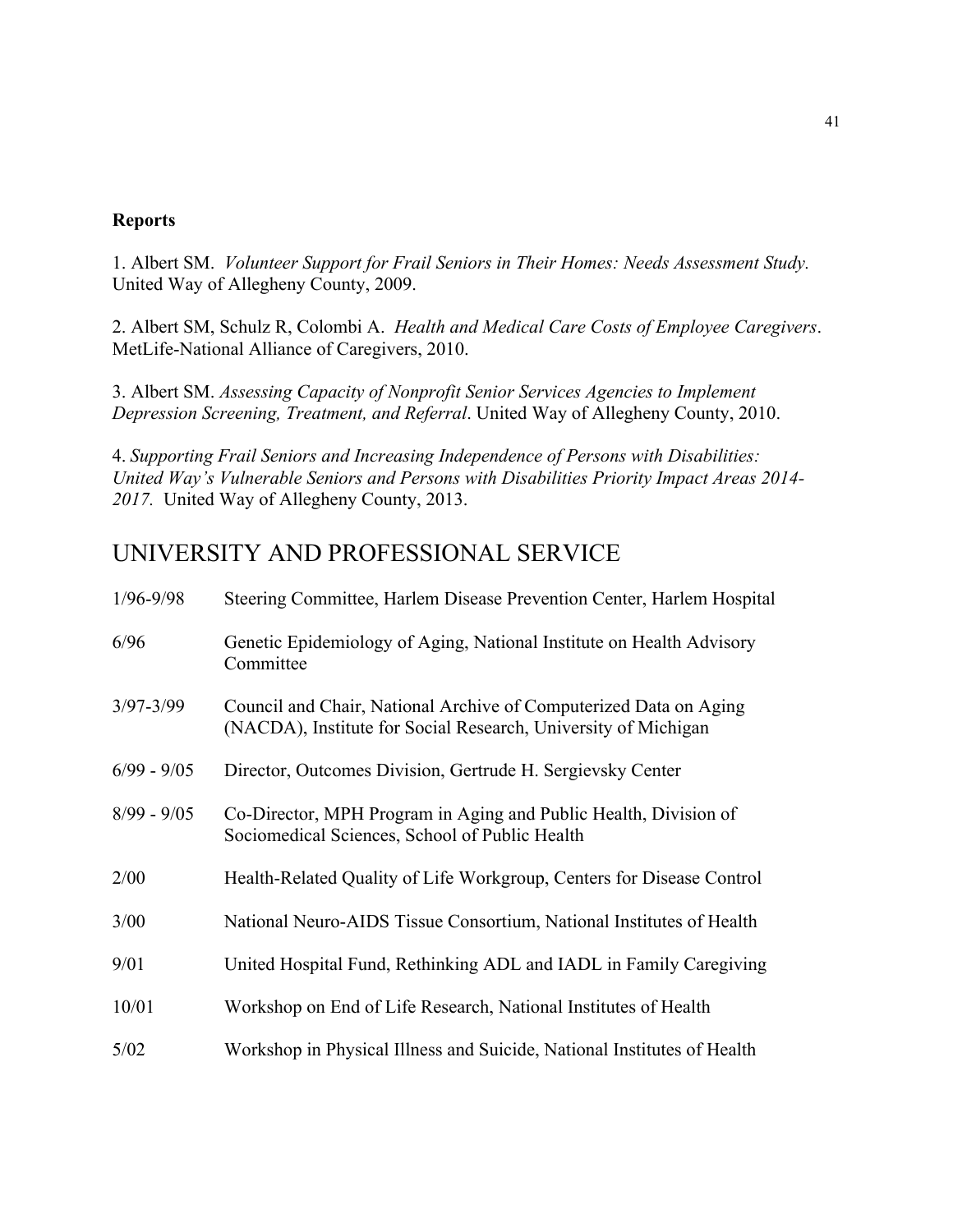**Reports**

1. Albert SM. *Volunteer Support for Frail Seniors in Their Homes: Needs Assessment Study.* United Way of Allegheny County, 2009.

2. Albert SM, Schulz R, Colombi A. *Health and Medical Care Costs of Employee Caregivers*. MetLife-National Alliance of Caregivers, 2010.

3. Albert SM. *Assessing Capacity of Nonprofit Senior Services Agencies to Implement Depression Screening, Treatment, and Referral*. United Way of Allegheny County, 2010.

4. *Supporting Frail Seniors and Increasing Independence of Persons with Disabilities: United Way's Vulnerable Seniors and Persons with Disabilities Priority Impact Areas 2014-2017.* United Way of Allegheny County, 2013.

## UNIVERSITY AND PROFESSIONAL SERVICE

| | |
|---|---|
| 1/96-9/98 | Steering Committee, Harlem Disease Prevention Center, Harlem Hospital |
| 6/96 | Genetic Epidemiology of Aging, National Institute on Health Advisory Committee |
| 3/97-3/99 | Council and Chair, National Archive of Computerized Data on Aging (NACDA), Institute for Social Research, University of Michigan |
| 6/99 - 9/05 | Director, Outcomes Division, Gertrude H. Sergievsky Center |
| 8/99 - 9/05 | Co-Director, MPH Program in Aging and Public Health, Division of Sociomedical Sciences, School of Public Health |
| 2/00 | Health-Related Quality of Life Workgroup, Centers for Disease Control |
| 3/00 | National Neuro-AIDS Tissue Consortium, National Institutes of Health |
| 9/01 | United Hospital Fund, Rethinking ADL and IADL in Family Caregiving |
| 10/01 | Workshop on End of Life Research, National Institutes of Health |
| 5/02 | Workshop in Physical Illness and Suicide, National Institutes of Health |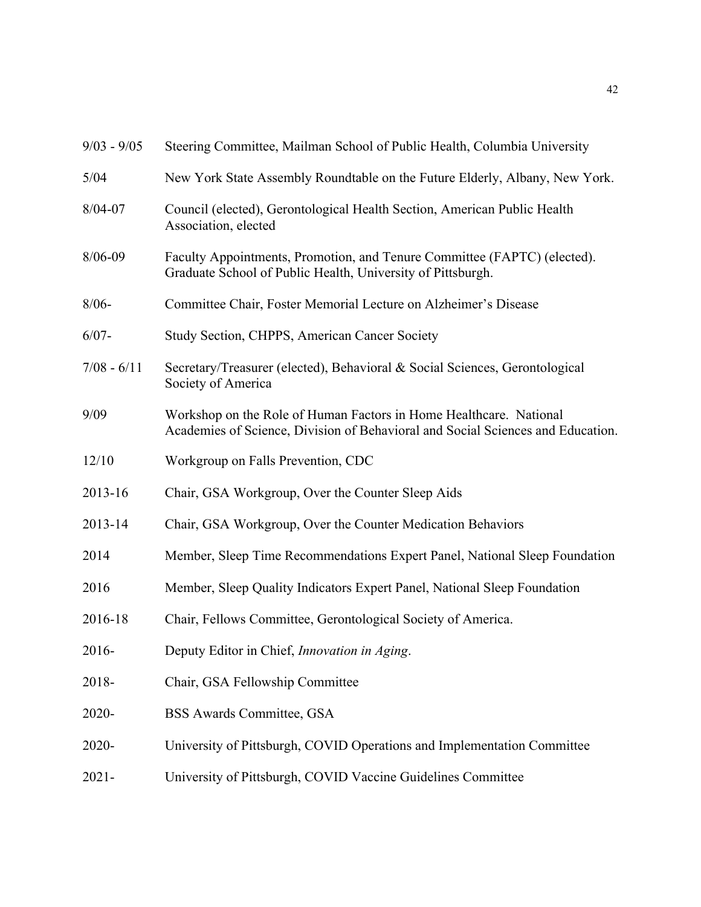9/03 - 9/05 Steering Committee, Mailman School of Public Health, Columbia University

5/04 New York State Assembly Roundtable on the Future Elderly, Albany, New York.

8/04-07 Council (elected), Gerontological Health Section, American Public Health Association, elected

8/06-09 Faculty Appointments, Promotion, and Tenure Committee (FAPTC) (elected). Graduate School of Public Health, University of Pittsburgh.

8/06- Committee Chair, Foster Memorial Lecture on Alzheimer's Disease

6/07- Study Section, CHPPS, American Cancer Society

7/08 - 6/11 Secretary/Treasurer (elected), Behavioral & Social Sciences, Gerontological Society of America

9/09 Workshop on the Role of Human Factors in Home Healthcare. National Academies of Science, Division of Behavioral and Social Sciences and Education.

12/10 Workgroup on Falls Prevention, CDC

2013-16 Chair, GSA Workgroup, Over the Counter Sleep Aids

2013-14 Chair, GSA Workgroup, Over the Counter Medication Behaviors

2014 Member, Sleep Time Recommendations Expert Panel, National Sleep Foundation

2016 Member, Sleep Quality Indicators Expert Panel, National Sleep Foundation

2016-18 Chair, Fellows Committee, Gerontological Society of America.

2016- Deputy Editor in Chief, *Innovation in Aging*.

2018- Chair, GSA Fellowship Committee

2020- BSS Awards Committee, GSA

2020- University of Pittsburgh, COVID Operations and Implementation Committee

2021- University of Pittsburgh, COVID Vaccine Guidelines Committee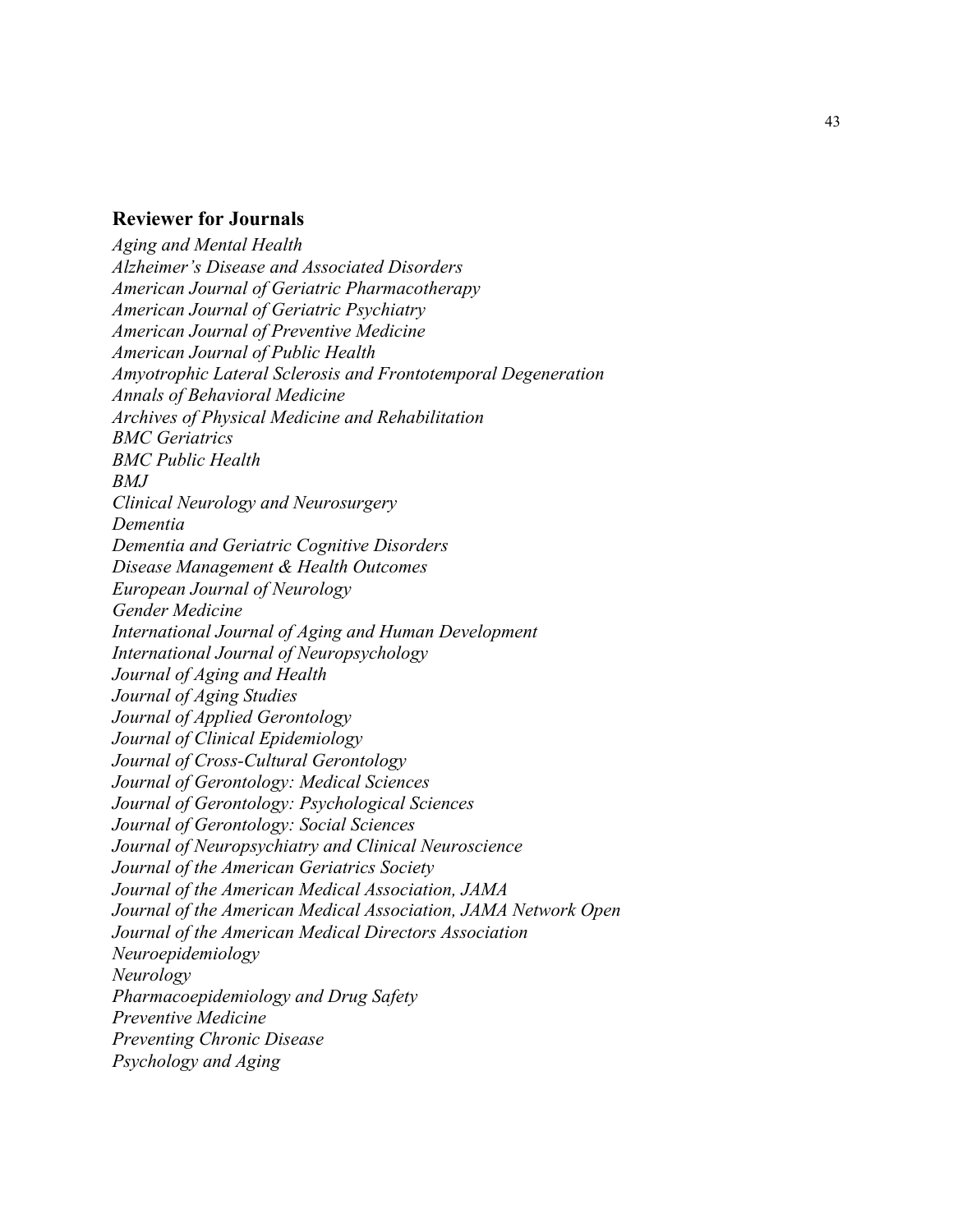### **Reviewer for Journals**

*Aging and Mental Health*
*Alzheimer's Disease and Associated Disorders*
*American Journal of Geriatric Pharmacotherapy*
*American Journal of Geriatric Psychiatry*
*American Journal of Preventive Medicine*
*American Journal of Public Health*
*Amyotrophic Lateral Sclerosis and Frontotemporal Degeneration*
*Annals of Behavioral Medicine*
*Archives of Physical Medicine and Rehabilitation*
*BMC Geriatrics*
*BMC Public Health*
*BMJ*
*Clinical Neurology and Neurosurgery*
*Dementia*
*Dementia and Geriatric Cognitive Disorders*
*Disease Management & Health Outcomes*
*European Journal of Neurology*
*Gender Medicine*
*International Journal of Aging and Human Development*
*International Journal of Neuropsychology*
*Journal of Aging and Health*
*Journal of Aging Studies*
*Journal of Applied Gerontology*
*Journal of Clinical Epidemiology*
*Journal of Cross-Cultural Gerontology*
*Journal of Gerontology: Medical Sciences*
*Journal of Gerontology: Psychological Sciences*
*Journal of Gerontology: Social Sciences*
*Journal of Neuropsychiatry and Clinical Neuroscience*
*Journal of the American Geriatrics Society*
*Journal of the American Medical Association, JAMA*
*Journal of the American Medical Association, JAMA Network Open*
*Journal of the American Medical Directors Association*
*Neuroepidemiology*
*Neurology*
*Pharmacoepidemiology and Drug Safety*
*Preventive Medicine*
*Preventing Chronic Disease*
*Psychology and Aging*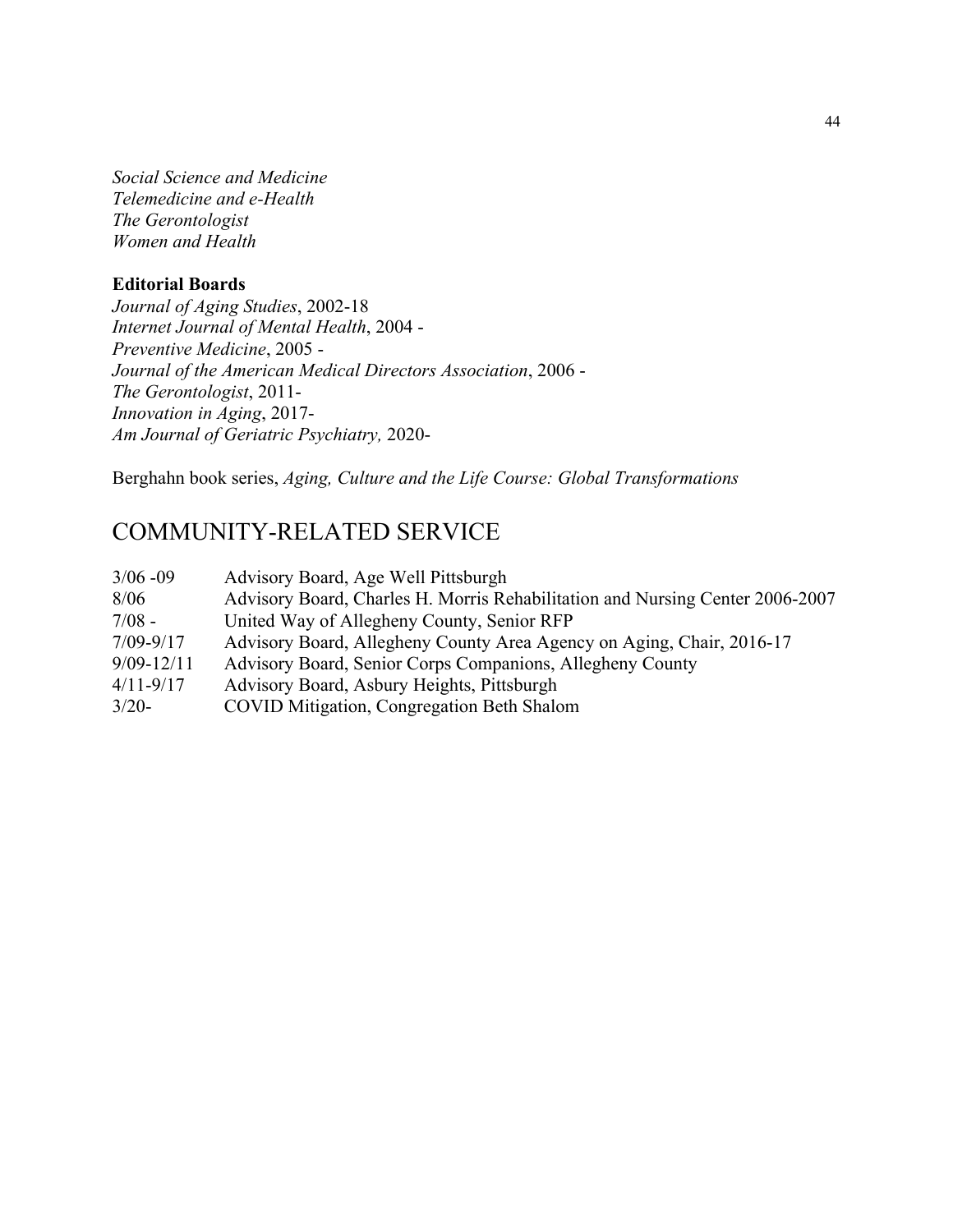*Social Science and Medicine*
*Telemedicine and e-Health*
*The Gerontologist*
*Women and Health*

**Editorial Boards**

*Journal of Aging Studies*, 2002-18
*Internet Journal of Mental Health*, 2004 -
*Preventive Medicine*, 2005 -
*Journal of the American Medical Directors Association*, 2006 -
*The Gerontologist*, 2011-
*Innovation in Aging*, 2017-
*Am Journal of Geriatric Psychiatry,* 2020-

Berghahn book series, *Aging, Culture and the Life Course: Global Transformations*

## COMMUNITY-RELATED SERVICE

| | |
|---|---|
| 3/06 -09 | Advisory Board, Age Well Pittsburgh |
| 8/06 | Advisory Board, Charles H. Morris Rehabilitation and Nursing Center 2006-2007 |
| 7/08 - | United Way of Allegheny County, Senior RFP |
| 7/09-9/17 | Advisory Board, Allegheny County Area Agency on Aging, Chair, 2016-17 |
| 9/09-12/11 | Advisory Board, Senior Corps Companions, Allegheny County |
| 4/11-9/17 | Advisory Board, Asbury Heights, Pittsburgh |
| 3/20- | COVID Mitigation, Congregation Beth Shalom |